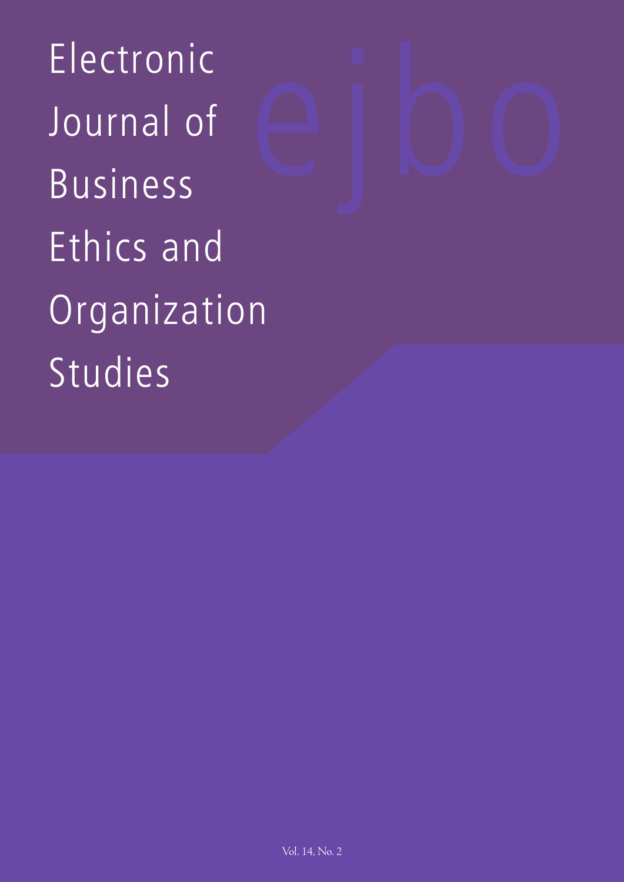# Electronic Journal of Business Ethics and Organization Studies

ejbo

Vol. 14, No. 2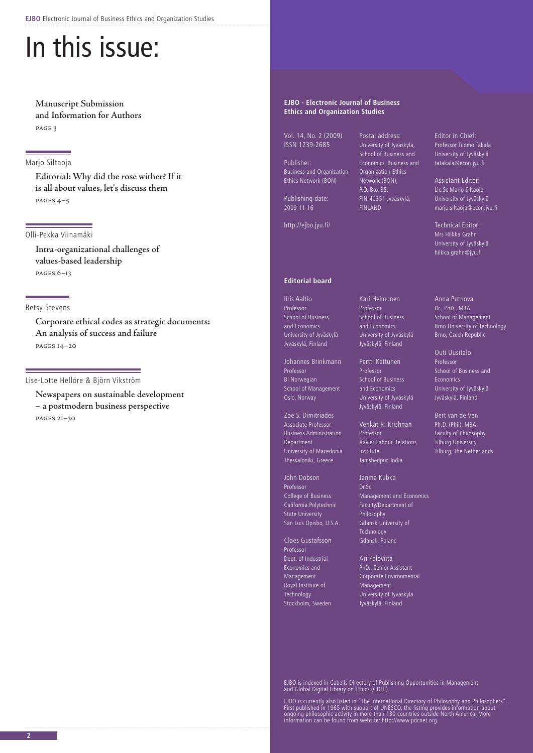# In this issue:

**Manuscript Submission and Information for Authors**
PAGE 3

Marjo Siltaoja

**Editorial: Why did the rose wither? If it is all about values, let's discuss them**
PAGES 4–5

Olli-Pekka Viinamäki

**Intra-organizational challenges of values-based leadership**
PAGES 6–13

Betsy Stevens

**Corporate ethical codes as strategic documents: An analysis of success and failure**
PAGES 14–20

Lise-Lotte Hellöre & Björn Vikström

**Newspapers on sustainable development – a postmodern business perspective**
PAGES 21–30

**EJBO - Electronic Journal of Business Ethics and Organization Studies**

Vol. 14, No. 2 (2009)
ISSN 1239-2685

Publisher:
Business and Organization Ethics Network (BON)

Publishing date:
2009-11-16

http://ejbo.jyu.fi/

Postal address:
University of Jyväskylä, School of Business and Economics, Business and Organization Ethics Network (BON),
P.O. Box 35,
FIN-40351 Jyväskylä,
FINLAND

Editor in Chief:
Professor Tuomo Takala
University of Jyväskylä
tatakala@econ.jyu.fi

Assistant Editor:
Lic.Sc Marjo Siltaoja
University of Jyväskylä
marjo.siltaoja@econ.jyu.fi

Technical Editor:
Mrs Hilkka Grahn
University of Jyväskylä
hilkka.grahn@jyu.fi

**Editorial board**

Iiris Aaltio
Professor
School of Business and Economics
University of Jyväskylä
Jyväskylä, Finland

Johannes Brinkmann
Professor
BI Norwegian School of Management
Oslo, Norway

Zoe S. Dimitriades
Associate Professor
Business Administration Department
University of Macedonia
Thessaloniki, Greece

John Dobson
Professor
College of Business
California Polytechnic State University
San Luis Opisbo, U.S.A.

Claes Gustafsson
Professor
Dept. of Industrial Economics and Management
Royal Institute of Technology
Stockholm, Sweden

Kari Heimonen
Professor
School of Business and Economics
University of Jyväskylä
Jyväskylä, Finland

Pertti Kettunen
Professor
School of Business and Economics
University of Jyväskylä
Jyväskylä, Finland

Venkat R. Krishnan
Professor
Xavier Labour Relations Institute
Jamshedpur, India

Janina Kubka
Dr.Sc.
Management and Economics Faculty/Department of Philosophy
Gdansk University of Technology
Gdansk, Poland

Ari Paloviita
PhD., Senior Assistant
Corporate Environmental Management
University of Jyväskylä
Jyväskylä, Finland

Anna Putnova
Dr., PhD., MBA
School of Management
Brno University of Technology
Brno, Czech Republic

Outi Uusitalo
Professor
School of Business and Economics
University of Jyväskylä
Jyväskylä, Finland

Bert van de Ven
Ph.D. (Phil), MBA
Faculty of Philosophy
Tilburg University
Tilburg, The Netherlands

EJBO is indexed in Cabells Directory of Publishing Opportunities in Management and Global Digital Library on Ethics (GDLE).

EJBO is currently also listed in "The International Directory of Philosophy and Philosophers". First published in 1965 with support of UNESCO, the listing provides information about ongoing philosophic activity in more than 130 countries outside North America. More information can be found from website: http://www.pdcnet.org.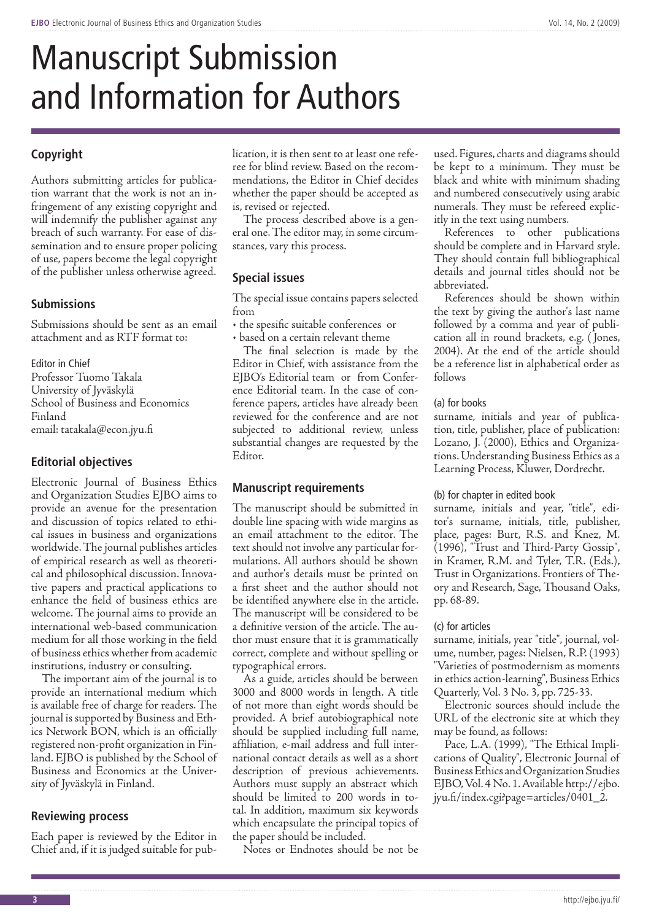# Manuscript Submission and Information for Authors

## Copyright

Authors submitting articles for publication warrant that the work is not an infringement of any existing copyright and will indemnify the publisher against any breach of such warranty. For ease of dissemination and to ensure proper policing of use, papers become the legal copyright of the publisher unless otherwise agreed.

## Submissions

Submissions should be sent as an email attachment and as RTF format to:

Editor in Chief
Professor Tuomo Takala
University of Jyväskylä
School of Business and Economics
Finland
email: tatakala@econ.jyu.fi

## Editorial objectives

Electronic Journal of Business Ethics and Organization Studies EJBO aims to provide an avenue for the presentation and discussion of topics related to ethical issues in business and organizations worldwide. The journal publishes articles of empirical research as well as theoretical and philosophical discussion. Innovative papers and practical applications to enhance the field of business ethics are welcome. The journal aims to provide an international web-based communication medium for all those working in the field of business ethics whether from academic institutions, industry or consulting.

The important aim of the journal is to provide an international medium which is available free of charge for readers. The journal is supported by Business and Ethics Network BON, which is an officially registered non-profit organization in Finland. EJBO is published by the School of Business and Economics at the University of Jyväskylä in Finland.

## Reviewing process

Each paper is reviewed by the Editor in Chief and, if it is judged suitable for publication, it is then sent to at least one referee for blind review. Based on the recommendations, the Editor in Chief decides whether the paper should be accepted as is, revised or rejected.

The process described above is a general one. The editor may, in some circumstances, vary this process.

## Special issues

The special issue contains papers selected from

- the spesific suitable conferences or
- based on a certain relevant theme

The final selection is made by the Editor in Chief, with assistance from the EJBO's Editorial team or from Conference Editorial team. In the case of conference papers, articles have already been reviewed for the conference and are not subjected to additional review, unless substantial changes are requested by the Editor.

## Manuscript requirements

The manuscript should be submitted in double line spacing with wide margins as an email attachment to the editor. The text should not involve any particular formulations. All authors should be shown and author's details must be printed on a first sheet and the author should not be identified anywhere else in the article. The manuscript will be considered to be a definitive version of the article. The author must ensure that it is grammatically correct, complete and without spelling or typographical errors.

As a guide, articles should be between 3000 and 8000 words in length. A title of not more than eight words should be provided. A brief autobiographical note should be supplied including full name, affiliation, e-mail address and full international contact details as well as a short description of previous achievements. Authors must supply an abstract which should be limited to 200 words in total. In addition, maximum six keywords which encapsulate the principal topics of the paper should be included.

Notes or Endnotes should be not be used. Figures, charts and diagrams should be kept to a minimum. They must be black and white with minimum shading and numbered consecutively using arabic numerals. They must be refereed explicitly in the text using numbers.

References to other publications should be complete and in Harvard style. They should contain full bibliographical details and journal titles should not be abbreviated.

References should be shown within the text by giving the author's last name followed by a comma and year of publication all in round brackets, e.g. (Jones, 2004). At the end of the article should be a reference list in alphabetical order as follows

(a) for books

surname, initials and year of publication, title, publisher, place of publication: Lozano, J. (2000), Ethics and Organizations. Understanding Business Ethics as a Learning Process, Kluwer, Dordrecht.

(b) for chapter in edited book

surname, initials and year, "title", editor's surname, initials, title, publisher, place, pages: Burt, R.S. and Knez, M. (1996), "Trust and Third-Party Gossip", in Kramer, R.M. and Tyler, T.R. (Eds.), Trust in Organizations. Frontiers of Theory and Research, Sage, Thousand Oaks, pp. 68-89.

(c) for articles

surname, initials, year "title", journal, volume, number, pages: Nielsen, R.P. (1993) "Varieties of postmodernism as moments in ethics action-learning", Business Ethics Quarterly, Vol. 3 No. 3, pp. 725-33.

Electronic sources should include the URL of the electronic site at which they may be found, as follows:

Pace, L.A. (1999), "The Ethical Implications of Quality", Electronic Journal of Business Ethics and Organization Studies EJBO, Vol. 4 No. 1. Available http://ejbo.jyu.fi/index.cgi?page=articles/0401_2.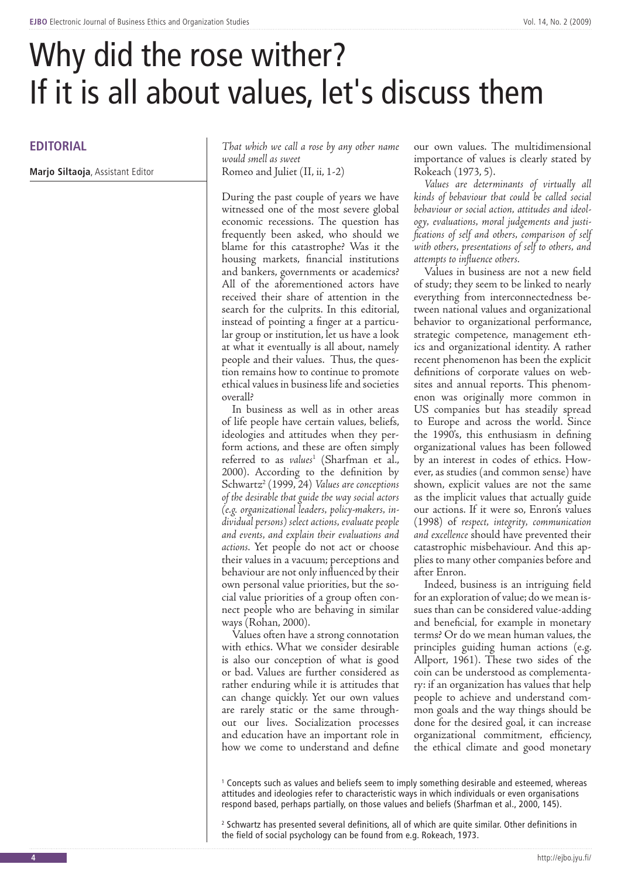# Why did the rose wither? If it is all about values, let's discuss them

## EDITORIAL

**Marjo Siltaoja**, Assistant Editor

*That which we call a rose by any other name would smell as sweet*
Romeo and Juliet (II, ii, 1-2)

During the past couple of years we have witnessed one of the most severe global economic recessions. The question has frequently been asked, who should we blame for this catastrophe? Was it the housing markets, financial institutions and bankers, governments or academics? All of the aforementioned actors have received their share of attention in the search for the culprits. In this editorial, instead of pointing a finger at a particular group or institution, let us have a look at what it eventually is all about, namely people and their values. Thus, the question remains how to continue to promote ethical values in business life and societies overall?

In business as well as in other areas of life people have certain values, beliefs, ideologies and attitudes when they perform actions, and these are often simply referred to as *values*[1] (Sharfman et al., 2000). According to the definition by Schwartz[2] (1999, 24) *Values are conceptions of the desirable that guide the way social actors (e.g. organizational leaders, policy-makers, individual persons) select actions, evaluate people and events, and explain their evaluations and actions.* Yet people do not act or choose their values in a vacuum; perceptions and behaviour are not only influenced by their own personal value priorities, but the social value priorities of a group often connect people who are behaving in similar ways (Rohan, 2000).

Values often have a strong connotation with ethics. What we consider desirable is also our conception of what is good or bad. Values are further considered as rather enduring while it is attitudes that can change quickly. Yet our own values are rarely static or the same throughout our lives. Socialization processes and education have an important role in how we come to understand and define our own values. The multidimensional importance of values is clearly stated by Rokeach (1973, 5).

*Values are determinants of virtually all kinds of behaviour that could be called social behaviour or social action, attitudes and ideology, evaluations, moral judgements and justifications of self and others, comparison of self with others, presentations of self to others, and attempts to influence others.*

Values in business are not a new field of study; they seem to be linked to nearly everything from interconnectedness between national values and organizational behavior to organizational performance, strategic competence, management ethics and organizational identity. A rather recent phenomenon has been the explicit definitions of corporate values on websites and annual reports. This phenomenon was originally more common in US companies but has steadily spread to Europe and across the world. Since the 1990's, this enthusiasm in defining organizational values has been followed by an interest in codes of ethics. However, as studies (and common sense) have shown, explicit values are not the same as the implicit values that actually guide our actions. If it were so, Enron's values (1998) of *respect, integrity, communication and excellence* should have prevented their catastrophic misbehaviour. And this applies to many other companies before and after Enron.

Indeed, business is an intriguing field for an exploration of value; do we mean issues than can be considered value-adding and beneficial, for example in monetary terms? Or do we mean human values, the principles guiding human actions (e.g. Allport, 1961). These two sides of the coin can be understood as complementary: if an organization has values that help people to achieve and understand common goals and the way things should be done for the desired goal, it can increase organizational commitment, efficiency, the ethical climate and good monetary

[1] Concepts such as values and beliefs seem to imply something desirable and esteemed, whereas attitudes and ideologies refer to characteristic ways in which individuals or even organisations respond based, perhaps partially, on those values and beliefs (Sharfman et al., 2000, 145).

[2] Schwartz has presented several definitions, all of which are quite similar. Other definitions in the field of social psychology can be found from e.g. Rokeach, 1973.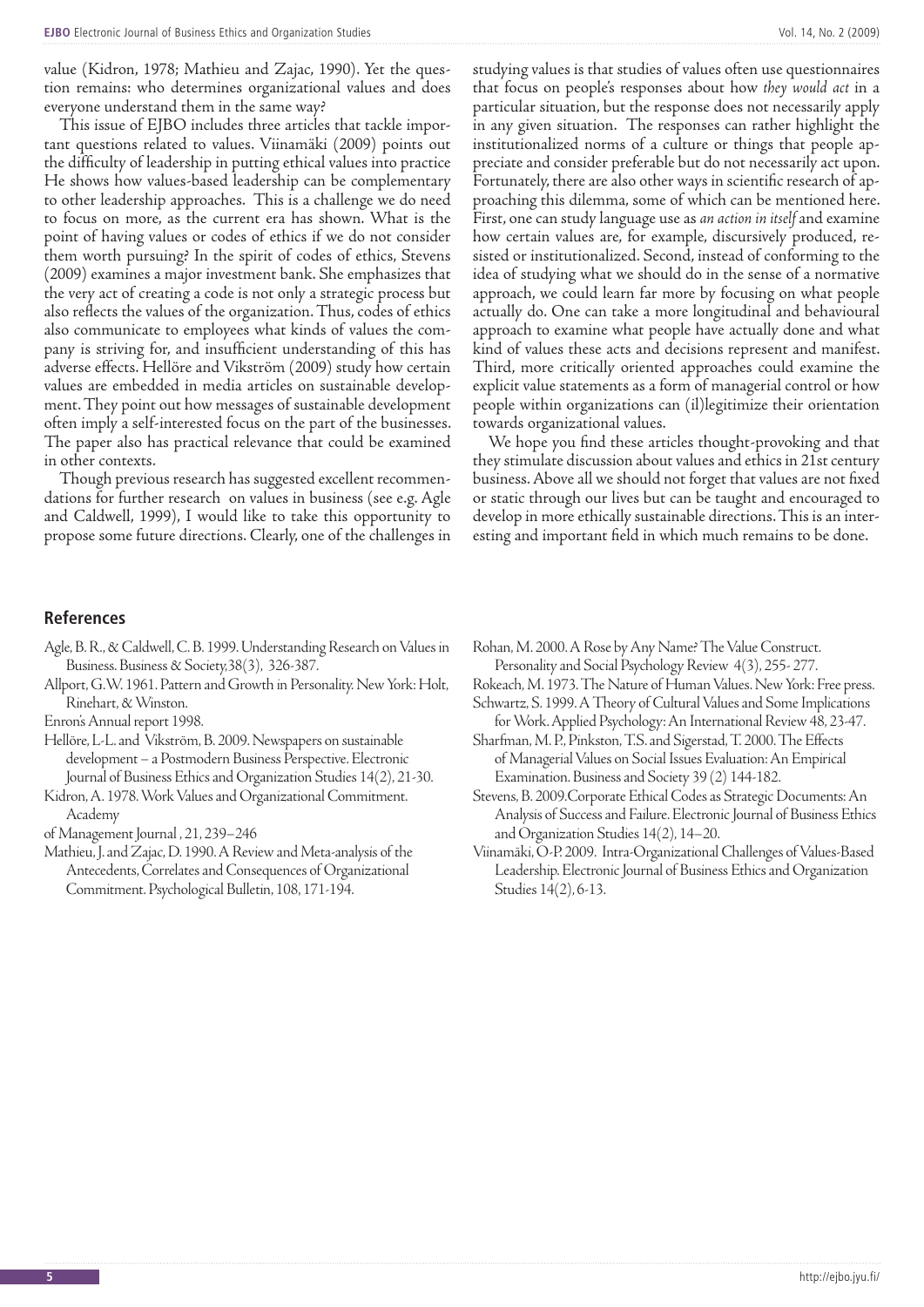value (Kidron, 1978; Mathieu and Zajac, 1990). Yet the question remains: who determines organizational values and does everyone understand them in the same way?

This issue of EJBO includes three articles that tackle important questions related to values. Viinamäki (2009) points out the difficulty of leadership in putting ethical values into practice He shows how values-based leadership can be complementary to other leadership approaches. This is a challenge we do need to focus on more, as the current era has shown. What is the point of having values or codes of ethics if we do not consider them worth pursuing? In the spirit of codes of ethics, Stevens (2009) examines a major investment bank. She emphasizes that the very act of creating a code is not only a strategic process but also reflects the values of the organization. Thus, codes of ethics also communicate to employees what kinds of values the company is striving for, and insufficient understanding of this has adverse effects. Hellöre and Vikström (2009) study how certain values are embedded in media articles on sustainable development. They point out how messages of sustainable development often imply a self-interested focus on the part of the businesses. The paper also has practical relevance that could be examined in other contexts.

Though previous research has suggested excellent recommendations for further research on values in business (see e.g. Agle and Caldwell, 1999), I would like to take this opportunity to propose some future directions. Clearly, one of the challenges in studying values is that studies of values often use questionnaires that focus on people's responses about how *they would act* in a particular situation, but the response does not necessarily apply in any given situation. The responses can rather highlight the institutionalized norms of a culture or things that people appreciate and consider preferable but do not necessarily act upon. Fortunately, there are also other ways in scientific research of approaching this dilemma, some of which can be mentioned here. First, one can study language use as *an action in itself* and examine how certain values are, for example, discursively produced, resisted or institutionalized. Second, instead of conforming to the idea of studying what we should do in the sense of a normative approach, we could learn far more by focusing on what people actually do. One can take a more longitudinal and behavioural approach to examine what people have actually done and what kind of values these acts and decisions represent and manifest. Third, more critically oriented approaches could examine the explicit value statements as a form of managerial control or how people within organizations can (il)legitimize their orientation towards organizational values.

We hope you find these articles thought-provoking and that they stimulate discussion about values and ethics in 21st century business. Above all we should not forget that values are not fixed or static through our lives but can be taught and encouraged to develop in more ethically sustainable directions. This is an interesting and important field in which much remains to be done.

## References

Agle, B. R., & Caldwell, C. B. 1999. Understanding Research on Values in Business. Business & Society,38(3), 326-387.

Allport, G.W. 1961. Pattern and Growth in Personality. New York: Holt, Rinehart, & Winston.

Enron's Annual report 1998.

Hellöre, L-L. and Vikström, B. 2009. Newspapers on sustainable development – a Postmodern Business Perspective. Electronic Journal of Business Ethics and Organization Studies 14(2), 21-30.

Kidron, A. 1978. Work Values and Organizational Commitment. Academy of Management Journal , 21, 239–246

Mathieu, J. and Zajac, D. 1990. A Review and Meta-analysis of the Antecedents, Correlates and Consequences of Organizational Commitment. Psychological Bulletin, 108, 171-194.

Rohan, M. 2000. A Rose by Any Name? The Value Construct. Personality and Social Psychology Review 4(3), 255- 277.

Rokeach, M. 1973. The Nature of Human Values. New York: Free press.

Schwartz, S. 1999. A Theory of Cultural Values and Some Implications for Work. Applied Psychology: An International Review 48, 23-47.

Sharfman, M. P., Pinkston, T.S. and Sigerstad, T. 2000. The Effects of Managerial Values on Social Issues Evaluation: An Empirical Examination. Business and Society 39 (2) 144-182.

Stevens, B. 2009.Corporate Ethical Codes as Strategic Documents: An Analysis of Success and Failure. Electronic Journal of Business Ethics and Organization Studies 14(2), 14–20.

Viinamäki, O-P. 2009. Intra-Organizational Challenges of Values-Based Leadership. Electronic Journal of Business Ethics and Organization Studies 14(2), 6-13.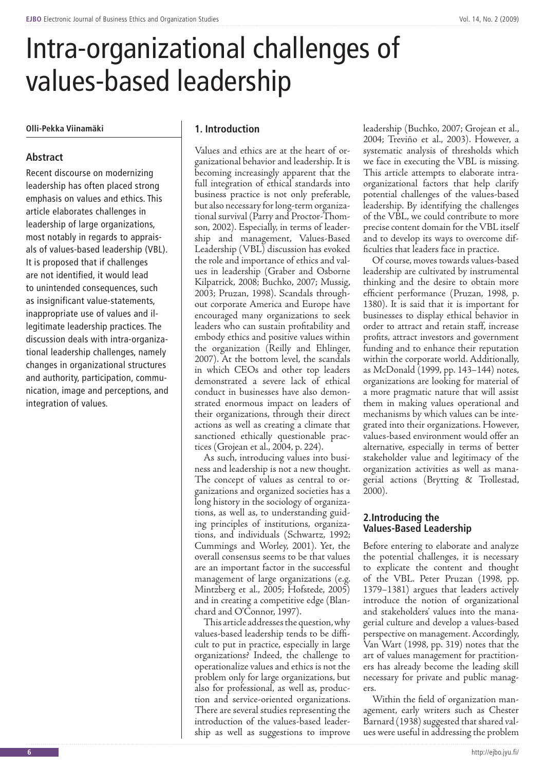# Intra-organizational challenges of values-based leadership

**Olli-Pekka Viinamäki**

## Abstract

Recent discourse on modernizing leadership has often placed strong emphasis on values and ethics. This article elaborates challenges in leadership of large organizations, most notably in regards to appraisals of values-based leadership (VBL). It is proposed that if challenges are not identified, it would lead to unintended consequences, such as insignificant value-statements, inappropriate use of values and illegitimate leadership practices. The discussion deals with intra-organizational leadership challenges, namely changes in organizational structures and authority, participation, communication, image and perceptions, and integration of values.

## 1. Introduction

Values and ethics are at the heart of organizational behavior and leadership. It is becoming increasingly apparent that the full integration of ethical standards into business practice is not only preferable, but also necessary for long-term organizational survival (Parry and Proctor-Thomson, 2002). Especially, in terms of leadership and management, Values-Based Leadership (VBL) discussion has evoked the role and importance of ethics and values in leadership (Graber and Osborne Kilpatrick, 2008; Buchko, 2007; Mussig, 2003; Pruzan, 1998). Scandals throughout corporate America and Europe have encouraged many organizations to seek leaders who can sustain profitability and embody ethics and positive values within the organization (Reilly and Ehlinger, 2007). At the bottom level, the scandals in which CEOs and other top leaders demonstrated a severe lack of ethical conduct in businesses have also demonstrated enormous impact on leaders of their organizations, through their direct actions as well as creating a climate that sanctioned ethically questionable practices (Grojean et al., 2004, p. 224).

As such, introducing values into business and leadership is not a new thought. The concept of values as central to organizations and organized societies has a long history in the sociology of organizations, as well as, to understanding guiding principles of institutions, organizations, and individuals (Schwartz, 1992; Cummings and Worley, 2001). Yet, the overall consensus seems to be that values are an important factor in the successful management of large organizations (e.g. Mintzberg et al., 2005; Hofstede, 2005) and in creating a competitive edge (Blanchard and O'Connor, 1997).

This article addresses the question, why values-based leadership tends to be difficult to put in practice, especially in large organizations? Indeed, the challenge to operationalize values and ethics is not the problem only for large organizations, but also for professional, as well as, production and service-oriented organizations. There are several studies representing the introduction of the values-based leadership as well as suggestions to improve leadership (Buchko, 2007; Grojean et al., 2004; Treviño et al., 2003). However, a systematic analysis of thresholds which we face in executing the VBL is missing. This article attempts to elaborate intra-organizational factors that help clarify potential challenges of the values-based leadership. By identifying the challenges of the VBL, we could contribute to more precise content domain for the VBL itself and to develop its ways to overcome difficulties that leaders face in practice.

Of course, moves towards values-based leadership are cultivated by instrumental thinking and the desire to obtain more efficient performance (Pruzan, 1998, p. 1380). It is said that it is important for businesses to display ethical behavior in order to attract and retain staff, increase profits, attract investors and government funding and to enhance their reputation within the corporate world. Additionally, as McDonald (1999, pp. 143–144) notes, organizations are looking for material of a more pragmatic nature that will assist them in making values operational and mechanisms by which values can be integrated into their organizations. However, values-based environment would offer an alternative, especially in terms of better stakeholder value and legitimacy of the organization activities as well as managerial actions (Brytting & Trollestad, 2000).

## 2. Introducing the Values-Based Leadership

Before entering to elaborate and analyze the potential challenges, it is necessary to explicate the content and thought of the VBL. Peter Pruzan (1998, pp. 1379–1381) argues that leaders actively introduce the notion of organizational and stakeholders' values into the managerial culture and develop a values-based perspective on management. Accordingly, Van Wart (1998, pp. 319) notes that the art of values management for practitioners has already become the leading skill necessary for private and public managers.

Within the field of organization management, early writers such as Chester Barnard (1938) suggested that shared values were useful in addressing the problem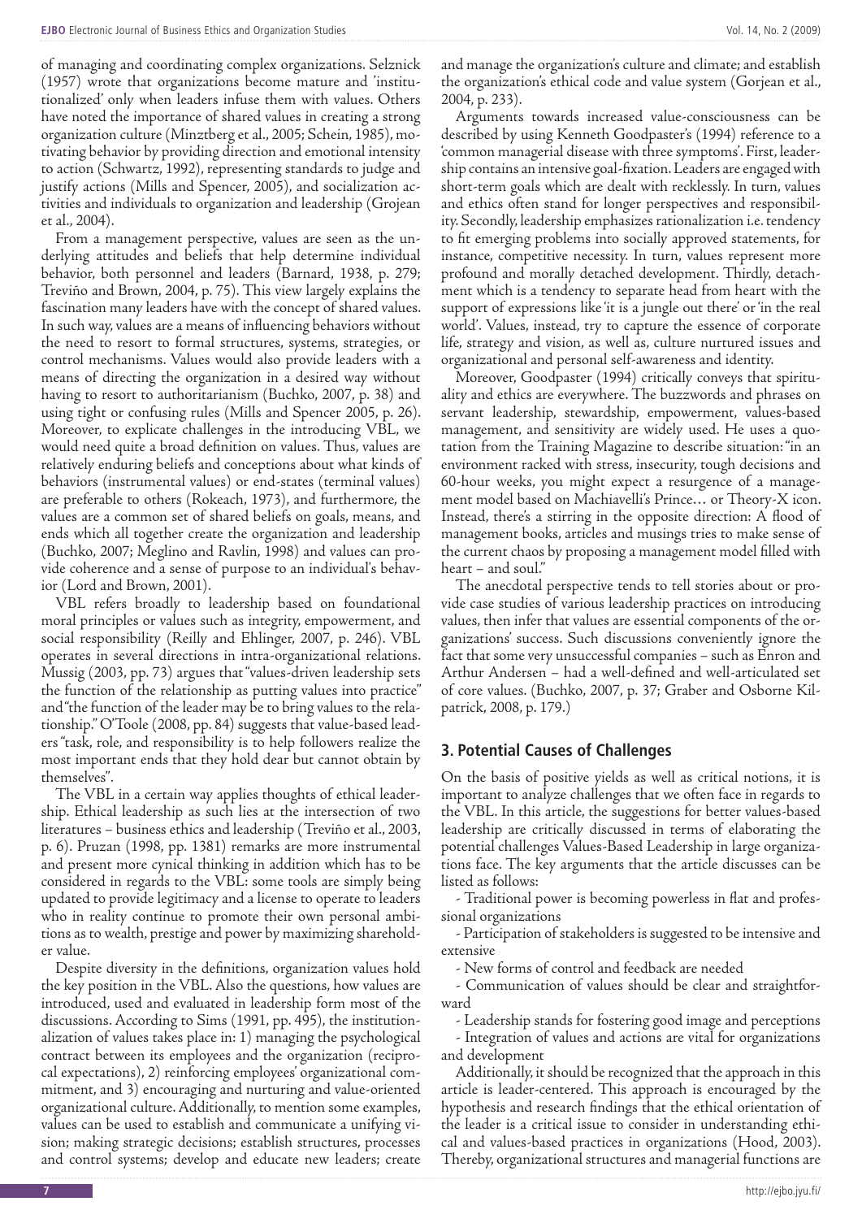of managing and coordinating complex organizations. Selznick (1957) wrote that organizations become mature and 'institutionalized' only when leaders infuse them with values. Others have noted the importance of shared values in creating a strong organization culture (Minztberg et al., 2005; Schein, 1985), motivating behavior by providing direction and emotional intensity to action (Schwartz, 1992), representing standards to judge and justify actions (Mills and Spencer, 2005), and socialization activities and individuals to organization and leadership (Grojean et al., 2004).

From a management perspective, values are seen as the underlying attitudes and beliefs that help determine individual behavior, both personnel and leaders (Barnard, 1938, p. 279; Treviño and Brown, 2004, p. 75). This view largely explains the fascination many leaders have with the concept of shared values. In such way, values are a means of influencing behaviors without the need to resort to formal structures, systems, strategies, or control mechanisms. Values would also provide leaders with a means of directing the organization in a desired way without having to resort to authoritarianism (Buchko, 2007, p. 38) and using tight or confusing rules (Mills and Spencer 2005, p. 26). Moreover, to explicate challenges in the introducing VBL, we would need quite a broad definition on values. Thus, values are relatively enduring beliefs and conceptions about what kinds of behaviors (instrumental values) or end-states (terminal values) are preferable to others (Rokeach, 1973), and furthermore, the values are a common set of shared beliefs on goals, means, and ends which all together create the organization and leadership (Buchko, 2007; Meglino and Ravlin, 1998) and values can provide coherence and a sense of purpose to an individual's behavior (Lord and Brown, 2001).

VBL refers broadly to leadership based on foundational moral principles or values such as integrity, empowerment, and social responsibility (Reilly and Ehlinger, 2007, p. 246). VBL operates in several directions in intra-organizational relations. Mussig (2003, pp. 73) argues that "values-driven leadership sets the function of the relationship as putting values into practice" and "the function of the leader may be to bring values to the relationship." O'Toole (2008, pp. 84) suggests that value-based leaders "task, role, and responsibility is to help followers realize the most important ends that they hold dear but cannot obtain by themselves".

The VBL in a certain way applies thoughts of ethical leadership. Ethical leadership as such lies at the intersection of two literatures – business ethics and leadership (Treviño et al., 2003, p. 6). Pruzan (1998, pp. 1381) remarks are more instrumental and present more cynical thinking in addition which has to be considered in regards to the VBL: some tools are simply being updated to provide legitimacy and a license to operate to leaders who in reality continue to promote their own personal ambitions as to wealth, prestige and power by maximizing shareholder value.

Despite diversity in the definitions, organization values hold the key position in the VBL. Also the questions, how values are introduced, used and evaluated in leadership form most of the discussions. According to Sims (1991, pp. 495), the institutionalization of values takes place in: 1) managing the psychological contract between its employees and the organization (reciprocal expectations), 2) reinforcing employees' organizational commitment, and 3) encouraging and nurturing and value-oriented organizational culture. Additionally, to mention some examples, values can be used to establish and communicate a unifying vision; making strategic decisions; establish structures, processes and control systems; develop and educate new leaders; create and manage the organization's culture and climate; and establish the organization's ethical code and value system (Gorjean et al., 2004, p. 233).

Arguments towards increased value-consciousness can be described by using Kenneth Goodpaster's (1994) reference to a 'common managerial disease with three symptoms'. First, leadership contains an intensive goal-fixation. Leaders are engaged with short-term goals which are dealt with recklessly. In turn, values and ethics often stand for longer perspectives and responsibility. Secondly, leadership emphasizes rationalization i.e. tendency to fit emerging problems into socially approved statements, for instance, competitive necessity. In turn, values represent more profound and morally detached development. Thirdly, detachment which is a tendency to separate head from heart with the support of expressions like 'it is a jungle out there' or 'in the real world'. Values, instead, try to capture the essence of corporate life, strategy and vision, as well as, culture nurtured issues and organizational and personal self-awareness and identity.

Moreover, Goodpaster (1994) critically conveys that spirituality and ethics are everywhere. The buzzwords and phrases on servant leadership, stewardship, empowerment, values-based management, and sensitivity are widely used. He uses a quotation from the Training Magazine to describe situation: "in an environment racked with stress, insecurity, tough decisions and 60-hour weeks, you might expect a resurgence of a management model based on Machiavelli's Prince… or Theory-X icon. Instead, there's a stirring in the opposite direction: A flood of management books, articles and musings tries to make sense of the current chaos by proposing a management model filled with heart – and soul."

The anecdotal perspective tends to tell stories about or provide case studies of various leadership practices on introducing values, then infer that values are essential components of the organizations' success. Such discussions conveniently ignore the fact that some very unsuccessful companies – such as Enron and Arthur Andersen – had a well-defined and well-articulated set of core values. (Buchko, 2007, p. 37; Graber and Osborne Kilpatrick, 2008, p. 179.)

## 3. Potential Causes of Challenges

On the basis of positive yields as well as critical notions, it is important to analyze challenges that we often face in regards to the VBL. In this article, the suggestions for better values-based leadership are critically discussed in terms of elaborating the potential challenges Values-Based Leadership in large organizations face. The key arguments that the article discusses can be listed as follows:

- Traditional power is becoming powerless in flat and professional organizations
- Participation of stakeholders is suggested to be intensive and extensive
- New forms of control and feedback are needed
- Communication of values should be clear and straightforward
- Leadership stands for fostering good image and perceptions
- Integration of values and actions are vital for organizations and development

Additionally, it should be recognized that the approach in this article is leader-centered. This approach is encouraged by the hypothesis and research findings that the ethical orientation of the leader is a critical issue to consider in understanding ethical and values-based practices in organizations (Hood, 2003). Thereby, organizational structures and managerial functions are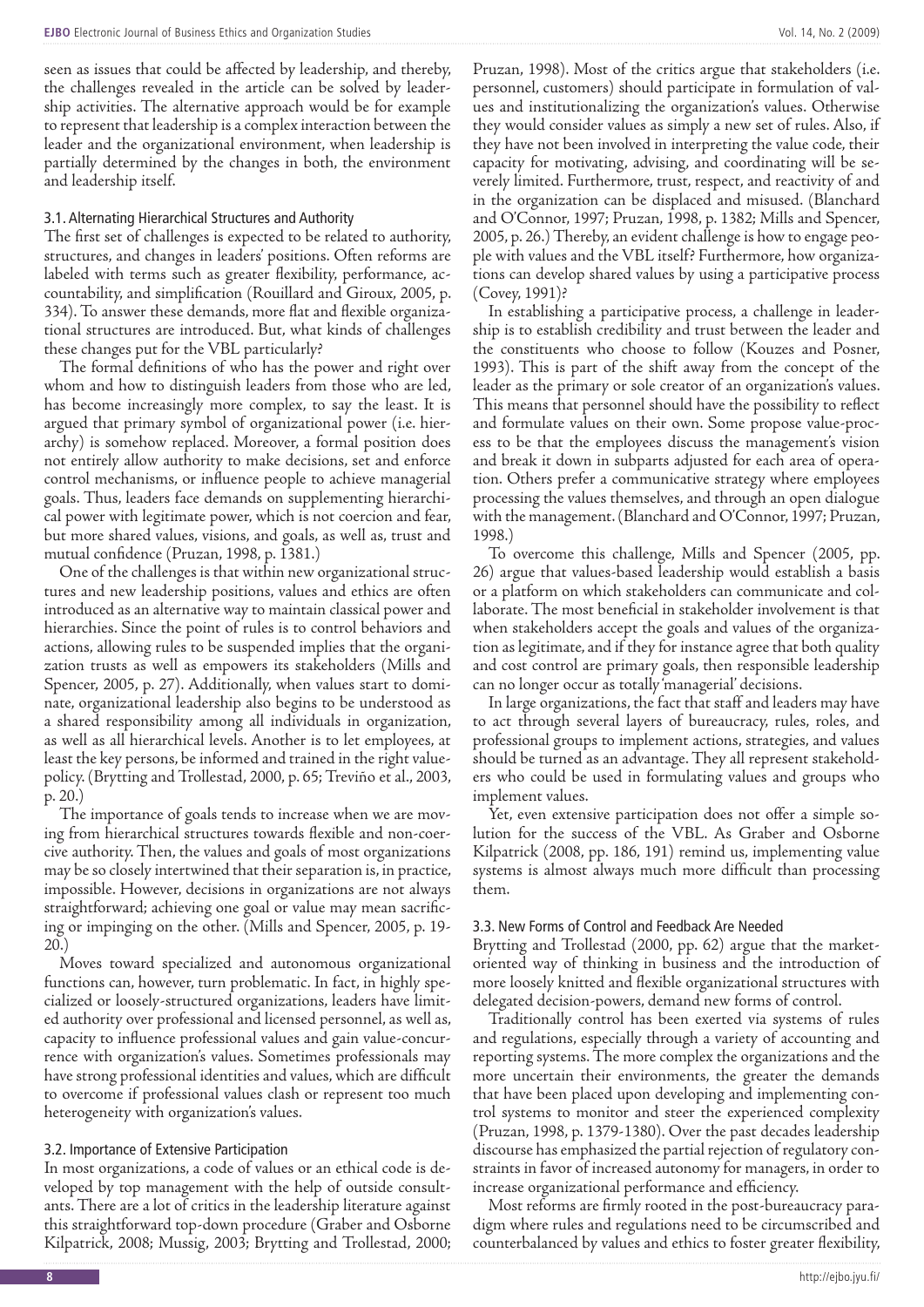seen as issues that could be affected by leadership, and thereby, the challenges revealed in the article can be solved by leadership activities. The alternative approach would be for example to represent that leadership is a complex interaction between the leader and the organizational environment, when leadership is partially determined by the changes in both, the environment and leadership itself.

### 3.1. Alternating Hierarchical Structures and Authority

The first set of challenges is expected to be related to authority, structures, and changes in leaders' positions. Often reforms are labeled with terms such as greater flexibility, performance, accountability, and simplification (Rouillard and Giroux, 2005, p. 334). To answer these demands, more flat and flexible organizational structures are introduced. But, what kinds of challenges these changes put for the VBL particularly?

The formal definitions of who has the power and right over whom and how to distinguish leaders from those who are led, has become increasingly more complex, to say the least. It is argued that primary symbol of organizational power (i.e. hierarchy) is somehow replaced. Moreover, a formal position does not entirely allow authority to make decisions, set and enforce control mechanisms, or influence people to achieve managerial goals. Thus, leaders face demands on supplementing hierarchical power with legitimate power, which is not coercion and fear, but more shared values, visions, and goals, as well as, trust and mutual confidence (Pruzan, 1998, p. 1381.)

One of the challenges is that within new organizational structures and new leadership positions, values and ethics are often introduced as an alternative way to maintain classical power and hierarchies. Since the point of rules is to control behaviors and actions, allowing rules to be suspended implies that the organization trusts as well as empowers its stakeholders (Mills and Spencer, 2005, p. 27). Additionally, when values start to dominate, organizational leadership also begins to be understood as a shared responsibility among all individuals in organization, as well as all hierarchical levels. Another is to let employees, at least the key persons, be informed and trained in the right value-policy. (Brytting and Trollestad, 2000, p. 65; Treviño et al., 2003, p. 20.)

The importance of goals tends to increase when we are moving from hierarchical structures towards flexible and non-coercive authority. Then, the values and goals of most organizations may be so closely intertwined that their separation is, in practice, impossible. However, decisions in organizations are not always straightforward; achieving one goal or value may mean sacrificing or impinging on the other. (Mills and Spencer, 2005, p. 19-20.)

Moves toward specialized and autonomous organizational functions can, however, turn problematic. In fact, in highly specialized or loosely-structured organizations, leaders have limited authority over professional and licensed personnel, as well as, capacity to influence professional values and gain value-concurrence with organization's values. Sometimes professionals may have strong professional identities and values, which are difficult to overcome if professional values clash or represent too much heterogeneity with organization's values.

### 3.2. Importance of Extensive Participation

In most organizations, a code of values or an ethical code is developed by top management with the help of outside consultants. There are a lot of critics in the leadership literature against this straightforward top-down procedure (Graber and Osborne Kilpatrick, 2008; Mussig, 2003; Brytting and Trollestad, 2000; Pruzan, 1998). Most of the critics argue that stakeholders (i.e. personnel, customers) should participate in formulation of values and institutionalizing the organization's values. Otherwise they would consider values as simply a new set of rules. Also, if they have not been involved in interpreting the value code, their capacity for motivating, advising, and coordinating will be severely limited. Furthermore, trust, respect, and reactivity of and in the organization can be displaced and misused. (Blanchard and O'Connor, 1997; Pruzan, 1998, p. 1382; Mills and Spencer, 2005, p. 26.) Thereby, an evident challenge is how to engage people with values and the VBL itself? Furthermore, how organizations can develop shared values by using a participative process (Covey, 1991)?

In establishing a participative process, a challenge in leadership is to establish credibility and trust between the leader and the constituents who choose to follow (Kouzes and Posner, 1993). This is part of the shift away from the concept of the leader as the primary or sole creator of an organization's values. This means that personnel should have the possibility to reflect and formulate values on their own. Some propose value-process to be that the employees discuss the management's vision and break it down in subparts adjusted for each area of operation. Others prefer a communicative strategy where employees processing the values themselves, and through an open dialogue with the management. (Blanchard and O'Connor, 1997; Pruzan, 1998.)

To overcome this challenge, Mills and Spencer (2005, pp. 26) argue that values-based leadership would establish a basis or a platform on which stakeholders can communicate and collaborate. The most beneficial in stakeholder involvement is that when stakeholders accept the goals and values of the organization as legitimate, and if they for instance agree that both quality and cost control are primary goals, then responsible leadership can no longer occur as totally 'managerial' decisions.

In large organizations, the fact that staff and leaders may have to act through several layers of bureaucracy, rules, roles, and professional groups to implement actions, strategies, and values should be turned as an advantage. They all represent stakeholders who could be used in formulating values and groups who implement values.

Yet, even extensive participation does not offer a simple solution for the success of the VBL. As Graber and Osborne Kilpatrick (2008, pp. 186, 191) remind us, implementing value systems is almost always much more difficult than processing them.

### 3.3. New Forms of Control and Feedback Are Needed

Brytting and Trollestad (2000, pp. 62) argue that the market-oriented way of thinking in business and the introduction of more loosely knitted and flexible organizational structures with delegated decision-powers, demand new forms of control.

Traditionally control has been exerted via systems of rules and regulations, especially through a variety of accounting and reporting systems. The more complex the organizations and the more uncertain their environments, the greater the demands that have been placed upon developing and implementing control systems to monitor and steer the experienced complexity (Pruzan, 1998, p. 1379-1380). Over the past decades leadership discourse has emphasized the partial rejection of regulatory constraints in favor of increased autonomy for managers, in order to increase organizational performance and efficiency.

Most reforms are firmly rooted in the post-bureaucracy paradigm where rules and regulations need to be circumscribed and counterbalanced by values and ethics to foster greater flexibility,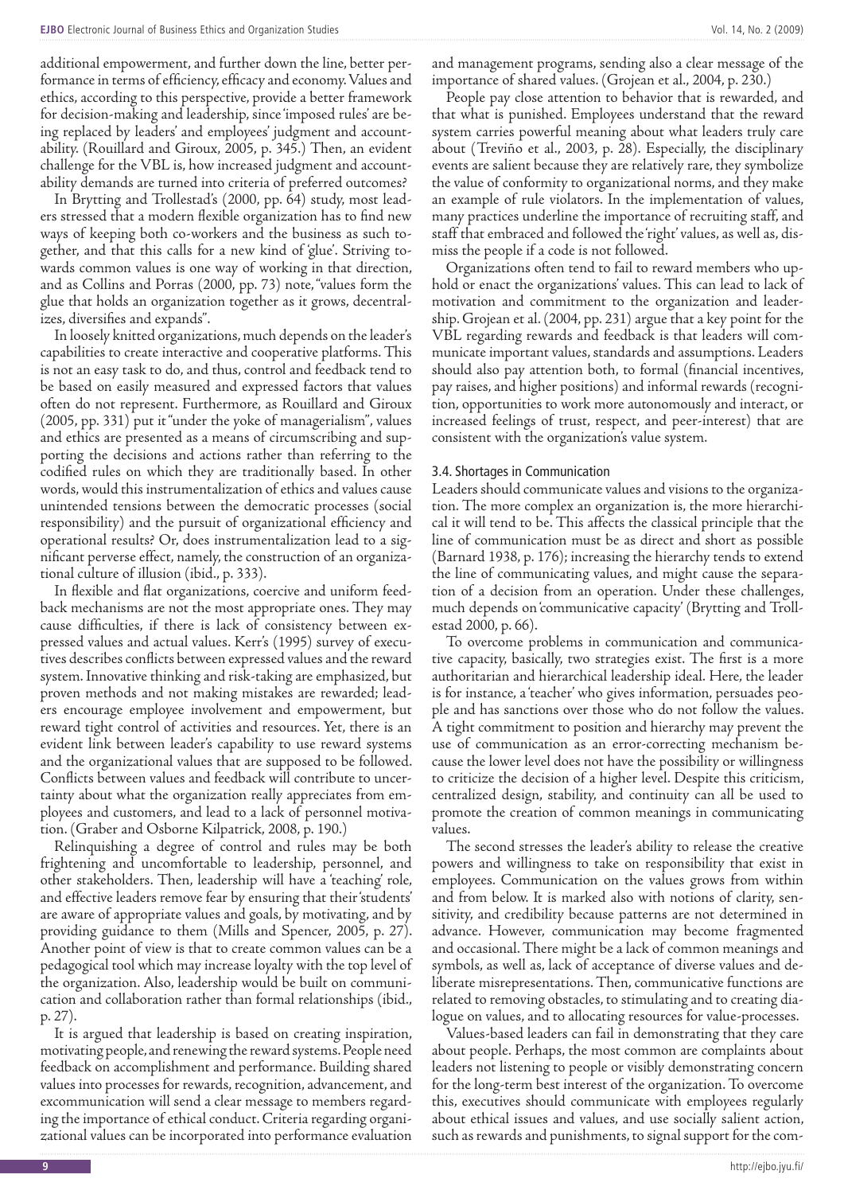additional empowerment, and further down the line, better performance in terms of efficiency, efficacy and economy. Values and ethics, according to this perspective, provide a better framework for decision-making and leadership, since 'imposed rules' are being replaced by leaders' and employees' judgment and accountability. (Rouillard and Giroux, 2005, p. 345.) Then, an evident challenge for the VBL is, how increased judgment and accountability demands are turned into criteria of preferred outcomes?

In Brytting and Trollestad's (2000, pp. 64) study, most leaders stressed that a modern flexible organization has to find new ways of keeping both co-workers and the business as such together, and that this calls for a new kind of 'glue'. Striving towards common values is one way of working in that direction, and as Collins and Porras (2000, pp. 73) note, "values form the glue that holds an organization together as it grows, decentralizes, diversifies and expands".

In loosely knitted organizations, much depends on the leader's capabilities to create interactive and cooperative platforms. This is not an easy task to do, and thus, control and feedback tend to be based on easily measured and expressed factors that values often do not represent. Furthermore, as Rouillard and Giroux (2005, pp. 331) put it "under the yoke of managerialism", values and ethics are presented as a means of circumscribing and supporting the decisions and actions rather than referring to the codified rules on which they are traditionally based. In other words, would this instrumentalization of ethics and values cause unintended tensions between the democratic processes (social responsibility) and the pursuit of organizational efficiency and operational results? Or, does instrumentalization lead to a significant perverse effect, namely, the construction of an organizational culture of illusion (ibid., p. 333).

In flexible and flat organizations, coercive and uniform feedback mechanisms are not the most appropriate ones. They may cause difficulties, if there is lack of consistency between expressed values and actual values. Kerr's (1995) survey of executives describes conflicts between expressed values and the reward system. Innovative thinking and risk-taking are emphasized, but proven methods and not making mistakes are rewarded; leaders encourage employee involvement and empowerment, but reward tight control of activities and resources. Yet, there is an evident link between leader's capability to use reward systems and the organizational values that are supposed to be followed. Conflicts between values and feedback will contribute to uncertainty about what the organization really appreciates from employees and customers, and lead to a lack of personnel motivation. (Graber and Osborne Kilpatrick, 2008, p. 190.)

Relinquishing a degree of control and rules may be both frightening and uncomfortable to leadership, personnel, and other stakeholders. Then, leadership will have a 'teaching' role, and effective leaders remove fear by ensuring that their 'students' are aware of appropriate values and goals, by motivating, and by providing guidance to them (Mills and Spencer, 2005, p. 27). Another point of view is that to create common values can be a pedagogical tool which may increase loyalty with the top level of the organization. Also, leadership would be built on communication and collaboration rather than formal relationships (ibid., p. 27).

It is argued that leadership is based on creating inspiration, motivating people, and renewing the reward systems. People need feedback on accomplishment and performance. Building shared values into processes for rewards, recognition, advancement, and excommunication will send a clear message to members regarding the importance of ethical conduct. Criteria regarding organizational values can be incorporated into performance evaluation and management programs, sending also a clear message of the importance of shared values. (Grojean et al., 2004, p. 230.)

People pay close attention to behavior that is rewarded, and that what is punished. Employees understand that the reward system carries powerful meaning about what leaders truly care about (Treviño et al., 2003, p. 28). Especially, the disciplinary events are salient because they are relatively rare, they symbolize the value of conformity to organizational norms, and they make an example of rule violators. In the implementation of values, many practices underline the importance of recruiting staff, and staff that embraced and followed the 'right' values, as well as, dismiss the people if a code is not followed.

Organizations often tend to fail to reward members who uphold or enact the organizations' values. This can lead to lack of motivation and commitment to the organization and leadership. Grojean et al. (2004, pp. 231) argue that a key point for the VBL regarding rewards and feedback is that leaders will communicate important values, standards and assumptions. Leaders should also pay attention both, to formal (financial incentives, pay raises, and higher positions) and informal rewards (recognition, opportunities to work more autonomously and interact, or increased feelings of trust, respect, and peer-interest) that are consistent with the organization's value system.

### 3.4. Shortages in Communication

Leaders should communicate values and visions to the organization. The more complex an organization is, the more hierarchical it will tend to be. This affects the classical principle that the line of communication must be as direct and short as possible (Barnard 1938, p. 176); increasing the hierarchy tends to extend the line of communicating values, and might cause the separation of a decision from an operation. Under these challenges, much depends on 'communicative capacity' (Brytting and Trollestad 2000, p. 66).

To overcome problems in communication and communicative capacity, basically, two strategies exist. The first is a more authoritarian and hierarchical leadership ideal. Here, the leader is for instance, a 'teacher' who gives information, persuades people and has sanctions over those who do not follow the values. A tight commitment to position and hierarchy may prevent the use of communication as an error-correcting mechanism because the lower level does not have the possibility or willingness to criticize the decision of a higher level. Despite this criticism, centralized design, stability, and continuity can all be used to promote the creation of common meanings in communicating values.

The second stresses the leader's ability to release the creative powers and willingness to take on responsibility that exist in employees. Communication on the values grows from within and from below. It is marked also with notions of clarity, sensitivity, and credibility because patterns are not determined in advance. However, communication may become fragmented and occasional. There might be a lack of common meanings and symbols, as well as, lack of acceptance of diverse values and deliberate misrepresentations. Then, communicative functions are related to removing obstacles, to stimulating and to creating dialogue on values, and to allocating resources for value-processes.

Values-based leaders can fail in demonstrating that they care about people. Perhaps, the most common are complaints about leaders not listening to people or visibly demonstrating concern for the long-term best interest of the organization. To overcome this, executives should communicate with employees regularly about ethical issues and values, and use socially salient action, such as rewards and punishments, to signal support for the com-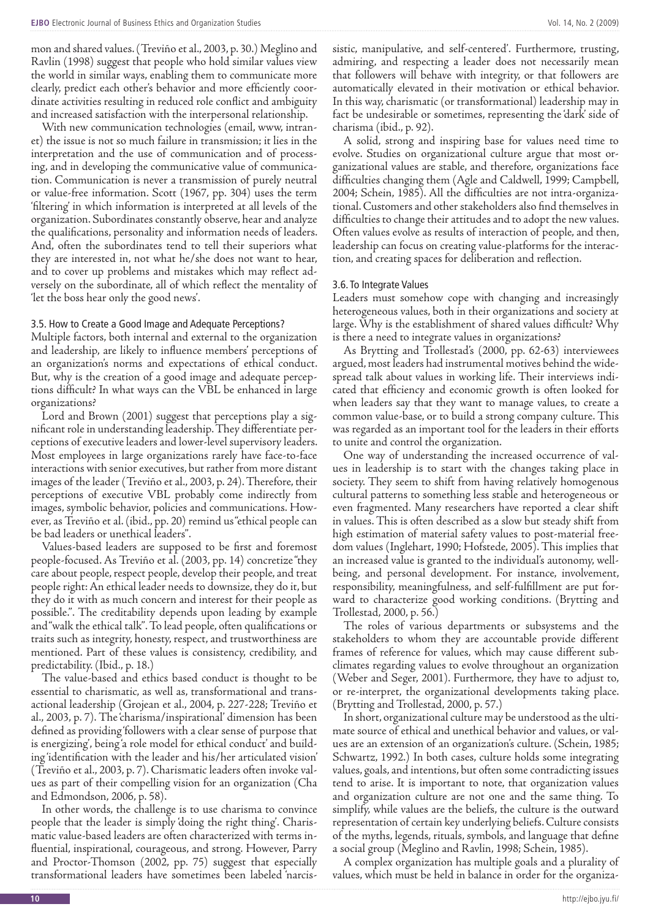mon and shared values. (Treviño et al., 2003, p. 30.) Meglino and Ravlin (1998) suggest that people who hold similar values view the world in similar ways, enabling them to communicate more clearly, predict each other's behavior and more efficiently coordinate activities resulting in reduced role conflict and ambiguity and increased satisfaction with the interpersonal relationship.

With new communication technologies (email, www, intranet) the issue is not so much failure in transmission; it lies in the interpretation and the use of communication and of processing, and in developing the communicative value of communication. Communication is never a transmission of purely neutral or value-free information. Scott (1967, pp. 304) uses the term 'filtering' in which information is interpreted at all levels of the organization. Subordinates constantly observe, hear and analyze the qualifications, personality and information needs of leaders. And, often the subordinates tend to tell their superiors what they are interested in, not what he/she does not want to hear, and to cover up problems and mistakes which may reflect adversely on the subordinate, all of which reflect the mentality of 'let the boss hear only the good news'.

### 3.5. How to Create a Good Image and Adequate Perceptions?

Multiple factors, both internal and external to the organization and leadership, are likely to influence members' perceptions of an organization's norms and expectations of ethical conduct. But, why is the creation of a good image and adequate perceptions difficult? In what ways can the VBL be enhanced in large organizations?

Lord and Brown (2001) suggest that perceptions play a significant role in understanding leadership. They differentiate perceptions of executive leaders and lower-level supervisory leaders. Most employees in large organizations rarely have face-to-face interactions with senior executives, but rather from more distant images of the leader (Treviño et al., 2003, p. 24). Therefore, their perceptions of executive VBL probably come indirectly from images, symbolic behavior, policies and communications. However, as Treviño et al. (ibid., pp. 20) remind us "ethical people can be bad leaders or unethical leaders".

Values-based leaders are supposed to be first and foremost people-focused. As Treviño et al. (2003, pp. 14) concretize "they care about people, respect people, develop their people, and treat people right: An ethical leader needs to downsize, they do it, but they do it with as much concern and interest for their people as possible.". The creditability depends upon leading by example and "walk the ethical talk". To lead people, often qualifications or traits such as integrity, honesty, respect, and trustworthiness are mentioned. Part of these values is consistency, credibility, and predictability. (Ibid., p. 18.)

The value-based and ethics based conduct is thought to be essential to charismatic, as well as, transformational and transactional leadership (Grojean et al., 2004, p. 227-228; Treviño et al., 2003, p. 7). The 'charisma/inspirational' dimension has been defined as providing 'followers with a clear sense of purpose that is energizing', being 'a role model for ethical conduct' and building 'identification with the leader and his/her articulated vision' (Treviño et al., 2003, p. 7). Charismatic leaders often invoke values as part of their compelling vision for an organization (Cha and Edmondson, 2006, p. 58).

In other words, the challenge is to use charisma to convince people that the leader is simply 'doing the right thing'. Charismatic value-based leaders are often characterized with terms influential, inspirational, courageous, and strong. However, Parry and Proctor-Thomson (2002, pp. 75) suggest that especially transformational leaders have sometimes been labeled 'narcissistic, manipulative, and self-centered'. Furthermore, trusting, admiring, and respecting a leader does not necessarily mean that followers will behave with integrity, or that followers are automatically elevated in their motivation or ethical behavior. In this way, charismatic (or transformational) leadership may in fact be undesirable or sometimes, representing the 'dark' side of charisma (ibid., p. 92).

A solid, strong and inspiring base for values need time to evolve. Studies on organizational culture argue that most organizational values are stable, and therefore, organizations face difficulties changing them (Agle and Caldwell, 1999; Campbell, 2004; Schein, 1985). All the difficulties are not intra-organizational. Customers and other stakeholders also find themselves in difficulties to change their attitudes and to adopt the new values. Often values evolve as results of interaction of people, and then, leadership can focus on creating value-platforms for the interaction, and creating spaces for deliberation and reflection.

### 3.6. To Integrate Values

Leaders must somehow cope with changing and increasingly heterogeneous values, both in their organizations and society at large. Why is the establishment of shared values difficult? Why is there a need to integrate values in organizations?

As Brytting and Trollestad's (2000, pp. 62-63) interviewees argued, most leaders had instrumental motives behind the widespread talk about values in working life. Their interviews indicated that efficiency and economic growth is often looked for when leaders say that they want to manage values, to create a common value-base, or to build a strong company culture. This was regarded as an important tool for the leaders in their efforts to unite and control the organization.

One way of understanding the increased occurrence of values in leadership is to start with the changes taking place in society. They seem to shift from having relatively homogenous cultural patterns to something less stable and heterogeneous or even fragmented. Many researchers have reported a clear shift in values. This is often described as a slow but steady shift from high estimation of material safety values to post-material freedom values (Inglehart, 1990; Hofstede, 2005). This implies that an increased value is granted to the individual's autonomy, well-being, and personal development. For instance, involvement, responsibility, meaningfulness, and self-fulfillment are put forward to characterize good working conditions. (Brytting and Trollestad, 2000, p. 56.)

The roles of various departments or subsystems and the stakeholders to whom they are accountable provide different frames of reference for values, which may cause different sub-climates regarding values to evolve throughout an organization (Weber and Seger, 2001). Furthermore, they have to adjust to, or re-interpret, the organizational developments taking place. (Brytting and Trollestad, 2000, p. 57.)

In short, organizational culture may be understood as the ultimate source of ethical and unethical behavior and values, or values are an extension of an organization's culture. (Schein, 1985; Schwartz, 1992.) In both cases, culture holds some integrating values, goals, and intentions, but often some contradicting issues tend to arise. It is important to note, that organization values and organization culture are not one and the same thing. To simplify, while values are the beliefs, the culture is the outward representation of certain key underlying beliefs. Culture consists of the myths, legends, rituals, symbols, and language that define a social group (Meglino and Ravlin, 1998; Schein, 1985).

A complex organization has multiple goals and a plurality of values, which must be held in balance in order for the organiza-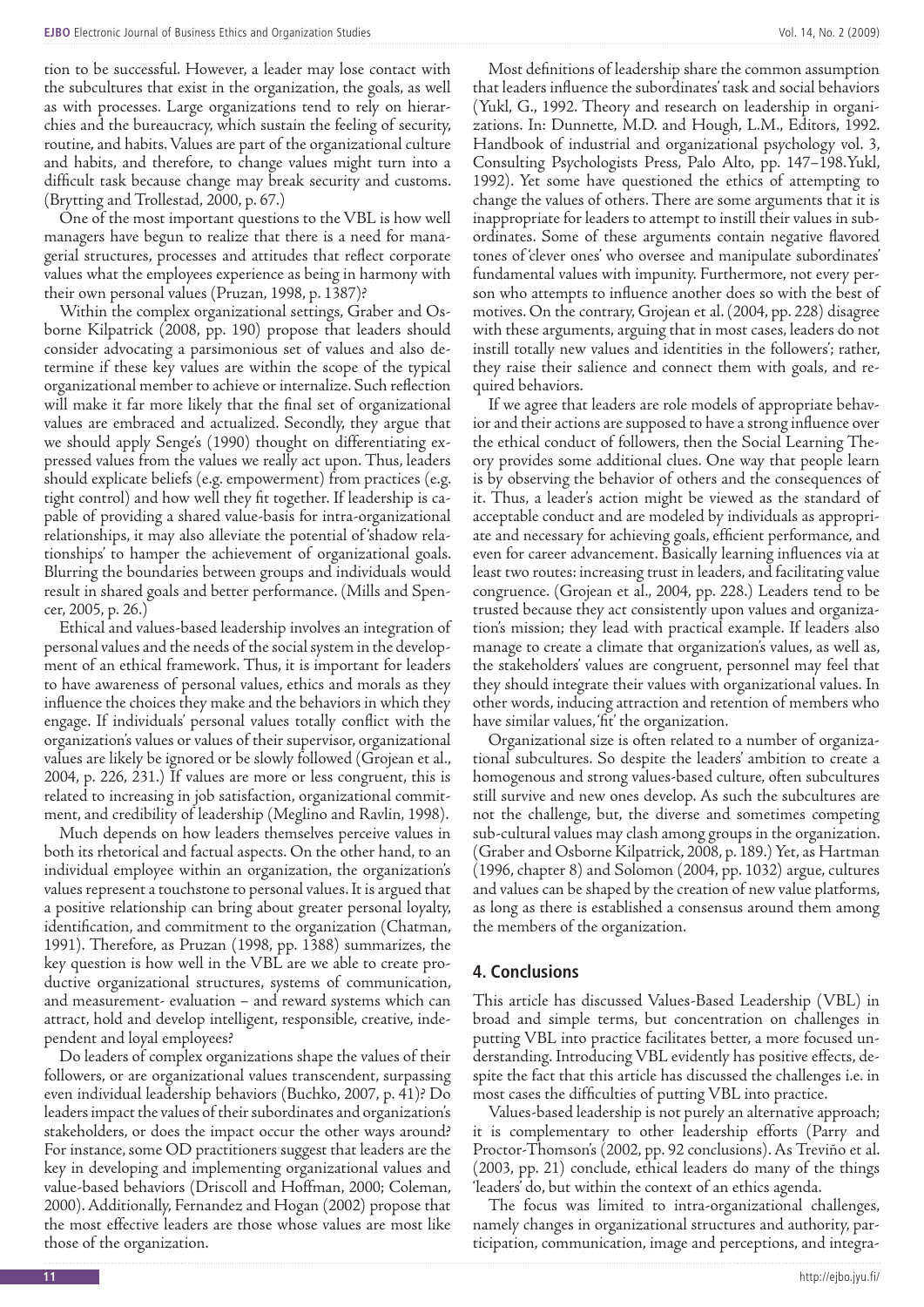tion to be successful. However, a leader may lose contact with the subcultures that exist in the organization, the goals, as well as with processes. Large organizations tend to rely on hierarchies and the bureaucracy, which sustain the feeling of security, routine, and habits. Values are part of the organizational culture and habits, and therefore, to change values might turn into a difficult task because change may break security and customs. (Brytting and Trollestad, 2000, p. 67.)

One of the most important questions to the VBL is how well managers have begun to realize that there is a need for managerial structures, processes and attitudes that reflect corporate values what the employees experience as being in harmony with their own personal values (Pruzan, 1998, p. 1387)?

Within the complex organizational settings, Graber and Osborne Kilpatrick (2008, pp. 190) propose that leaders should consider advocating a parsimonious set of values and also determine if these key values are within the scope of the typical organizational member to achieve or internalize. Such reflection will make it far more likely that the final set of organizational values are embraced and actualized. Secondly, they argue that we should apply Senge's (1990) thought on differentiating expressed values from the values we really act upon. Thus, leaders should explicate beliefs (e.g. empowerment) from practices (e.g. tight control) and how well they fit together. If leadership is capable of providing a shared value-basis for intra-organizational relationships, it may also alleviate the potential of 'shadow relationships' to hamper the achievement of organizational goals. Blurring the boundaries between groups and individuals would result in shared goals and better performance. (Mills and Spencer, 2005, p. 26.)

Ethical and values-based leadership involves an integration of personal values and the needs of the social system in the development of an ethical framework. Thus, it is important for leaders to have awareness of personal values, ethics and morals as they influence the choices they make and the behaviors in which they engage. If individuals' personal values totally conflict with the organization's values or values of their supervisor, organizational values are likely be ignored or be slowly followed (Grojean et al., 2004, p. 226, 231.) If values are more or less congruent, this is related to increasing in job satisfaction, organizational commitment, and credibility of leadership (Meglino and Ravlin, 1998).

Much depends on how leaders themselves perceive values in both its rhetorical and factual aspects. On the other hand, to an individual employee within an organization, the organization's values represent a touchstone to personal values. It is argued that a positive relationship can bring about greater personal loyalty, identification, and commitment to the organization (Chatman, 1991). Therefore, as Pruzan (1998, pp. 1388) summarizes, the key question is how well in the VBL are we able to create productive organizational structures, systems of communication, and measurement- evaluation – and reward systems which can attract, hold and develop intelligent, responsible, creative, independent and loyal employees?

Do leaders of complex organizations shape the values of their followers, or are organizational values transcendent, surpassing even individual leadership behaviors (Buchko, 2007, p. 41)? Do leaders impact the values of their subordinates and organization's stakeholders, or does the impact occur the other ways around? For instance, some OD practitioners suggest that leaders are the key in developing and implementing organizational values and value-based behaviors (Driscoll and Hoffman, 2000; Coleman, 2000). Additionally, Fernandez and Hogan (2002) propose that the most effective leaders are those whose values are most like those of the organization.

Most definitions of leadership share the common assumption that leaders influence the subordinates' task and social behaviors (Yukl, G., 1992. Theory and research on leadership in organizations. In: Dunnette, M.D. and Hough, L.M., Editors, 1992. Handbook of industrial and organizational psychology vol. 3, Consulting Psychologists Press, Palo Alto, pp. 147–198.Yukl, 1992). Yet some have questioned the ethics of attempting to change the values of others. There are some arguments that it is inappropriate for leaders to attempt to instill their values in subordinates. Some of these arguments contain negative flavored tones of 'clever ones' who oversee and manipulate subordinates' fundamental values with impunity. Furthermore, not every person who attempts to influence another does so with the best of motives. On the contrary, Grojean et al. (2004, pp. 228) disagree with these arguments, arguing that in most cases, leaders do not instill totally new values and identities in the followers'; rather, they raise their salience and connect them with goals, and required behaviors.

If we agree that leaders are role models of appropriate behavior and their actions are supposed to have a strong influence over the ethical conduct of followers, then the Social Learning Theory provides some additional clues. One way that people learn is by observing the behavior of others and the consequences of it. Thus, a leader's action might be viewed as the standard of acceptable conduct and are modeled by individuals as appropriate and necessary for achieving goals, efficient performance, and even for career advancement. Basically learning influences via at least two routes: increasing trust in leaders, and facilitating value congruence. (Grojean et al., 2004, pp. 228.) Leaders tend to be trusted because they act consistently upon values and organization's mission; they lead with practical example. If leaders also manage to create a climate that organization's values, as well as, the stakeholders' values are congruent, personnel may feel that they should integrate their values with organizational values. In other words, inducing attraction and retention of members who have similar values, 'fit' the organization.

Organizational size is often related to a number of organizational subcultures. So despite the leaders' ambition to create a homogenous and strong values-based culture, often subcultures still survive and new ones develop. As such the subcultures are not the challenge, but, the diverse and sometimes competing sub-cultural values may clash among groups in the organization. (Graber and Osborne Kilpatrick, 2008, p. 189.) Yet, as Hartman (1996, chapter 8) and Solomon (2004, pp. 1032) argue, cultures and values can be shaped by the creation of new value platforms, as long as there is established a consensus around them among the members of the organization.

## 4. Conclusions

This article has discussed Values-Based Leadership (VBL) in broad and simple terms, but concentration on challenges in putting VBL into practice facilitates better, a more focused understanding. Introducing VBL evidently has positive effects, despite the fact that this article has discussed the challenges i.e. in most cases the difficulties of putting VBL into practice.

Values-based leadership is not purely an alternative approach; it is complementary to other leadership efforts (Parry and Proctor-Thomson's (2002, pp. 92 conclusions). As Treviño et al. (2003, pp. 21) conclude, ethical leaders do many of the things 'leaders' do, but within the context of an ethics agenda.

The focus was limited to intra-organizational challenges, namely changes in organizational structures and authority, participation, communication, image and perceptions, and integra-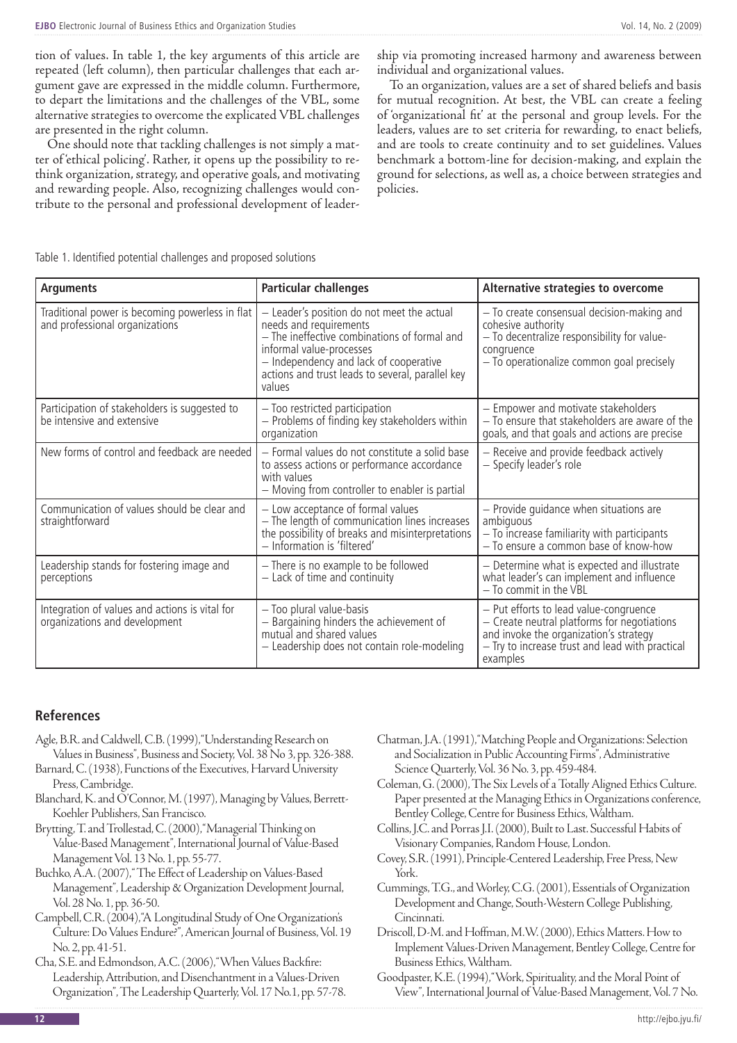tion of values. In table 1, the key arguments of this article are repeated (left column), then particular challenges that each argument gave are expressed in the middle column. Furthermore, to depart the limitations and the challenges of the VBL, some alternative strategies to overcome the explicated VBL challenges are presented in the right column.

One should note that tackling challenges is not simply a matter of 'ethical policing'. Rather, it opens up the possibility to rethink organization, strategy, and operative goals, and motivating and rewarding people. Also, recognizing challenges would contribute to the personal and professional development of leadership via promoting increased harmony and awareness between individual and organizational values.

To an organization, values are a set of shared beliefs and basis for mutual recognition. At best, the VBL can create a feeling of 'organizational fit' at the personal and group levels. For the leaders, values are to set criteria for rewarding, to enact beliefs, and are tools to create continuity and to set guidelines. Values benchmark a bottom-line for decision-making, and explain the ground for selections, as well as, a choice between strategies and policies.

Table 1. Identified potential challenges and proposed solutions

| Arguments | Particular challenges | Alternative strategies to overcome |
|---|---|---|
| Traditional power is becoming powerless in flat and professional organizations | – Leader's position do not meet the actual needs and requirements<br>– The ineffective combinations of formal and informal value-processes<br>– Independency and lack of cooperative actions and trust leads to several, parallel key values | – To create consensual decision-making and cohesive authority<br>– To decentralize responsibility for value-congruence<br>– To operationalize common goal precisely |
| Participation of stakeholders is suggested to be intensive and extensive | – Too restricted participation<br>– Problems of finding key stakeholders within organization | – Empower and motivate stakeholders<br>– To ensure that stakeholders are aware of the goals, and that goals and actions are precise |
| New forms of control and feedback are needed | – Formal values do not constitute a solid base to assess actions or performance accordance with values<br>– Moving from controller to enabler is partial | – Receive and provide feedback actively<br>– Specify leader's role |
| Communication of values should be clear and straightforward | – Low acceptance of formal values<br>– The length of communication lines increases the possibility of breaks and misinterpretations<br>– Information is 'filtered' | – Provide guidance when situations are ambiguous<br>– To increase familiarity with participants<br>– To ensure a common base of know-how |
| Leadership stands for fostering image and perceptions | – There is no example to be followed<br>– Lack of time and continuity | – Determine what is expected and illustrate what leader's can implement and influence<br>– To commit in the VBL |
| Integration of values and actions is vital for organizations and development | – Too plural value-basis<br>– Bargaining hinders the achievement of mutual and shared values<br>– Leadership does not contain role-modeling | – Put efforts to lead value-congruence<br>– Create neutral platforms for negotiations and invoke the organization's strategy<br>– Try to increase trust and lead with practical examples |

## References

Agle, B.R. and Caldwell, C.B. (1999), "Understanding Research on Values in Business", Business and Society, Vol. 38 No 3, pp. 326-388.

Barnard, C. (1938), Functions of the Executives, Harvard University Press, Cambridge.

Blanchard, K. and O'Connor, M. (1997), Managing by Values, Berrett-Koehler Publishers, San Francisco.

Brytting, T. and Trollestad, C. (2000), "Managerial Thinking on Value-Based Management", International Journal of Value-Based Management Vol. 13 No. 1, pp. 55-77.

Buchko, A.A. (2007), "The Effect of Leadership on Values-Based Management", Leadership & Organization Development Journal, Vol. 28 No. 1, pp. 36-50.

Campbell, C.R. (2004), "A Longitudinal Study of One Organization's Culture: Do Values Endure?", American Journal of Business, Vol. 19 No. 2, pp. 41-51.

Cha, S.E. and Edmondson, A.C. (2006), "When Values Backfire: Leadership, Attribution, and Disenchantment in a Values-Driven Organization", The Leadership Quarterly, Vol. 17 No.1, pp. 57-78.

Chatman, J.A. (1991), "Matching People and Organizations: Selection and Socialization in Public Accounting Firms", Administrative Science Quarterly, Vol. 36 No. 3, pp. 459-484.

Coleman, G. (2000), The Six Levels of a Totally Aligned Ethics Culture. Paper presented at the Managing Ethics in Organizations conference, Bentley College, Centre for Business Ethics, Waltham.

Collins, J.C. and Porras J.I. (2000), Built to Last. Successful Habits of Visionary Companies, Random House, London.

Covey, S.R. (1991), Principle-Centered Leadership, Free Press, New York.

Cummings, T.G., and Worley, C.G. (2001), Essentials of Organization Development and Change, South-Western College Publishing, Cincinnati.

Driscoll, D-M. and Hoffman, M.W. (2000), Ethics Matters. How to Implement Values-Driven Management, Bentley College, Centre for Business Ethics, Waltham.

Goodpaster, K.E. (1994), "Work, Spirituality, and the Moral Point of View", International Journal of Value-Based Management, Vol. 7 No.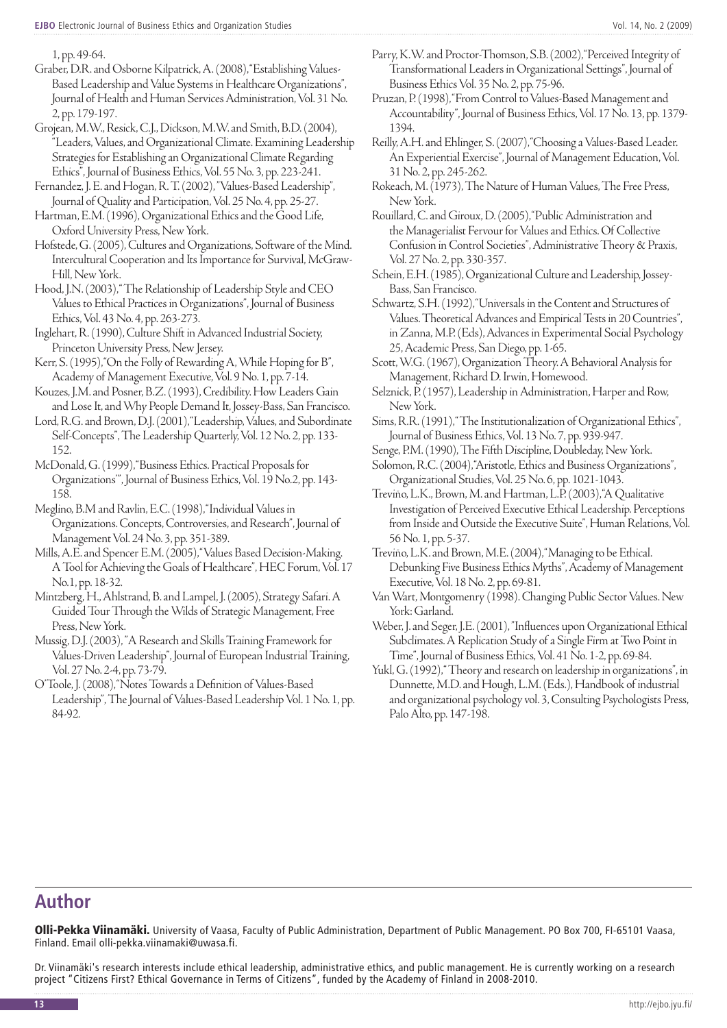1, pp. 49-64.

Graber, D.R. and Osborne Kilpatrick, A. (2008), "Establishing Values-Based Leadership and Value Systems in Healthcare Organizations", Journal of Health and Human Services Administration, Vol. 31 No. 2, pp. 179-197.

Grojean, M.W., Resick, C.J., Dickson, M.W. and Smith, B.D. (2004), "Leaders, Values, and Organizational Climate. Examining Leadership Strategies for Establishing an Organizational Climate Regarding Ethics", Journal of Business Ethics, Vol. 55 No. 3, pp. 223-241.

Fernandez, J. E. and Hogan, R. T. (2002), "Values-Based Leadership", Journal of Quality and Participation, Vol. 25 No. 4, pp. 25-27.

Hartman, E.M. (1996), Organizational Ethics and the Good Life, Oxford University Press, New York.

Hofstede, G. (2005), Cultures and Organizations, Software of the Mind. Intercultural Cooperation and Its Importance for Survival, McGraw-Hill, New York.

Hood, J.N. (2003), "The Relationship of Leadership Style and CEO Values to Ethical Practices in Organizations", Journal of Business Ethics, Vol. 43 No. 4, pp. 263-273.

Inglehart, R. (1990), Culture Shift in Advanced Industrial Society, Princeton University Press, New Jersey.

Kerr, S. (1995), "On the Folly of Rewarding A, While Hoping for B", Academy of Management Executive, Vol. 9 No. 1, pp. 7-14.

Kouzes, J.M. and Posner, B.Z. (1993), Credibility. How Leaders Gain and Lose It, and Why People Demand It, Jossey-Bass, San Francisco.

Lord, R.G. and Brown, D.J. (2001), "Leadership, Values, and Subordinate Self-Concepts", The Leadership Quarterly, Vol. 12 No. 2, pp. 133-152.

McDonald, G. (1999), "Business Ethics. Practical Proposals for Organizations'", Journal of Business Ethics, Vol. 19 No.2, pp. 143-158.

Meglino, B.M and Ravlin, E.C. (1998), "Individual Values in Organizations. Concepts, Controversies, and Research", Journal of Management Vol. 24 No. 3, pp. 351-389.

Mills, A.E. and Spencer E.M. (2005), "Values Based Decision-Making. A Tool for Achieving the Goals of Healthcare", HEC Forum, Vol. 17 No.1, pp. 18-32.

Mintzberg, H., Ahlstrand, B. and Lampel, J. (2005), Strategy Safari. A Guided Tour Through the Wilds of Strategic Management, Free Press, New York.

Mussig, D.J. (2003), "A Research and Skills Training Framework for Values-Driven Leadership", Journal of European Industrial Training, Vol. 27 No. 2-4, pp. 73-79.

O'Toole, J. (2008), "Notes Towards a Definition of Values-Based Leadership", The Journal of Values-Based Leadership Vol. 1 No. 1, pp. 84-92.

Parry, K.W. and Proctor-Thomson, S.B. (2002), "Perceived Integrity of Transformational Leaders in Organizational Settings", Journal of Business Ethics Vol. 35 No. 2, pp. 75-96.

Pruzan, P. (1998), "From Control to Values-Based Management and Accountability", Journal of Business Ethics, Vol. 17 No. 13, pp. 1379-1394.

Reilly, A.H. and Ehlinger, S. (2007), "Choosing a Values-Based Leader. An Experiential Exercise", Journal of Management Education, Vol. 31 No. 2, pp. 245-262.

Rokeach, M. (1973), The Nature of Human Values, The Free Press, New York.

Rouillard, C. and Giroux, D. (2005), "Public Administration and the Managerialist Fervour for Values and Ethics. Of Collective Confusion in Control Societies", Administrative Theory & Praxis, Vol. 27 No. 2, pp. 330-357.

Schein, E.H. (1985), Organizational Culture and Leadership, Jossey-Bass, San Francisco.

Schwartz, S.H. (1992), "Universals in the Content and Structures of Values. Theoretical Advances and Empirical Tests in 20 Countries", in Zanna, M.P. (Eds), Advances in Experimental Social Psychology 25, Academic Press, San Diego, pp. 1-65.

Scott, W.G. (1967), Organization Theory. A Behavioral Analysis for Management, Richard D. Irwin, Homewood.

Selznick, P. (1957), Leadership in Administration, Harper and Row, New York.

Sims, R.R. (1991), "The Institutionalization of Organizational Ethics", Journal of Business Ethics, Vol. 13 No. 7, pp. 939-947.

Senge, P.M. (1990), The Fifth Discipline, Doubleday, New York.

Solomon, R.C. (2004), "Aristotle, Ethics and Business Organizations", Organizational Studies, Vol. 25 No. 6, pp. 1021-1043.

Treviño, L.K., Brown, M. and Hartman, L.P. (2003), "A Qualitative Investigation of Perceived Executive Ethical Leadership. Perceptions from Inside and Outside the Executive Suite", Human Relations, Vol. 56 No. 1, pp. 5-37.

Treviño, L.K. and Brown, M.E. (2004), "Managing to be Ethical. Debunking Five Business Ethics Myths", Academy of Management Executive, Vol. 18 No. 2, pp. 69-81.

Van Wart, Montgomenry (1998). Changing Public Sector Values. New York: Garland.

Weber, J. and Seger, J.E. (2001), "Influences upon Organizational Ethical Subclimates. A Replication Study of a Single Firm at Two Point in Time", Journal of Business Ethics, Vol. 41 No. 1-2, pp. 69-84.

Yukl, G. (1992), "Theory and research on leadership in organizations", in Dunnette, M.D. and Hough, L.M. (Eds.), Handbook of industrial and organizational psychology vol. 3, Consulting Psychologists Press, Palo Alto, pp. 147-198.

## Author

**Olli-Pekka Viinamäki.** University of Vaasa, Faculty of Public Administration, Department of Public Management. PO Box 700, FI-65101 Vaasa, Finland. Email olli-pekka.viinamaki@uwasa.fi.

Dr. Viinamäki's research interests include ethical leadership, administrative ethics, and public management. He is currently working on a research project "Citizens First? Ethical Governance in Terms of Citizens", funded by the Academy of Finland in 2008-2010.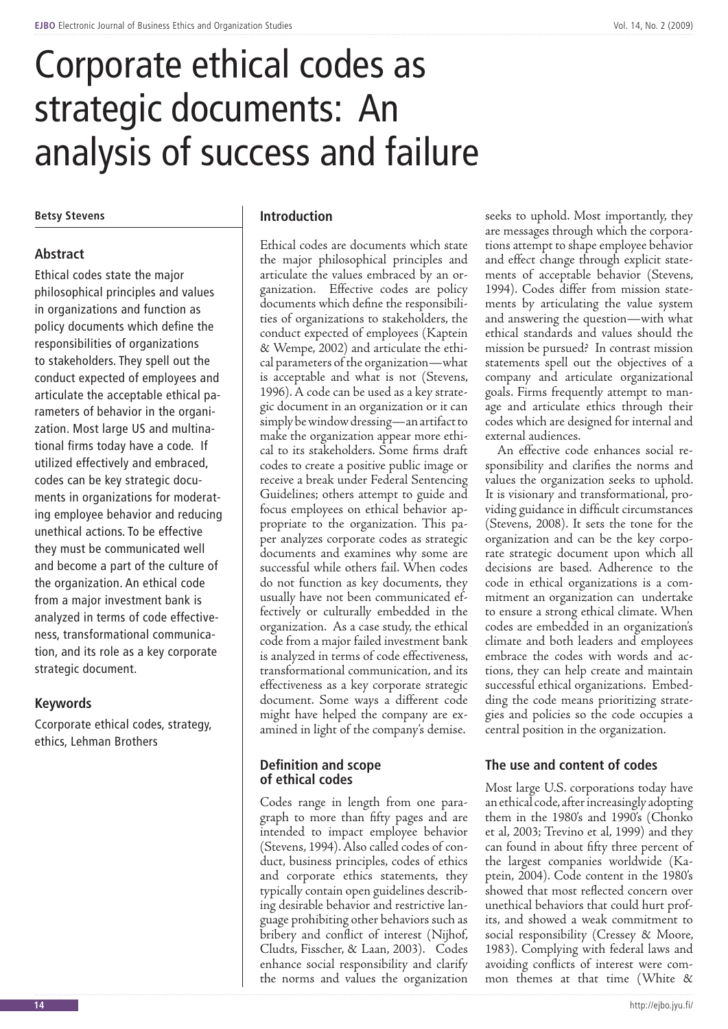# Corporate ethical codes as strategic documents: An analysis of success and failure

**Betsy Stevens**

## Abstract

Ethical codes state the major philosophical principles and values in organizations and function as policy documents which define the responsibilities of organizations to stakeholders. They spell out the conduct expected of employees and articulate the acceptable ethical parameters of behavior in the organization. Most large US and multinational firms today have a code. If utilized effectively and embraced, codes can be key strategic documents in organizations for moderating employee behavior and reducing unethical actions. To be effective they must be communicated well and become a part of the culture of the organization. An ethical code from a major investment bank is analyzed in terms of code effectiveness, transformational communication, and its role as a key corporate strategic document.

## Keywords

Ccorporate ethical codes, strategy, ethics, Lehman Brothers

## Introduction

Ethical codes are documents which state the major philosophical principles and articulate the values embraced by an organization. Effective codes are policy documents which define the responsibilities of organizations to stakeholders, the conduct expected of employees (Kaptein & Wempe, 2002) and articulate the ethical parameters of the organization—what is acceptable and what is not (Stevens, 1996). A code can be used as a key strategic document in an organization or it can simply be window dressing—an artifact to make the organization appear more ethical to its stakeholders. Some firms draft codes to create a positive public image or receive a break under Federal Sentencing Guidelines; others attempt to guide and focus employees on ethical behavior appropriate to the organization. This paper analyzes corporate codes as strategic documents and examines why some are successful while others fail. When codes do not function as key documents, they usually have not been communicated effectively or culturally embedded in the organization. As a case study, the ethical code from a major failed investment bank is analyzed in terms of code effectiveness, transformational communication, and its effectiveness as a key corporate strategic document. Some ways a different code might have helped the company are examined in light of the company's demise.

## Definition and scope of ethical codes

Codes range in length from one paragraph to more than fifty pages and are intended to impact employee behavior (Stevens, 1994). Also called codes of conduct, business principles, codes of ethics and corporate ethics statements, they typically contain open guidelines describing desirable behavior and restrictive language prohibiting other behaviors such as bribery and conflict of interest (Nijhof, Cludts, Fisscher, & Laan, 2003). Codes enhance social responsibility and clarify the norms and values the organization seeks to uphold. Most importantly, they are messages through which the corporations attempt to shape employee behavior and effect change through explicit statements of acceptable behavior (Stevens, 1994). Codes differ from mission statements by articulating the value system and answering the question—with what ethical standards and values should the mission be pursued? In contrast mission statements spell out the objectives of a company and articulate organizational goals. Firms frequently attempt to manage and articulate ethics through their codes which are designed for internal and external audiences.

An effective code enhances social responsibility and clarifies the norms and values the organization seeks to uphold. It is visionary and transformational, providing guidance in difficult circumstances (Stevens, 2008). It sets the tone for the organization and can be the key corporate strategic document upon which all decisions are based. Adherence to the code in ethical organizations is a commitment an organization can undertake to ensure a strong ethical climate. When codes are embedded in an organization's climate and both leaders and employees embrace the codes with words and actions, they can help create and maintain successful ethical organizations. Embedding the code means prioritizing strategies and policies so the code occupies a central position in the organization.

## The use and content of codes

Most large U.S. corporations today have an ethical code, after increasingly adopting them in the 1980's and 1990's (Chonko et al, 2003; Trevino et al, 1999) and they can found in about fifty three percent of the largest companies worldwide (Kaptein, 2004). Code content in the 1980's showed that most reflected concern over unethical behaviors that could hurt profits, and showed a weak commitment to social responsibility (Cressey & Moore, 1983). Complying with federal laws and avoiding conflicts of interest were common themes at that time (White &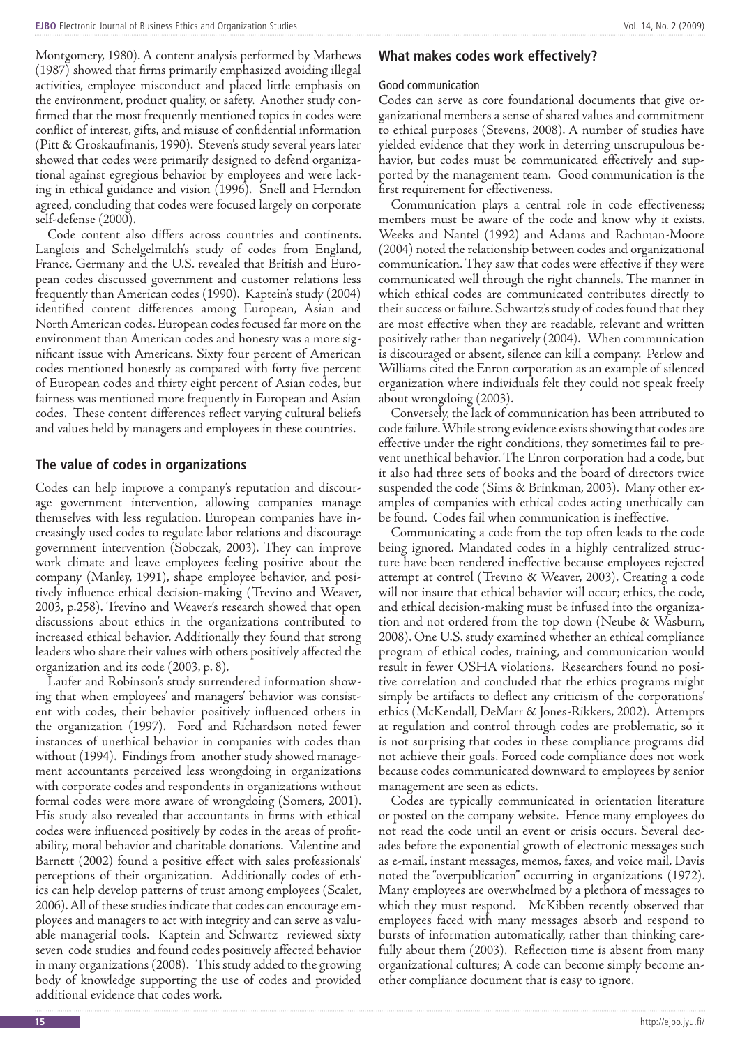Montgomery, 1980). A content analysis performed by Mathews (1987) showed that firms primarily emphasized avoiding illegal activities, employee misconduct and placed little emphasis on the environment, product quality, or safety. Another study confirmed that the most frequently mentioned topics in codes were conflict of interest, gifts, and misuse of confidential information (Pitt & Groskaufmanis, 1990). Steven's study several years later showed that codes were primarily designed to defend organizational against egregious behavior by employees and were lacking in ethical guidance and vision (1996). Snell and Herndon agreed, concluding that codes were focused largely on corporate self-defense (2000).

Code content also differs across countries and continents. Langlois and Schelgelmilch's study of codes from England, France, Germany and the U.S. revealed that British and European codes discussed government and customer relations less frequently than American codes (1990). Kaptein's study (2004) identified content differences among European, Asian and North American codes. European codes focused far more on the environment than American codes and honesty was a more significant issue with Americans. Sixty four percent of American codes mentioned honestly as compared with forty five percent of European codes and thirty eight percent of Asian codes, but fairness was mentioned more frequently in European and Asian codes. These content differences reflect varying cultural beliefs and values held by managers and employees in these countries.

## The value of codes in organizations

Codes can help improve a company's reputation and discourage government intervention, allowing companies manage themselves with less regulation. European companies have increasingly used codes to regulate labor relations and discourage government intervention (Sobczak, 2003). They can improve work climate and leave employees feeling positive about the company (Manley, 1991), shape employee behavior, and positively influence ethical decision-making (Trevino and Weaver, 2003, p.258). Trevino and Weaver's research showed that open discussions about ethics in the organizations contributed to increased ethical behavior. Additionally they found that strong leaders who share their values with others positively affected the organization and its code (2003, p. 8).

Laufer and Robinson's study surrendered information showing that when employees' and managers' behavior was consistent with codes, their behavior positively influenced others in the organization (1997). Ford and Richardson noted fewer instances of unethical behavior in companies with codes than without (1994). Findings from another study showed management accountants perceived less wrongdoing in organizations with corporate codes and respondents in organizations without formal codes were more aware of wrongdoing (Somers, 2001). His study also revealed that accountants in firms with ethical codes were influenced positively by codes in the areas of profitability, moral behavior and charitable donations. Valentine and Barnett (2002) found a positive effect with sales professionals' perceptions of their organization. Additionally codes of ethics can help develop patterns of trust among employees (Scalet, 2006). All of these studies indicate that codes can encourage employees and managers to act with integrity and can serve as valuable managerial tools. Kaptein and Schwartz reviewed sixty seven code studies and found codes positively affected behavior in many organizations (2008). This study added to the growing body of knowledge supporting the use of codes and provided additional evidence that codes work.

## What makes codes work effectively?

### Good communication

Codes can serve as core foundational documents that give organizational members a sense of shared values and commitment to ethical purposes (Stevens, 2008). A number of studies have yielded evidence that they work in deterring unscrupulous behavior, but codes must be communicated effectively and supported by the management team. Good communication is the first requirement for effectiveness.

Communication plays a central role in code effectiveness; members must be aware of the code and know why it exists. Weeks and Nantel (1992) and Adams and Rachman-Moore (2004) noted the relationship between codes and organizational communication. They saw that codes were effective if they were communicated well through the right channels. The manner in which ethical codes are communicated contributes directly to their success or failure. Schwartz's study of codes found that they are most effective when they are readable, relevant and written positively rather than negatively (2004). When communication is discouraged or absent, silence can kill a company. Perlow and Williams cited the Enron corporation as an example of silenced organization where individuals felt they could not speak freely about wrongdoing (2003).

Conversely, the lack of communication has been attributed to code failure. While strong evidence exists showing that codes are effective under the right conditions, they sometimes fail to prevent unethical behavior. The Enron corporation had a code, but it also had three sets of books and the board of directors twice suspended the code (Sims & Brinkman, 2003). Many other examples of companies with ethical codes acting unethically can be found. Codes fail when communication is ineffective.

Communicating a code from the top often leads to the code being ignored. Mandated codes in a highly centralized structure have been rendered ineffective because employees rejected attempt at control (Trevino & Weaver, 2003). Creating a code will not insure that ethical behavior will occur; ethics, the code, and ethical decision-making must be infused into the organization and not ordered from the top down (Neube & Wasburn, 2008). One U.S. study examined whether an ethical compliance program of ethical codes, training, and communication would result in fewer OSHA violations. Researchers found no positive correlation and concluded that the ethics programs might simply be artifacts to deflect any criticism of the corporations' ethics (McKendall, DeMarr & Jones-Rikkers, 2002). Attempts at regulation and control through codes are problematic, so it is not surprising that codes in these compliance programs did not achieve their goals. Forced code compliance does not work because codes communicated downward to employees by senior management are seen as edicts.

Codes are typically communicated in orientation literature or posted on the company website. Hence many employees do not read the code until an event or crisis occurs. Several decades before the exponential growth of electronic messages such as e-mail, instant messages, memos, faxes, and voice mail, Davis noted the "overpublication" occurring in organizations (1972). Many employees are overwhelmed by a plethora of messages to which they must respond. McKibben recently observed that employees faced with many messages absorb and respond to bursts of information automatically, rather than thinking carefully about them (2003). Reflection time is absent from many organizational cultures; A code can become simply become another compliance document that is easy to ignore.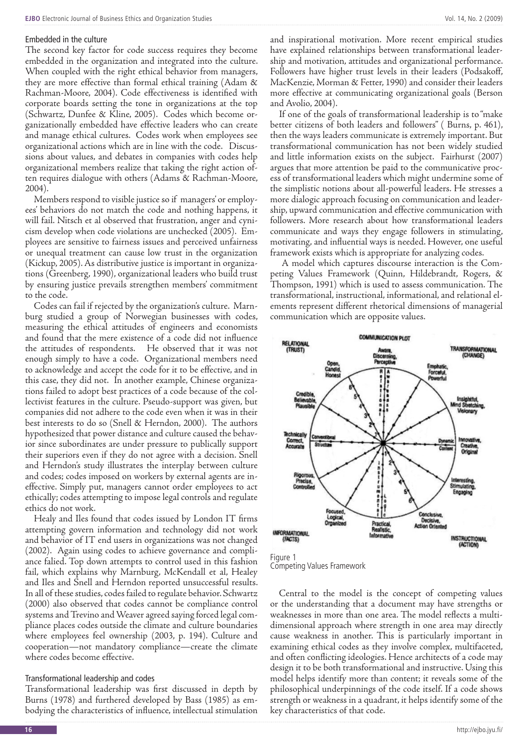### Embedded in the culture

The second key factor for code success requires they become embedded in the organization and integrated into the culture. When coupled with the right ethical behavior from managers, they are more effective than formal ethical training (Adam & Rachman-Moore, 2004). Code effectiveness is identified with corporate boards setting the tone in organizations at the top (Schwartz, Dunfee & Kline, 2005). Codes which become organizationally embedded have effective leaders who can create and manage ethical cultures. Codes work when employees see organizational actions which are in line with the code. Discussions about values, and debates in companies with codes help organizational members realize that taking the right action often requires dialogue with others (Adams & Rachman-Moore, 2004).

Members respond to visible justice so if managers' or employees' behaviors do not match the code and nothing happens, it will fail. Nitsch et al observed that frustration, anger and cynicism develop when code violations are unchecked (2005). Employees are sensitive to fairness issues and perceived unfairness or unequal treatment can cause low trust in the organization (Kickup, 2005). As distributive justice is important in organizations (Greenberg, 1990), organizational leaders who build trust by ensuring justice prevails strengthen members' commitment to the code.

Codes can fail if rejected by the organization's culture. Marnburg studied a group of Norwegian businesses with codes, measuring the ethical attitudes of engineers and economists and found that the mere existence of a code did not influence the attitudes of respondents. He observed that it was not enough simply to have a code. Organizational members need to acknowledge and accept the code for it to be effective, and in this case, they did not. In another example, Chinese organizations failed to adopt best practices of a code because of the collectivist features in the culture. Pseudo-support was given, but companies did not adhere to the code even when it was in their best interests to do so (Snell & Herndon, 2000). The authors hypothesized that power distance and culture caused the behavior since subordinates are under pressure to publically support their superiors even if they do not agree with a decision. Snell and Herndon's study illustrates the interplay between culture and codes; codes imposed on workers by external agents are ineffective. Simply put, managers cannot order employees to act ethically; codes attempting to impose legal controls and regulate ethics do not work.

Healy and Iles found that codes issued by London IT firms attempting govern information and technology did not work and behavior of IT end users in organizations was not changed (2002). Again using codes to achieve governance and compliance falied. Top down attempts to control used in this fashion fail, which explains why Marnburg, McKendall et al, Healey and Iles and Snell and Herndon reported unsuccessful results. In all of these studies, codes failed to regulate behavior. Schwartz (2000) also observed that codes cannot be compliance control systems and Trevino and Weaver agreed saying forced legal compliance places codes outside the climate and culture boundaries where employees feel ownership (2003, p. 194). Culture and cooperation—not mandatory compliance—create the climate where codes become effective.

### Transformational leadership and codes

Transformational leadership was first discussed in depth by Burns (1978) and furthered developed by Bass (1985) as embodying the characteristics of influence, intellectual stimulation and inspirational motivation. More recent empirical studies have explained relationships between transformational leadership and motivation, attitudes and organizational performance. Followers have higher trust levels in their leaders (Podsakoff, MacKenzie, Morman & Fetter, 1990) and consider their leaders more effective at communicating organizational goals (Berson and Avolio, 2004).

If one of the goals of transformational leadership is to "make better citizens of both leaders and followers" ( Burns, p. 461), then the ways leaders communicate is extremely important. But transformational communication has not been widely studied and little information exists on the subject. Fairhurst (2007) argues that more attention be paid to the communicative process of transformational leaders which might undermine some of the simplistic notions about all-powerful leaders. He stresses a more dialogic approach focusing on communication and leadership, upward communication and effective communication with followers. More research about how transformational leaders communicate and ways they engage followers in stimulating, motivating, and influential ways is needed. However, one useful framework exists which is appropriate for analyzing codes.

A model which captures discourse interaction is the Competing Values Framework (Quinn, Hildebrandt, Rogers, & Thompson, 1991) which is used to assess communication. The transformational, instructional, informational, and relational elements represent different rhetorical dimensions of managerial communication which are opposite values.

Figure 1
Competing Values Framework

Central to the model is the concept of competing values or the understanding that a document may have strengths or weaknesses in more than one area. The model reflects a multidimensional approach where strength in one area may directly cause weakness in another. This is particularly important in examining ethical codes as they involve complex, multifaceted, and often conflicting ideologies. Hence architects of a code may design it to be both transformational and instructive. Using this model helps identify more than content; it reveals some of the philosophical underpinnings of the code itself. If a code shows strength or weakness in a quadrant, it helps identify some of the key characteristics of that code.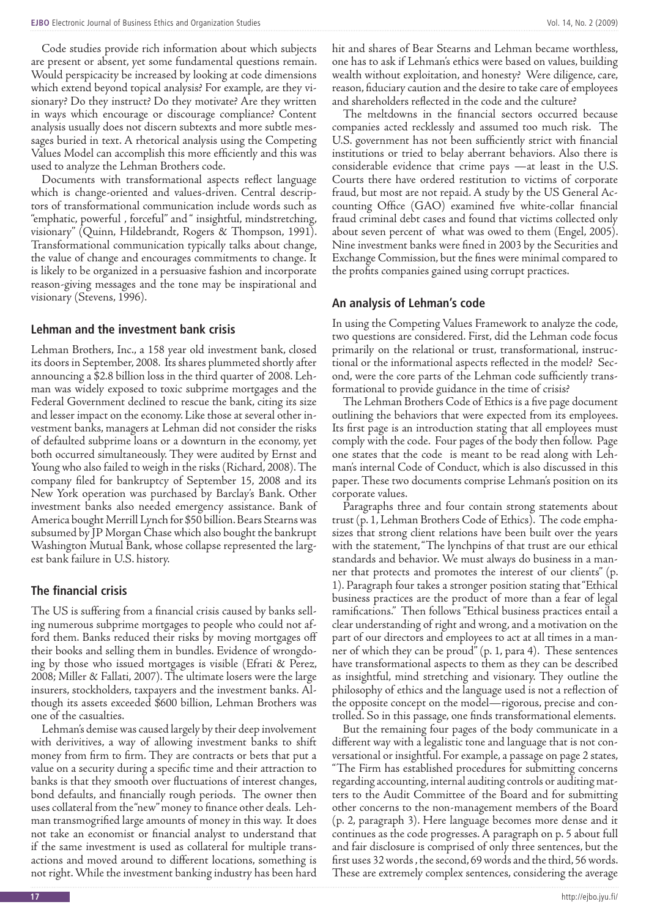Code studies provide rich information about which subjects are present or absent, yet some fundamental questions remain. Would perspicacity be increased by looking at code dimensions which extend beyond topical analysis? For example, are they visionary? Do they instruct? Do they motivate? Are they written in ways which encourage or discourage compliance? Content analysis usually does not discern subtexts and more subtle messages buried in text. A rhetorical analysis using the Competing Values Model can accomplish this more efficiently and this was used to analyze the Lehman Brothers code.

Documents with transformational aspects reflect language which is change-oriented and values-driven. Central descriptors of transformational communication include words such as "emphatic, powerful , forceful" and " insightful, mindstretching, visionary" (Quinn, Hildebrandt, Rogers & Thompson, 1991). Transformational communication typically talks about change, the value of change and encourages commitments to change. It is likely to be organized in a persuasive fashion and incorporate reason-giving messages and the tone may be inspirational and visionary (Stevens, 1996).

## Lehman and the investment bank crisis

Lehman Brothers, Inc., a 158 year old investment bank, closed its doors in September, 2008. Its shares plummeted shortly after announcing a $2.8 billion loss in the third quarter of 2008. Lehman was widely exposed to toxic subprime mortgages and the Federal Government declined to rescue the bank, citing its size and lesser impact on the economy. Like those at several other investment banks, managers at Lehman did not consider the risks of defaulted subprime loans or a downturn in the economy, yet both occurred simultaneously. They were audited by Ernst and Young who also failed to weigh in the risks (Richard, 2008). The company filed for bankruptcy of September 15, 2008 and its New York operation was purchased by Barclay's Bank. Other investment banks also needed emergency assistance. Bank of America bought Merrill Lynch for $50 billion. Bears Stearns was subsumed by JP Morgan Chase which also bought the bankrupt Washington Mutual Bank, whose collapse represented the largest bank failure in U.S. history.

## The financial crisis

The US is suffering from a financial crisis caused by banks selling numerous subprime mortgages to people who could not afford them. Banks reduced their risks by moving mortgages off their books and selling them in bundles. Evidence of wrongdoing by those who issued mortgages is visible (Efrati & Perez, 2008; Miller & Fallati, 2007). The ultimate losers were the large insurers, stockholders, taxpayers and the investment banks. Although its assets exceeded $600 billion, Lehman Brothers was one of the casualties.

Lehman's demise was caused largely by their deep involvement with derivitives, a way of allowing investment banks to shift money from firm to firm. They are contracts or bets that put a value on a security during a specific time and their attraction to banks is that they smooth over fluctuations of interest changes, bond defaults, and financially rough periods. The owner then uses collateral from the "new" money to finance other deals. Lehman transmogrified large amounts of money in this way. It does not take an economist or financial analyst to understand that if the same investment is used as collateral for multiple transactions and moved around to different locations, something is not right. While the investment banking industry has been hard hit and shares of Bear Stearns and Lehman became worthless, one has to ask if Lehman's ethics were based on values, building wealth without exploitation, and honesty? Were diligence, care, reason, fiduciary caution and the desire to take care of employees and shareholders reflected in the code and the culture?

The meltdowns in the financial sectors occurred because companies acted recklessly and assumed too much risk. The U.S. government has not been sufficiently strict with financial institutions or tried to belay aberrant behaviors. Also there is considerable evidence that crime pays —at least in the U.S. Courts there have ordered restitution to victims of corporate fraud, but most are not repaid. A study by the US General Accounting Office (GAO) examined five white-collar financial fraud criminal debt cases and found that victims collected only about seven percent of what was owed to them (Engel, 2005). Nine investment banks were fined in 2003 by the Securities and Exchange Commission, but the fines were minimal compared to the profits companies gained using corrupt practices.

## An analysis of Lehman's code

In using the Competing Values Framework to analyze the code, two questions are considered. First, did the Lehman code focus primarily on the relational or trust, transformational, instructional or the informational aspects reflected in the model? Second, were the core parts of the Lehman code sufficiently transformational to provide guidance in the time of crisis?

The Lehman Brothers Code of Ethics is a five page document outlining the behaviors that were expected from its employees. Its first page is an introduction stating that all employees must comply with the code. Four pages of the body then follow. Page one states that the code is meant to be read along with Lehman's internal Code of Conduct, which is also discussed in this paper. These two documents comprise Lehman's position on its corporate values.

Paragraphs three and four contain strong statements about trust (p. 1, Lehman Brothers Code of Ethics). The code emphasizes that strong client relations have been built over the years with the statement, "The lynchpins of that trust are our ethical standards and behavior. We must always do business in a manner that protects and promotes the interest of our clients" (p. 1). Paragraph four takes a stronger position stating that "Ethical business practices are the product of more than a fear of legal ramifications." Then follows "Ethical business practices entail a clear understanding of right and wrong, and a motivation on the part of our directors and employees to act at all times in a manner of which they can be proud" (p. 1, para 4). These sentences have transformational aspects to them as they can be described as insightful, mind stretching and visionary. They outline the philosophy of ethics and the language used is not a reflection of the opposite concept on the model—rigorous, precise and controlled. So in this passage, one finds transformational elements.

But the remaining four pages of the body communicate in a different way with a legalistic tone and language that is not conversational or insightful. For example, a passage on page 2 states, "The Firm has established procedures for submitting concerns regarding accounting, internal auditing controls or auditing matters to the Audit Committee of the Board and for submitting other concerns to the non-management members of the Board (p. 2, paragraph 3). Here language becomes more dense and it continues as the code progresses. A paragraph on p. 5 about full and fair disclosure is comprised of only three sentences, but the first uses 32 words , the second, 69 words and the third, 56 words. These are extremely complex sentences, considering the average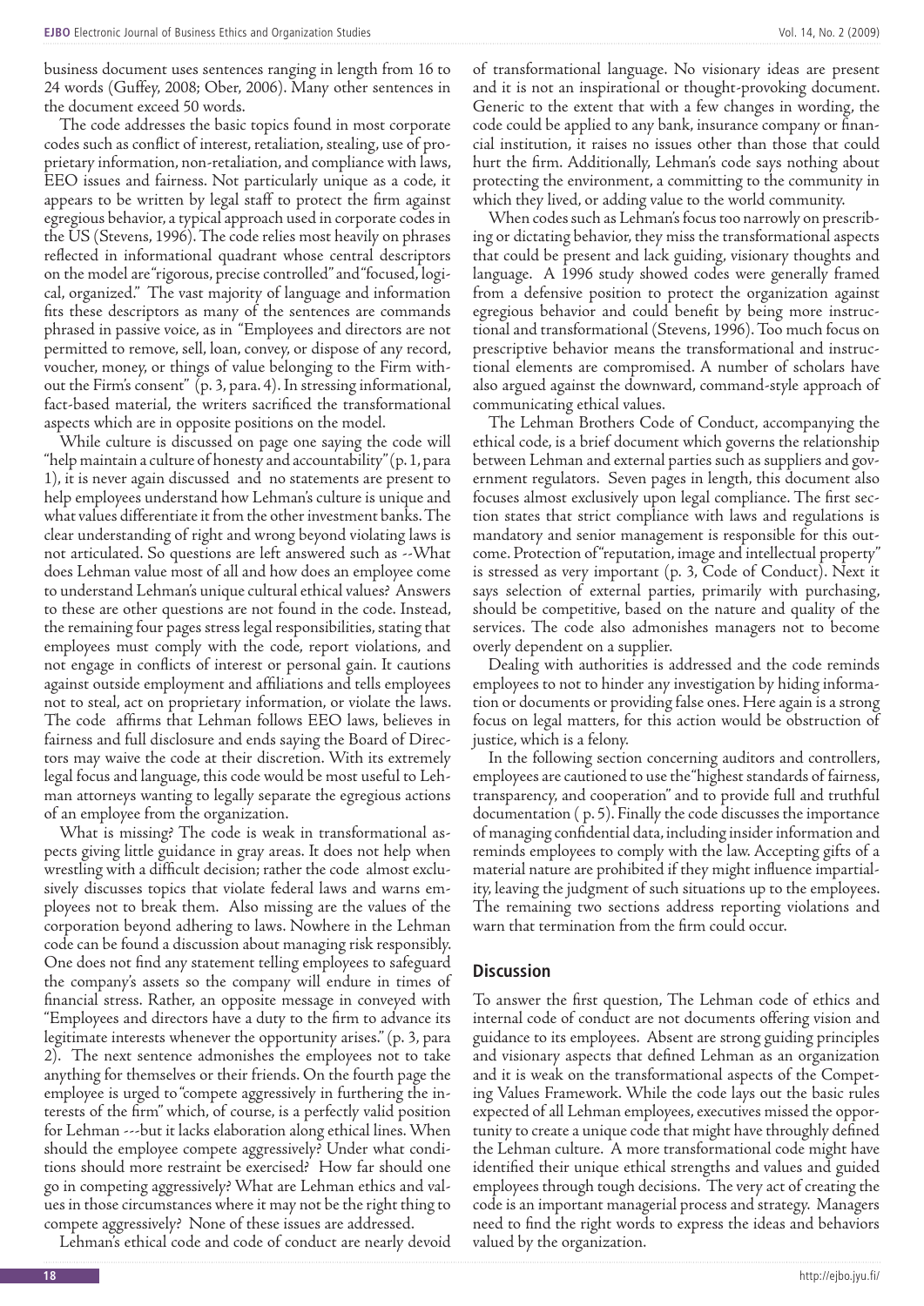business document uses sentences ranging in length from 16 to 24 words (Guffey, 2008; Ober, 2006). Many other sentences in the document exceed 50 words.

The code addresses the basic topics found in most corporate codes such as conflict of interest, retaliation, stealing, use of proprietary information, non-retaliation, and compliance with laws, EEO issues and fairness. Not particularly unique as a code, it appears to be written by legal staff to protect the firm against egregious behavior, a typical approach used in corporate codes in the US (Stevens, 1996). The code relies most heavily on phrases reflected in informational quadrant whose central descriptors on the model are "rigorous, precise controlled" and "focused, logical, organized." The vast majority of language and information fits these descriptors as many of the sentences are commands phrased in passive voice, as in "Employees and directors are not permitted to remove, sell, loan, convey, or dispose of any record, voucher, money, or things of value belonging to the Firm without the Firm's consent" (p. 3, para. 4). In stressing informational, fact-based material, the writers sacrificed the transformational aspects which are in opposite positions on the model.

While culture is discussed on page one saying the code will "help maintain a culture of honesty and accountability" (p. 1, para 1), it is never again discussed and no statements are present to help employees understand how Lehman's culture is unique and what values differentiate it from the other investment banks. The clear understanding of right and wrong beyond violating laws is not articulated. So questions are left answered such as --What does Lehman value most of all and how does an employee come to understand Lehman's unique cultural ethical values? Answers to these are other questions are not found in the code. Instead, the remaining four pages stress legal responsibilities, stating that employees must comply with the code, report violations, and not engage in conflicts of interest or personal gain. It cautions against outside employment and affiliations and tells employees not to steal, act on proprietary information, or violate the laws. The code affirms that Lehman follows EEO laws, believes in fairness and full disclosure and ends saying the Board of Directors may waive the code at their discretion. With its extremely legal focus and language, this code would be most useful to Lehman attorneys wanting to legally separate the egregious actions of an employee from the organization.

What is missing? The code is weak in transformational aspects giving little guidance in gray areas. It does not help when wrestling with a difficult decision; rather the code almost exclusively discusses topics that violate federal laws and warns employees not to break them. Also missing are the values of the corporation beyond adhering to laws. Nowhere in the Lehman code can be found a discussion about managing risk responsibly. One does not find any statement telling employees to safeguard the company's assets so the company will endure in times of financial stress. Rather, an opposite message in conveyed with "Employees and directors have a duty to the firm to advance its legitimate interests whenever the opportunity arises." (p. 3, para 2). The next sentence admonishes the employees not to take anything for themselves or their friends. On the fourth page the employee is urged to "compete aggressively in furthering the interests of the firm" which, of course, is a perfectly valid position for Lehman ---but it lacks elaboration along ethical lines. When should the employee compete aggressively? Under what conditions should more restraint be exercised? How far should one go in competing aggressively? What are Lehman ethics and values in those circumstances where it may not be the right thing to compete aggressively? None of these issues are addressed.

Lehman's ethical code and code of conduct are nearly devoid of transformational language. No visionary ideas are present and it is not an inspirational or thought-provoking document. Generic to the extent that with a few changes in wording, the code could be applied to any bank, insurance company or financial institution, it raises no issues other than those that could hurt the firm. Additionally, Lehman's code says nothing about protecting the environment, a committing to the community in which they lived, or adding value to the world community.

When codes such as Lehman's focus too narrowly on prescribing or dictating behavior, they miss the transformational aspects that could be present and lack guiding, visionary thoughts and language. A 1996 study showed codes were generally framed from a defensive position to protect the organization against egregious behavior and could benefit by being more instructional and transformational (Stevens, 1996). Too much focus on prescriptive behavior means the transformational and instructional elements are compromised. A number of scholars have also argued against the downward, command-style approach of communicating ethical values.

The Lehman Brothers Code of Conduct, accompanying the ethical code, is a brief document which governs the relationship between Lehman and external parties such as suppliers and government regulators. Seven pages in length, this document also focuses almost exclusively upon legal compliance. The first section states that strict compliance with laws and regulations is mandatory and senior management is responsible for this outcome. Protection of "reputation, image and intellectual property" is stressed as very important (p. 3, Code of Conduct). Next it says selection of external parties, primarily with purchasing, should be competitive, based on the nature and quality of the services. The code also admonishes managers not to become overly dependent on a supplier.

Dealing with authorities is addressed and the code reminds employees to not to hinder any investigation by hiding information or documents or providing false ones. Here again is a strong focus on legal matters, for this action would be obstruction of justice, which is a felony.

In the following section concerning auditors and controllers, employees are cautioned to use the "highest standards of fairness, transparency, and cooperation" and to provide full and truthful documentation ( p. 5). Finally the code discusses the importance of managing confidential data, including insider information and reminds employees to comply with the law. Accepting gifts of a material nature are prohibited if they might influence impartiality, leaving the judgment of such situations up to the employees. The remaining two sections address reporting violations and warn that termination from the firm could occur.

## Discussion

To answer the first question, The Lehman code of ethics and internal code of conduct are not documents offering vision and guidance to its employees. Absent are strong guiding principles and visionary aspects that defined Lehman as an organization and it is weak on the transformational aspects of the Competing Values Framework. While the code lays out the basic rules expected of all Lehman employees, executives missed the opportunity to create a unique code that might have throughly defined the Lehman culture. A more transformational code might have identified their unique ethical strengths and values and guided employees through tough decisions. The very act of creating the code is an important managerial process and strategy. Managers need to find the right words to express the ideas and behaviors valued by the organization.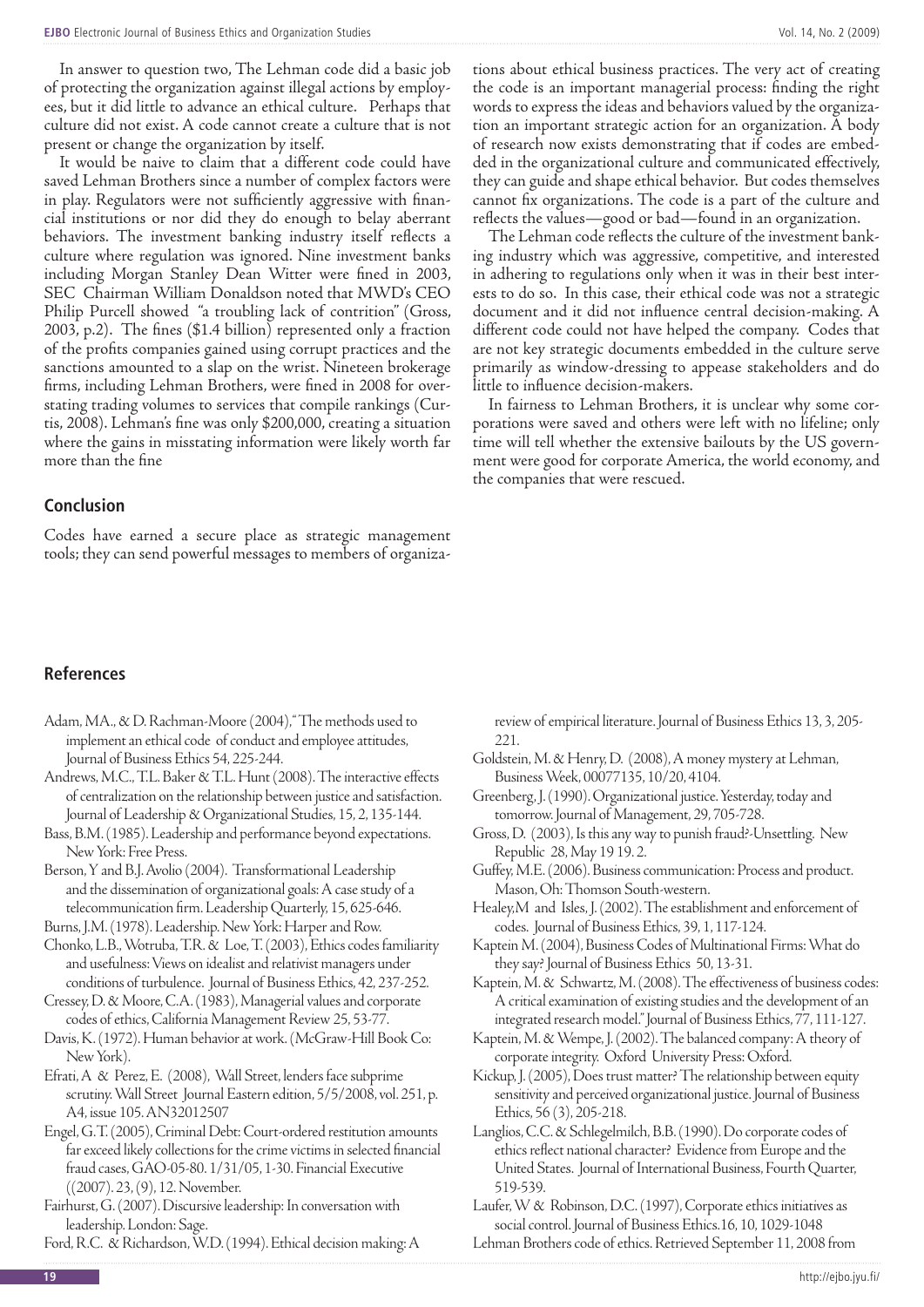In answer to question two, The Lehman code did a basic job of protecting the organization against illegal actions by employees, but it did little to advance an ethical culture. Perhaps that culture did not exist. A code cannot create a culture that is not present or change the organization by itself.

It would be naive to claim that a different code could have saved Lehman Brothers since a number of complex factors were in play. Regulators were not sufficiently aggressive with financial institutions or nor did they do enough to belay aberrant behaviors. The investment banking industry itself reflects a culture where regulation was ignored. Nine investment banks including Morgan Stanley Dean Witter were fined in 2003, SEC Chairman William Donaldson noted that MWD's CEO Philip Purcell showed "a troubling lack of contrition" (Gross, 2003, p.2). The fines ($1.4 billion) represented only a fraction of the profits companies gained using corrupt practices and the sanctions amounted to a slap on the wrist. Nineteen brokerage firms, including Lehman Brothers, were fined in 2008 for overstating trading volumes to services that compile rankings (Curtis, 2008). Lehman's fine was only $200,000, creating a situation where the gains in misstating information were likely worth far more than the fine

## Conclusion

Codes have earned a secure place as strategic management tools; they can send powerful messages to members of organizations about ethical business practices. The very act of creating the code is an important managerial process: finding the right words to express the ideas and behaviors valued by the organization an important strategic action for an organization. A body of research now exists demonstrating that if codes are embedded in the organizational culture and communicated effectively, they can guide and shape ethical behavior. But codes themselves cannot fix organizations. The code is a part of the culture and reflects the values—good or bad—found in an organization.

The Lehman code reflects the culture of the investment banking industry which was aggressive, competitive, and interested in adhering to regulations only when it was in their best interests to do so. In this case, their ethical code was not a strategic document and it did not influence central decision-making. A different code could not have helped the company. Codes that are not key strategic documents embedded in the culture serve primarily as window-dressing to appease stakeholders and do little to influence decision-makers.

In fairness to Lehman Brothers, it is unclear why some corporations were saved and others were left with no lifeline; only time will tell whether the extensive bailouts by the US government were good for corporate America, the world economy, and the companies that were rescued.

## References

Adam, MA., & D. Rachman-Moore (2004)," The methods used to implement an ethical code of conduct and employee attitudes, Journal of Business Ethics 54, 225-244.

Andrews, M.C., T.L. Baker & T.L. Hunt (2008). The interactive effects of centralization on the relationship between justice and satisfaction. Journal of Leadership & Organizational Studies, 15, 2, 135-144.

Bass, B.M. (1985). Leadership and performance beyond expectations. New York: Free Press.

Berson, Y and B.J. Avolio (2004). Transformational Leadership and the dissemination of organizational goals: A case study of a telecommunication firm. Leadership Quarterly, 15, 625-646.

Burns, J.M. (1978). Leadership. New York: Harper and Row.

Chonko, L.B., Wotruba, T.R. & Loe, T. (2003), Ethics codes familiarity and usefulness: Views on idealist and relativist managers under conditions of turbulence. Journal of Business Ethics, 42, 237-252.

Cressey, D. & Moore, C.A. (1983), Managerial values and corporate codes of ethics, California Management Review 25, 53-77.

Davis, K. (1972). Human behavior at work. (McGraw-Hill Book Co: New York).

Efrati, A & Perez, E. (2008), Wall Street, lenders face subprime scrutiny. Wall Street Journal Eastern edition, 5/5/2008, vol. 251, p. A4, issue 105. AN32012507

Engel, G.T. (2005), Criminal Debt: Court-ordered restitution amounts far exceed likely collections for the crime victims in selected financial fraud cases, GAO-05-80. 1/31/05, 1-30. Financial Executive ((2007). 23, (9), 12. November.

Fairhurst, G. (2007). Discursive leadership: In conversation with leadership. London: Sage.

Ford, R.C. & Richardson, W.D. (1994). Ethical decision making: A review of empirical literature. Journal of Business Ethics 13, 3, 205-221.

Goldstein, M. & Henry, D. (2008), A money mystery at Lehman, Business Week, 00077135, 10/20, 4104.

Greenberg, J. (1990). Organizational justice. Yesterday, today and tomorrow. Journal of Management, 29, 705-728.

Gross, D. (2003), Is this any way to punish fraud?-Unsettling. New Republic 28, May 19 19. 2.

Guffey, M.E. (2006). Business communication: Process and product. Mason, Oh: Thomson South-western.

Healey,M and Isles, J. (2002). The establishment and enforcement of codes. Journal of Business Ethics, 39, 1, 117-124.

Kaptein M. (2004), Business Codes of Multinational Firms: What do they say? Journal of Business Ethics 50, 13-31.

Kaptein, M. & Schwartz, M. (2008). The effectiveness of business codes: A critical examination of existing studies and the development of an integrated research model." Journal of Business Ethics, 77, 111-127.

Kaptein, M. & Wempe, J. (2002). The balanced company: A theory of corporate integrity. Oxford University Press: Oxford.

Kickup, J. (2005), Does trust matter? The relationship between equity sensitivity and perceived organizational justice. Journal of Business Ethics, 56 (3), 205-218.

Langlios, C.C. & Schlegelmilch, B.B. (1990). Do corporate codes of ethics reflect national character? Evidence from Europe and the United States. Journal of International Business, Fourth Quarter, 519-539.

Laufer, W & Robinson, D.C. (1997), Corporate ethics initiatives as social control. Journal of Business Ethics.16, 10, 1029-1048

Lehman Brothers code of ethics. Retrieved September 11, 2008 from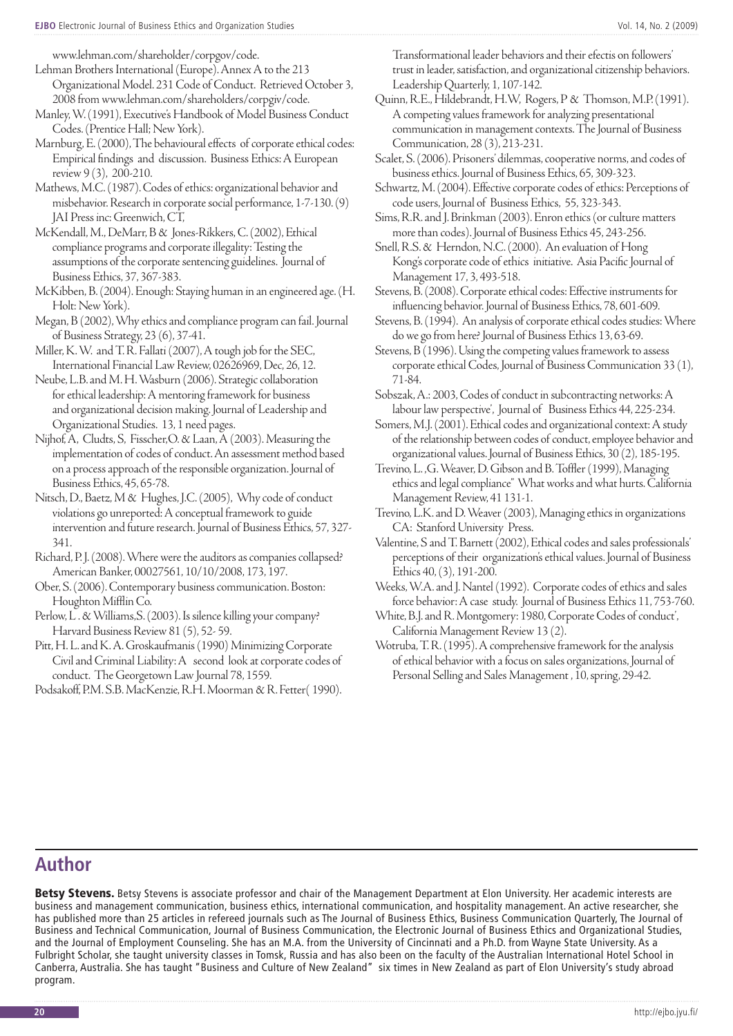www.lehman.com/shareholder/corpgov/code.

Lehman Brothers International (Europe). Annex A to the 213 Organizational Model. 231 Code of Conduct. Retrieved October 3, 2008 from www.lehman.com/shareholders/corpgiv/code.

Manley, W. (1991), Executive's Handbook of Model Business Conduct Codes. (Prentice Hall; New York).

Marnburg, E. (2000), The behavioural effects of corporate ethical codes: Empirical findings and discussion. Business Ethics: A European review 9 (3), 200-210.

Mathews, M.C. (1987). Codes of ethics: organizational behavior and misbehavior. Research in corporate social performance, 1-7-130. (9) JAI Press inc: Greenwich, CT,

McKendall, M., DeMarr, B & Jones-Rikkers, C. (2002), Ethical compliance programs and corporate illegality: Testing the assumptions of the corporate sentencing guidelines. Journal of Business Ethics, 37, 367-383.

McKibben, B. (2004). Enough: Staying human in an engineered age. (H. Holt: New York).

Megan, B (2002), Why ethics and compliance program can fail. Journal of Business Strategy, 23 (6), 37-41.

Miller, K. W. and T. R. Fallati (2007), A tough job for the SEC, International Financial Law Review, 02626969, Dec, 26, 12.

Neube, L.B. and M. H. Wasburn (2006). Strategic collaboration for ethical leadership: A mentoring framework for business and organizational decision making. Journal of Leadership and Organizational Studies. 13, 1 need pages.

Nijhof, A, Cludts, S, Fisscher,O. & Laan, A (2003). Measuring the implementation of codes of conduct. An assessment method based on a process approach of the responsible organization. Journal of Business Ethics, 45, 65-78.

Nitsch, D., Baetz, M & Hughes, J.C. (2005), Why code of conduct violations go unreported: A conceptual framework to guide intervention and future research. Journal of Business Ethics, 57, 327-341.

Richard, P. J. (2008). Where were the auditors as companies collapsed? American Banker, 00027561, 10/10/2008, 173, 197.

Ober, S. (2006). Contemporary business communication. Boston: Houghton Mifflin Co.

Perlow, L . & Williams,S. (2003). Is silence killing your company? Harvard Business Review 81 (5), 52- 59.

Pitt, H. L. and K. A. Groskaufmanis (1990) Minimizing Corporate Civil and Criminal Liability: A second look at corporate codes of conduct. The Georgetown Law Journal 78, 1559.

Podsakoff, P.M. S.B. MacKenzie, R.H. Moorman & R. Fetter( 1990). Transformational leader behaviors and their efectis on followers' trust in leader, satisfaction, and organizational citizenship behaviors. Leadership Quarterly, 1, 107-142.

Quinn, R.E., Hildebrandt, H.W, Rogers, P & Thomson, M.P. (1991). A competing values framework for analyzing presentational communication in management contexts. The Journal of Business Communication, 28 (3), 213-231.

Scalet, S. (2006). Prisoners' dilemmas, cooperative norms, and codes of business ethics. Journal of Business Ethics, 65, 309-323.

Schwartz, M. (2004). Effective corporate codes of ethics: Perceptions of code users, Journal of Business Ethics, 55, 323-343.

Sims, R.R. and J. Brinkman (2003). Enron ethics (or culture matters more than codes). Journal of Business Ethics 45, 243-256.

Snell, R.S. & Herndon, N.C. (2000). An evaluation of Hong Kong's corporate code of ethics initiative. Asia Pacific Journal of Management 17, 3, 493-518.

Stevens, B. (2008). Corporate ethical codes: Effective instruments for influencing behavior. Journal of Business Ethics, 78, 601-609.

Stevens, B. (1994). An analysis of corporate ethical codes studies: Where do we go from here? Journal of Business Ethics 13, 63-69.

Stevens, B (1996). Using the competing values framework to assess corporate ethical Codes, Journal of Business Communication 33 (1), 71-84.

Sobszak, A.: 2003, Codes of conduct in subcontracting networks: A labour law perspective', Journal of Business Ethics 44, 225-234.

Somers, M.J. (2001). Ethical codes and organizational context: A study of the relationship between codes of conduct, employee behavior and organizational values. Journal of Business Ethics, 30 (2), 185-195.

Trevino, L. ,G. Weaver, D. Gibson and B. Toffler (1999), Managing ethics and legal compliance" What works and what hurts. California Management Review, 41 131-1.

Trevino, L.K. and D. Weaver (2003), Managing ethics in organizations CA: Stanford University Press.

Valentine, S and T. Barnett (2002), Ethical codes and sales professionals' perceptions of their organization's ethical values. Journal of Business Ethics 40, (3), 191-200.

Weeks, W.A. and J. Nantel (1992). Corporate codes of ethics and sales force behavior: A case study. Journal of Business Ethics 11, 753-760.

White, B.J. and R. Montgomery: 1980, Corporate Codes of conduct', California Management Review 13 (2).

Wotruba, T. R. (1995). A comprehensive framework for the analysis of ethical behavior with a focus on sales organizations, Journal of Personal Selling and Sales Management , 10, spring, 29-42.

## Author

**Betsy Stevens.** Betsy Stevens is associate professor and chair of the Management Department at Elon University. Her academic interests are business and management communication, business ethics, international communication, and hospitality management. An active researcher, she has published more than 25 articles in refereed journals such as The Journal of Business Ethics, Business Communication Quarterly, The Journal of Business and Technical Communication, Journal of Business Communication, the Electronic Journal of Business Ethics and Organizational Studies, and the Journal of Employment Counseling. She has an M.A. from the University of Cincinnati and a Ph.D. from Wayne State University. As a Fulbright Scholar, she taught university classes in Tomsk, Russia and has also been on the faculty of the Australian International Hotel School in Canberra, Australia. She has taught "Business and Culture of New Zealand" six times in New Zealand as part of Elon University's study abroad program.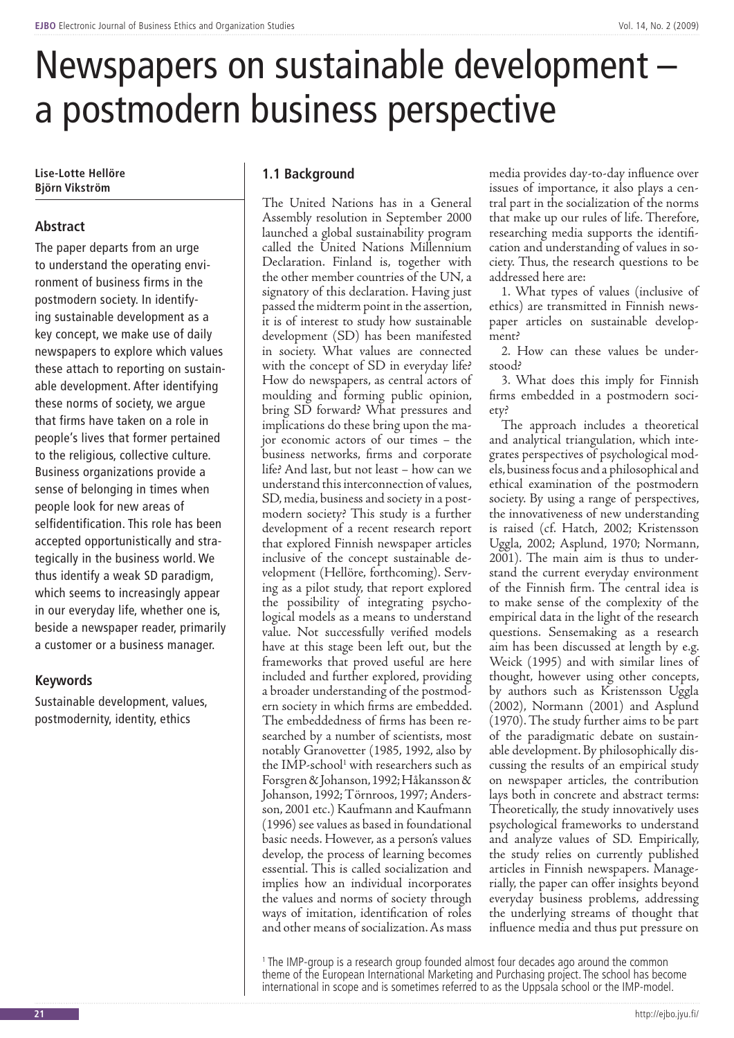# Newspapers on sustainable development – a postmodern business perspective

**Lise-Lotte Hellöre**
**Björn Vikström**

## Abstract

The paper departs from an urge to understand the operating environment of business firms in the postmodern society. In identifying sustainable development as a key concept, we make use of daily newspapers to explore which values these attach to reporting on sustainable development. After identifying these norms of society, we argue that firms have taken on a role in people's lives that former pertained to the religious, collective culture. Business organizations provide a sense of belonging in times when people look for new areas of selfidentification. This role has been accepted opportunistically and strategically in the business world. We thus identify a weak SD paradigm, which seems to increasingly appear in our everyday life, whether one is, beside a newspaper reader, primarily a customer or a business manager.

## Keywords

Sustainable development, values, postmodernity, identity, ethics

### 1.1 Background

The United Nations has in a General Assembly resolution in September 2000 launched a global sustainability program called the United Nations Millennium Declaration. Finland is, together with the other member countries of the UN, a signatory of this declaration. Having just passed the midterm point in the assertion, it is of interest to study how sustainable development (SD) has been manifested in society. What values are connected with the concept of SD in everyday life? How do newspapers, as central actors of moulding and forming public opinion, bring SD forward? What pressures and implications do these bring upon the major economic actors of our times – the business networks, firms and corporate life? And last, but not least – how can we understand this interconnection of values, SD, media, business and society in a postmodern society? This study is a further development of a recent research report that explored Finnish newspaper articles inclusive of the concept sustainable development (Hellöre, forthcoming). Serving as a pilot study, that report explored the possibility of integrating psychological models as a means to understand value. Not successfully verified models have at this stage been left out, but the frameworks that proved useful are here included and further explored, providing a broader understanding of the postmodern society in which firms are embedded. The embeddedness of firms has been researched by a number of scientists, most notably Granovetter (1985, 1992, also by the IMP-school[1] with researchers such as Forsgren & Johanson, 1992; Håkansson & Johanson, 1992; Törnroos, 1997; Andersson, 2001 etc.) Kaufmann and Kaufmann (1996) see values as based in foundational basic needs. However, as a person's values develop, the process of learning becomes essential. This is called socialization and implies how an individual incorporates the values and norms of society through ways of imitation, identification of roles and other means of socialization. As mass media provides day-to-day influence over issues of importance, it also plays a central part in the socialization of the norms that make up our rules of life. Therefore, researching media supports the identification and understanding of values in society. Thus, the research questions to be addressed here are:

1. What types of values (inclusive of ethics) are transmitted in Finnish newspaper articles on sustainable development?

2. How can these values be understood?

3. What does this imply for Finnish firms embedded in a postmodern society?

The approach includes a theoretical and analytical triangulation, which integrates perspectives of psychological models, business focus and a philosophical and ethical examination of the postmodern society. By using a range of perspectives, the innovativeness of new understanding is raised (cf. Hatch, 2002; Kristensson Uggla, 2002; Asplund, 1970; Normann, 2001). The main aim is thus to understand the current everyday environment of the Finnish firm. The central idea is to make sense of the complexity of the empirical data in the light of the research questions. Sensemaking as a research aim has been discussed at length by e.g. Weick (1995) and with similar lines of thought, however using other concepts, by authors such as Kristensson Uggla (2002), Normann (2001) and Asplund (1970). The study further aims to be part of the paradigmatic debate on sustainable development. By philosophically discussing the results of an empirical study on newspaper articles, the contribution lays both in concrete and abstract terms: Theoretically, the study innovatively uses psychological frameworks to understand and analyze values of SD. Empirically, the study relies on currently published articles in Finnish newspapers. Managerially, the paper can offer insights beyond everyday business problems, addressing the underlying streams of thought that influence media and thus put pressure on

[1] The IMP-group is a research group founded almost four decades ago around the common theme of the European International Marketing and Purchasing project. The school has become international in scope and is sometimes referred to as the Uppsala school or the IMP-model.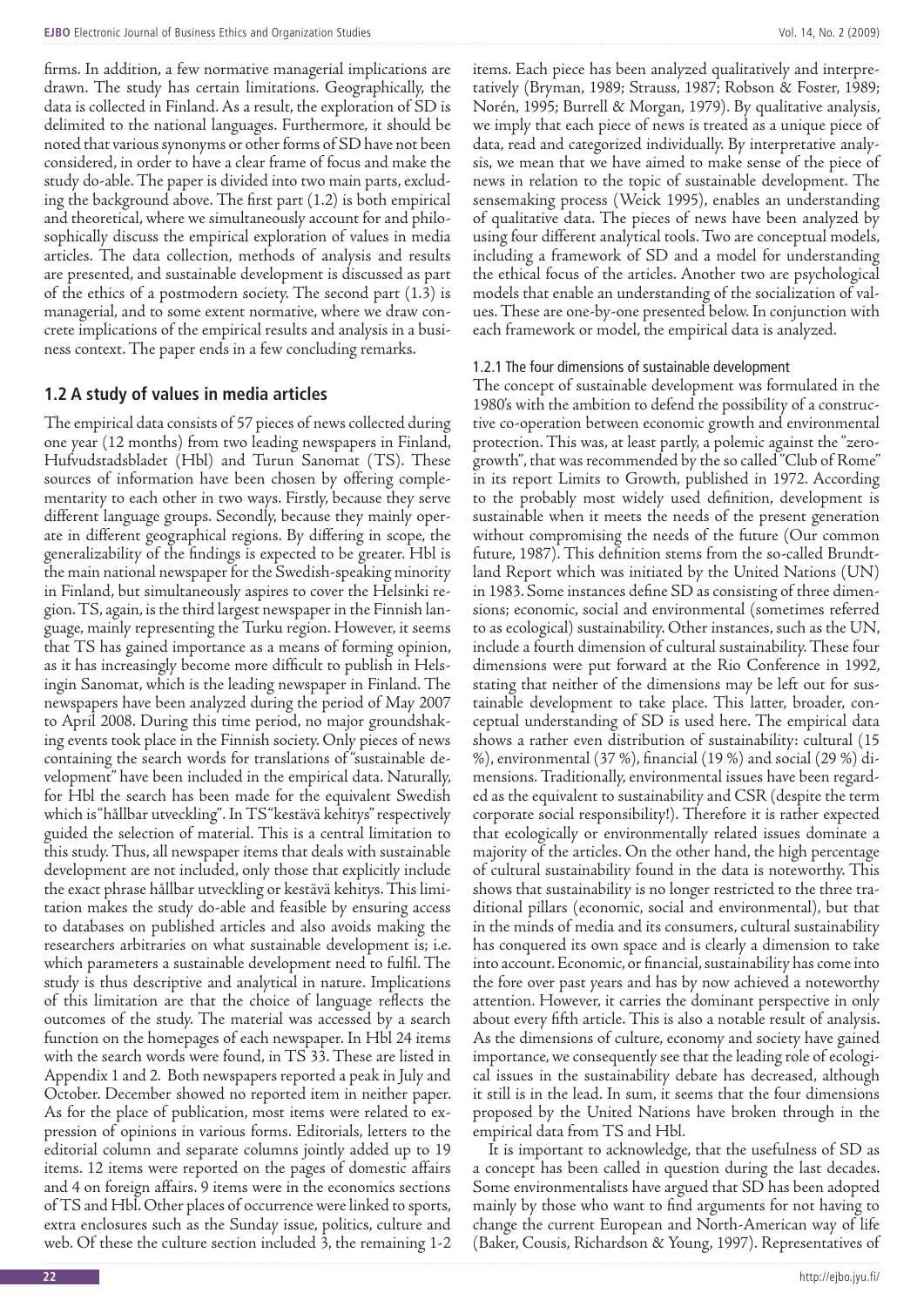firms. In addition, a few normative managerial implications are drawn. The study has certain limitations. Geographically, the data is collected in Finland. As a result, the exploration of SD is delimited to the national languages. Furthermore, it should be noted that various synonyms or other forms of SD have not been considered, in order to have a clear frame of focus and make the study do-able. The paper is divided into two main parts, excluding the background above. The first part (1.2) is both empirical and theoretical, where we simultaneously account for and philosophically discuss the empirical exploration of values in media articles. The data collection, methods of analysis and results are presented, and sustainable development is discussed as part of the ethics of a postmodern society. The second part (1.3) is managerial, and to some extent normative, where we draw concrete implications of the empirical results and analysis in a business context. The paper ends in a few concluding remarks.

## 1.2 A study of values in media articles

The empirical data consists of 57 pieces of news collected during one year (12 months) from two leading newspapers in Finland, Hufvudstadsbladet (Hbl) and Turun Sanomat (TS). These sources of information have been chosen by offering complementarity to each other in two ways. Firstly, because they serve different language groups. Secondly, because they mainly operate in different geographical regions. By differing in scope, the generalizability of the findings is expected to be greater. Hbl is the main national newspaper for the Swedish-speaking minority in Finland, but simultaneously aspires to cover the Helsinki region. TS, again, is the third largest newspaper in the Finnish language, mainly representing the Turku region. However, it seems that TS has gained importance as a means of forming opinion, as it has increasingly become more difficult to publish in Helsingin Sanomat, which is the leading newspaper in Finland. The newspapers have been analyzed during the period of May 2007 to April 2008. During this time period, no major groundshaking events took place in the Finnish society. Only pieces of news containing the search words for translations of "sustainable development" have been included in the empirical data. Naturally, for Hbl the search has been made for the equivalent Swedish which is "hållbar utveckling". In TS "kestävä kehitys" respectively guided the selection of material. This is a central limitation to this study. Thus, all newspaper items that deals with sustainable development are not included, only those that explicitly include the exact phrase hållbar utveckling or kestävä kehitys. This limitation makes the study do-able and feasible by ensuring access to databases on published articles and also avoids making the researchers arbitraries on what sustainable development is; i.e. which parameters a sustainable development need to fulfil. The study is thus descriptive and analytical in nature. Implications of this limitation are that the choice of language reflects the outcomes of the study. The material was accessed by a search function on the homepages of each newspaper. In Hbl 24 items with the search words were found, in TS 33. These are listed in Appendix 1 and 2. Both newspapers reported a peak in July and October. December showed no reported item in neither paper. As for the place of publication, most items were related to expression of opinions in various forms. Editorials, letters to the editorial column and separate columns jointly added up to 19 items. 12 items were reported on the pages of domestic affairs and 4 on foreign affairs. 9 items were in the economics sections of TS and Hbl. Other places of occurrence were linked to sports, extra enclosures such as the Sunday issue, politics, culture and web. Of these the culture section included 3, the remaining 1-2 items. Each piece has been analyzed qualitatively and interpretatively (Bryman, 1989; Strauss, 1987; Robson & Foster, 1989; Norén, 1995; Burrell & Morgan, 1979). By qualitative analysis, we imply that each piece of news is treated as a unique piece of data, read and categorized individually. By interpretative analysis, we mean that we have aimed to make sense of the piece of news in relation to the topic of sustainable development. The sensemaking process (Weick 1995), enables an understanding of qualitative data. The pieces of news have been analyzed by using four different analytical tools. Two are conceptual models, including a framework of SD and a model for understanding the ethical focus of the articles. Another two are psychological models that enable an understanding of the socialization of values. These are one-by-one presented below. In conjunction with each framework or model, the empirical data is analyzed.

### 1.2.1 The four dimensions of sustainable development

The concept of sustainable development was formulated in the 1980's with the ambition to defend the possibility of a constructive co-operation between economic growth and environmental protection. This was, at least partly, a polemic against the "zero-growth", that was recommended by the so called "Club of Rome" in its report Limits to Growth, published in 1972. According to the probably most widely used definition, development is sustainable when it meets the needs of the present generation without compromising the needs of the future (Our common future, 1987). This definition stems from the so-called Brundtland Report which was initiated by the United Nations (UN) in 1983. Some instances define SD as consisting of three dimensions; economic, social and environmental (sometimes referred to as ecological) sustainability. Other instances, such as the UN, include a fourth dimension of cultural sustainability. These four dimensions were put forward at the Rio Conference in 1992, stating that neither of the dimensions may be left out for sustainable development to take place. This latter, broader, conceptual understanding of SD is used here. The empirical data shows a rather even distribution of sustainability: cultural (15 %), environmental (37 %), financial (19 %) and social (29 %) dimensions. Traditionally, environmental issues have been regarded as the equivalent to sustainability and CSR (despite the term corporate social responsibility!). Therefore it is rather expected that ecologically or environmentally related issues dominate a majority of the articles. On the other hand, the high percentage of cultural sustainability found in the data is noteworthy. This shows that sustainability is no longer restricted to the three traditional pillars (economic, social and environmental), but that in the minds of media and its consumers, cultural sustainability has conquered its own space and is clearly a dimension to take into account. Economic, or financial, sustainability has come into the fore over past years and has by now achieved a noteworthy attention. However, it carries the dominant perspective in only about every fifth article. This is also a notable result of analysis. As the dimensions of culture, economy and society have gained importance, we consequently see that the leading role of ecological issues in the sustainability debate has decreased, although it still is in the lead. In sum, it seems that the four dimensions proposed by the United Nations have broken through in the empirical data from TS and Hbl.

It is important to acknowledge, that the usefulness of SD as a concept has been called in question during the last decades. Some environmentalists have argued that SD has been adopted mainly by those who want to find arguments for not having to change the current European and North-American way of life (Baker, Cousis, Richardson & Young, 1997). Representatives of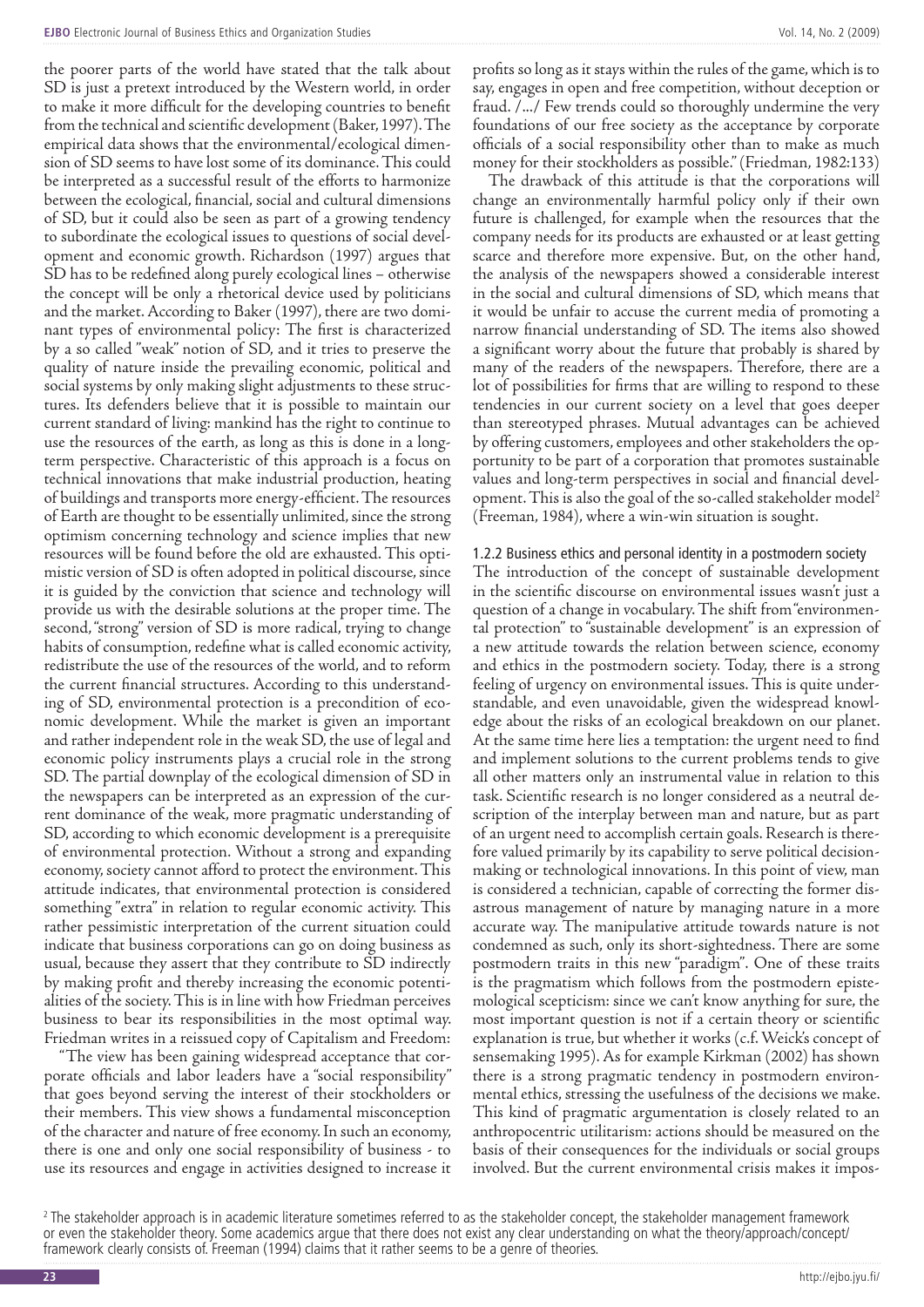the poorer parts of the world have stated that the talk about SD is just a pretext introduced by the Western world, in order to make it more difficult for the developing countries to benefit from the technical and scientific development (Baker, 1997). The empirical data shows that the environmental/ecological dimension of SD seems to have lost some of its dominance. This could be interpreted as a successful result of the efforts to harmonize between the ecological, financial, social and cultural dimensions of SD, but it could also be seen as part of a growing tendency to subordinate the ecological issues to questions of social development and economic growth. Richardson (1997) argues that SD has to be redefined along purely ecological lines – otherwise the concept will be only a rhetorical device used by politicians and the market. According to Baker (1997), there are two dominant types of environmental policy: The first is characterized by a so called "weak" notion of SD, and it tries to preserve the quality of nature inside the prevailing economic, political and social systems by only making slight adjustments to these structures. Its defenders believe that it is possible to maintain our current standard of living: mankind has the right to continue to use the resources of the earth, as long as this is done in a long-term perspective. Characteristic of this approach is a focus on technical innovations that make industrial production, heating of buildings and transports more energy-efficient. The resources of Earth are thought to be essentially unlimited, since the strong optimism concerning technology and science implies that new resources will be found before the old are exhausted. This optimistic version of SD is often adopted in political discourse, since it is guided by the conviction that science and technology will provide us with the desirable solutions at the proper time. The second, "strong" version of SD is more radical, trying to change habits of consumption, redefine what is called economic activity, redistribute the use of the resources of the world, and to reform the current financial structures. According to this understanding of SD, environmental protection is a precondition of economic development. While the market is given an important and rather independent role in the weak SD, the use of legal and economic policy instruments plays a crucial role in the strong SD. The partial downplay of the ecological dimension of SD in the newspapers can be interpreted as an expression of the current dominance of the weak, more pragmatic understanding of SD, according to which economic development is a prerequisite of environmental protection. Without a strong and expanding economy, society cannot afford to protect the environment. This attitude indicates, that environmental protection is considered something "extra" in relation to regular economic activity. This rather pessimistic interpretation of the current situation could indicate that business corporations can go on doing business as usual, because they assert that they contribute to SD indirectly by making profit and thereby increasing the economic potentialities of the society. This is in line with how Friedman perceives business to bear its responsibilities in the most optimal way. Friedman writes in a reissued copy of Capitalism and Freedom:

"The view has been gaining widespread acceptance that corporate officials and labor leaders have a "social responsibility" that goes beyond serving the interest of their stockholders or their members. This view shows a fundamental misconception of the character and nature of free economy. In such an economy, there is one and only one social responsibility of business - to use its resources and engage in activities designed to increase it profits so long as it stays within the rules of the game, which is to say, engages in open and free competition, without deception or fraud. /.../ Few trends could so thoroughly undermine the very foundations of our free society as the acceptance by corporate officials of a social responsibility other than to make as much money for their stockholders as possible." (Friedman, 1982:133)

The drawback of this attitude is that the corporations will change an environmentally harmful policy only if their own future is challenged, for example when the resources that the company needs for its products are exhausted or at least getting scarce and therefore more expensive. But, on the other hand, the analysis of the newspapers showed a considerable interest in the social and cultural dimensions of SD, which means that it would be unfair to accuse the current media of promoting a narrow financial understanding of SD. The items also showed a significant worry about the future that probably is shared by many of the readers of the newspapers. Therefore, there are a lot of possibilities for firms that are willing to respond to these tendencies in our current society on a level that goes deeper than stereotyped phrases. Mutual advantages can be achieved by offering customers, employees and other stakeholders the opportunity to be part of a corporation that promotes sustainable values and long-term perspectives in social and financial development. This is also the goal of the so-called stakeholder model[2] (Freeman, 1984), where a win-win situation is sought.

### 1.2.2 Business ethics and personal identity in a postmodern society

The introduction of the concept of sustainable development in the scientific discourse on environmental issues wasn't just a question of a change in vocabulary. The shift from "environmental protection" to "sustainable development" is an expression of a new attitude towards the relation between science, economy and ethics in the postmodern society. Today, there is a strong feeling of urgency on environmental issues. This is quite understandable, and even unavoidable, given the widespread knowledge about the risks of an ecological breakdown on our planet. At the same time here lies a temptation: the urgent need to find and implement solutions to the current problems tends to give all other matters only an instrumental value in relation to this task. Scientific research is no longer considered as a neutral description of the interplay between man and nature, but as part of an urgent need to accomplish certain goals. Research is therefore valued primarily by its capability to serve political decision-making or technological innovations. In this point of view, man is considered a technician, capable of correcting the former disastrous management of nature by managing nature in a more accurate way. The manipulative attitude towards nature is not condemned as such, only its short-sightedness. There are some postmodern traits in this new "paradigm". One of these traits is the pragmatism which follows from the postmodern epistemological scepticism: since we can't know anything for sure, the most important question is not if a certain theory or scientific explanation is true, but whether it works (c.f. Weick's concept of sensemaking 1995). As for example Kirkman (2002) has shown there is a strong pragmatic tendency in postmodern environmental ethics, stressing the usefulness of the decisions we make. This kind of pragmatic argumentation is closely related to an anthropocentric utilitarism: actions should be measured on the basis of their consequences for the individuals or social groups involved. But the current environmental crisis makes it impos-

[2] The stakeholder approach is in academic literature sometimes referred to as the stakeholder concept, the stakeholder management framework or even the stakeholder theory. Some academics argue that there does not exist any clear understanding on what the theory/approach/concept/framework clearly consists of. Freeman (1994) claims that it rather seems to be a genre of theories.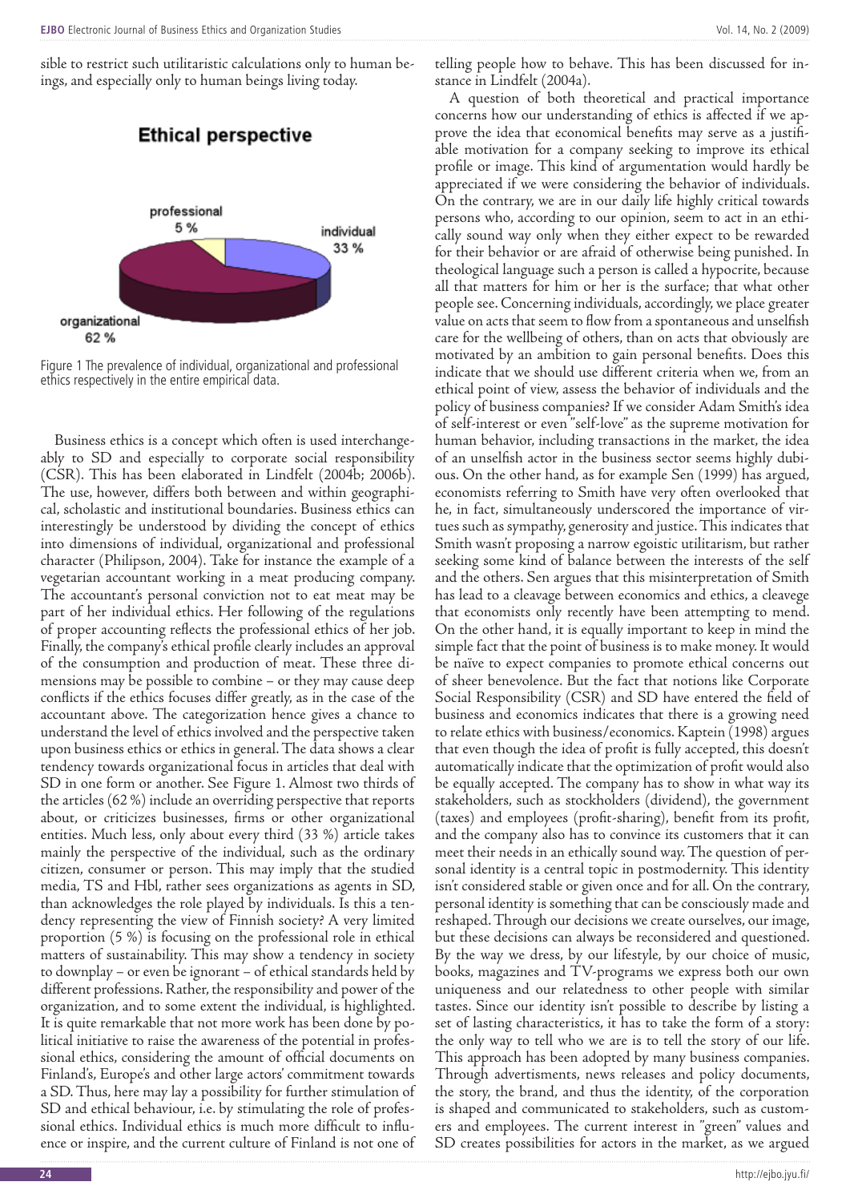sible to restrict such utilitaristic calculations only to human beings, and especially only to human beings living today.

**Ethical perspective**

professional 5 %

individual 33 %

organizational 62 %

Figure 1 The prevalence of individual, organizational and professional ethics respectively in the entire empirical data.

Business ethics is a concept which often is used interchangeably to SD and especially to corporate social responsibility (CSR). This has been elaborated in Lindfelt (2004b; 2006b). The use, however, differs both between and within geographical, scholastic and institutional boundaries. Business ethics can interestingly be understood by dividing the concept of ethics into dimensions of individual, organizational and professional character (Philipson, 2004). Take for instance the example of a vegetarian accountant working in a meat producing company. The accountant's personal conviction not to eat meat may be part of her individual ethics. Her following of the regulations of proper accounting reflects the professional ethics of her job. Finally, the company's ethical profile clearly includes an approval of the consumption and production of meat. These three dimensions may be possible to combine – or they may cause deep conflicts if the ethics focuses differ greatly, as in the case of the accountant above. The categorization hence gives a chance to understand the level of ethics involved and the perspective taken upon business ethics or ethics in general. The data shows a clear tendency towards organizational focus in articles that deal with SD in one form or another. See Figure 1. Almost two thirds of the articles (62 %) include an overriding perspective that reports about, or criticizes businesses, firms or other organizational entities. Much less, only about every third (33 %) article takes mainly the perspective of the individual, such as the ordinary citizen, consumer or person. This may imply that the studied media, TS and Hbl, rather sees organizations as agents in SD, than acknowledges the role played by individuals. Is this a tendency representing the view of Finnish society? A very limited proportion (5 %) is focusing on the professional role in ethical matters of sustainability. This may show a tendency in society to downplay – or even be ignorant – of ethical standards held by different professions. Rather, the responsibility and power of the organization, and to some extent the individual, is highlighted. It is quite remarkable that not more work has been done by political initiative to raise the awareness of the potential in professional ethics, considering the amount of official documents on Finland's, Europe's and other large actors' commitment towards a SD. Thus, here may lay a possibility for further stimulation of SD and ethical behaviour, i.e. by stimulating the role of professional ethics. Individual ethics is much more difficult to influence or inspire, and the current culture of Finland is not one of telling people how to behave. This has been discussed for instance in Lindfelt (2004a).

A question of both theoretical and practical importance concerns how our understanding of ethics is affected if we approve the idea that economical benefits may serve as a justifiable motivation for a company seeking to improve its ethical profile or image. This kind of argumentation would hardly be appreciated if we were considering the behavior of individuals. On the contrary, we are in our daily life highly critical towards persons who, according to our opinion, seem to act in an ethically sound way only when they either expect to be rewarded for their behavior or are afraid of otherwise being punished. In theological language such a person is called a hypocrite, because all that matters for him or her is the surface; that what other people see. Concerning individuals, accordingly, we place greater value on acts that seem to flow from a spontaneous and unselfish care for the wellbeing of others, than on acts that obviously are motivated by an ambition to gain personal benefits. Does this indicate that we should use different criteria when we, from an ethical point of view, assess the behavior of individuals and the policy of business companies? If we consider Adam Smith's idea of self-interest or even "self-love" as the supreme motivation for human behavior, including transactions in the market, the idea of an unselfish actor in the business sector seems highly dubious. On the other hand, as for example Sen (1999) has argued, economists referring to Smith have very often overlooked that he, in fact, simultaneously underscored the importance of virtues such as sympathy, generosity and justice. This indicates that Smith wasn't proposing a narrow egoistic utilitarism, but rather seeking some kind of balance between the interests of the self and the others. Sen argues that this misinterpretation of Smith has lead to a cleavage between economics and ethics, a cleavege that economists only recently have been attempting to mend. On the other hand, it is equally important to keep in mind the simple fact that the point of business is to make money. It would be naïve to expect companies to promote ethical concerns out of sheer benevolence. But the fact that notions like Corporate Social Responsibility (CSR) and SD have entered the field of business and economics indicates that there is a growing need to relate ethics with business/economics. Kaptein (1998) argues that even though the idea of profit is fully accepted, this doesn't automatically indicate that the optimization of profit would also be equally accepted. The company has to show in what way its stakeholders, such as stockholders (dividend), the government (taxes) and employees (profit-sharing), benefit from its profit, and the company also has to convince its customers that it can meet their needs in an ethically sound way. The question of personal identity is a central topic in postmodernity. This identity isn't considered stable or given once and for all. On the contrary, personal identity is something that can be consciously made and reshaped. Through our decisions we create ourselves, our image, but these decisions can always be reconsidered and questioned. By the way we dress, by our lifestyle, by our choice of music, books, magazines and TV-programs we express both our own uniqueness and our relatedness to other people with similar tastes. Since our identity isn't possible to describe by listing a set of lasting characteristics, it has to take the form of a story: the only way to tell who we are is to tell the story of our life. This approach has been adopted by many business companies. Through advertisments, news releases and policy documents, the story, the brand, and thus the identity, of the corporation is shaped and communicated to stakeholders, such as customers and employees. The current interest in "green" values and SD creates possibilities for actors in the market, as we argued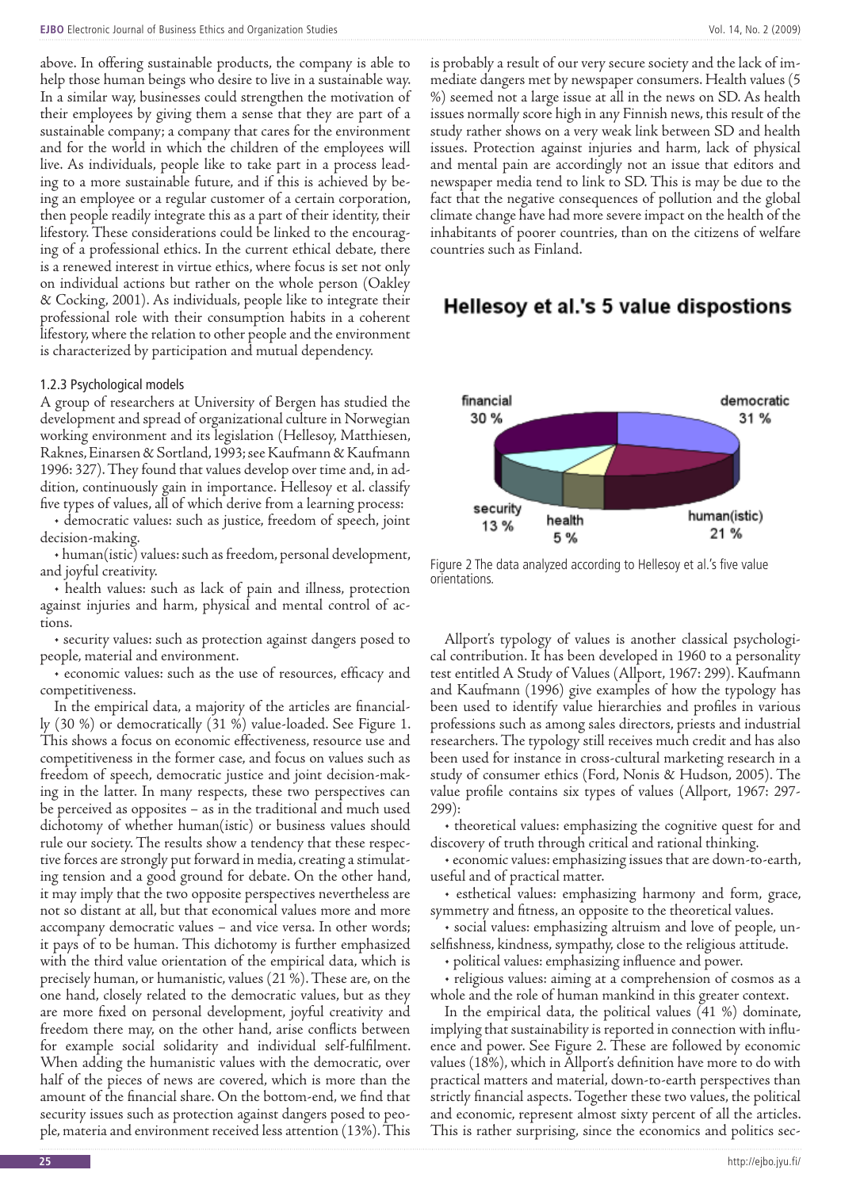above. In offering sustainable products, the company is able to help those human beings who desire to live in a sustainable way. In a similar way, businesses could strengthen the motivation of their employees by giving them a sense that they are part of a sustainable company; a company that cares for the environment and for the world in which the children of the employees will live. As individuals, people like to take part in a process leading to a more sustainable future, and if this is achieved by being an employee or a regular customer of a certain corporation, then people readily integrate this as a part of their identity, their lifestory. These considerations could be linked to the encouraging of a professional ethics. In the current ethical debate, there is a renewed interest in virtue ethics, where focus is set not only on individual actions but rather on the whole person (Oakley & Cocking, 2001). As individuals, people like to integrate their professional role with their consumption habits in a coherent lifestory, where the relation to other people and the environment is characterized by participation and mutual dependency.

### 1.2.3 Psychological models

A group of researchers at University of Bergen has studied the development and spread of organizational culture in Norwegian working environment and its legislation (Hellesoy, Matthiesen, Raknes, Einarsen & Sortland, 1993; see Kaufmann & Kaufmann 1996: 327). They found that values develop over time and, in addition, continuously gain in importance. Hellesoy et al. classify five types of values, all of which derive from a learning process:

- democratic values: such as justice, freedom of speech, joint decision-making.
- human(istic) values: such as freedom, personal development, and joyful creativity.
- health values: such as lack of pain and illness, protection against injuries and harm, physical and mental control of actions.
- security values: such as protection against dangers posed to people, material and environment.
- economic values: such as the use of resources, efficacy and competitiveness.

In the empirical data, a majority of the articles are financially (30 %) or democratically (31 %) value-loaded. See Figure 1. This shows a focus on economic effectiveness, resource use and competitiveness in the former case, and focus on values such as freedom of speech, democratic justice and joint decision-making in the latter. In many respects, these two perspectives can be perceived as opposites – as in the traditional and much used dichotomy of whether human(istic) or business values should rule our society. The results show a tendency that these respective forces are strongly put forward in media, creating a stimulating tension and a good ground for debate. On the other hand, it may imply that the two opposite perspectives nevertheless are not so distant at all, but that economical values more and more accompany democratic values – and vice versa. In other words; it pays of to be human. This dichotomy is further emphasized with the third value orientation of the empirical data, which is precisely human, or humanistic, values (21 %). These are, on the one hand, closely related to the democratic values, but as they are more fixed on personal development, joyful creativity and freedom there may, on the other hand, arise conflicts between for example social solidarity and individual self-fulfilment. When adding the humanistic values with the democratic, over half of the pieces of news are covered, which is more than the amount of the financial share. On the bottom-end, we find that security issues such as protection against dangers posed to people, materia and environment received less attention (13%). This is probably a result of our very secure society and the lack of immediate dangers met by newspaper consumers. Health values (5 %) seemed not a large issue at all in the news on SD. As health issues normally score high in any Finnish news, this result of the study rather shows on a very weak link between SD and health issues. Protection against injuries and harm, lack of physical and mental pain are accordingly not an issue that editors and newspaper media tend to link to SD. This is may be due to the fact that the negative consequences of pollution and the global climate change have had more severe impact on the health of the inhabitants of poorer countries, than on the citizens of welfare countries such as Finland.

**Hellesoy et al.'s 5 value dispostions**

| Value | Share |
|---|---|
| financial | 30 % |
| democratic | 31 % |
| human(istic) | 21 % |
| health | 5 % |
| security | 13 % |

Figure 2 The data analyzed according to Hellesoy et al.'s five value orientations.

Allport's typology of values is another classical psychological contribution. It has been developed in 1960 to a personality test entitled A Study of Values (Allport, 1967: 299). Kaufmann and Kaufmann (1996) give examples of how the typology has been used to identify value hierarchies and profiles in various professions such as among sales directors, priests and industrial researchers. The typology still receives much credit and has also been used for instance in cross-cultural marketing research in a study of consumer ethics (Ford, Nonis & Hudson, 2005). The value profile contains six types of values (Allport, 1967: 297-299):

- theoretical values: emphasizing the cognitive quest for and discovery of truth through critical and rational thinking.
- economic values: emphasizing issues that are down-to-earth, useful and of practical matter.
- esthetical values: emphasizing harmony and form, grace, symmetry and fitness, an opposite to the theoretical values.
- social values: emphasizing altruism and love of people, unselfishness, kindness, sympathy, close to the religious attitude.
- political values: emphasizing influence and power.
- religious values: aiming at a comprehension of cosmos as a whole and the role of human mankind in this greater context.

In the empirical data, the political values (41 %) dominate, implying that sustainability is reported in connection with influence and power. See Figure 2. These are followed by economic values (18%), which in Allport's definition have more to do with practical matters and material, down-to-earth perspectives than strictly financial aspects. Together these two values, the political and economic, represent almost sixty percent of all the articles. This is rather surprising, since the economics and politics sec-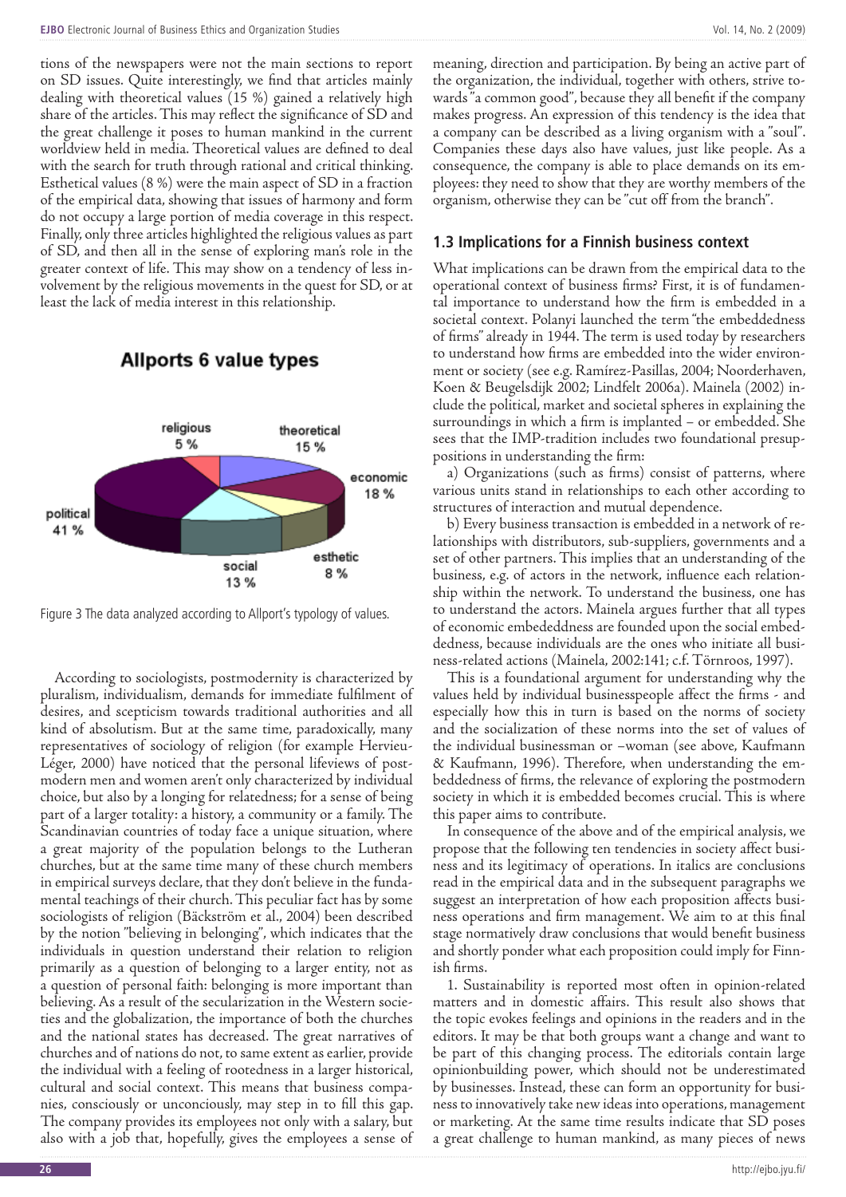tions of the newspapers were not the main sections to report on SD issues. Quite interestingly, we find that articles mainly dealing with theoretical values (15 %) gained a relatively high share of the articles. This may reflect the significance of SD and the great challenge it poses to human mankind in the current worldview held in media. Theoretical values are defined to deal with the search for truth through rational and critical thinking. Esthetical values (8 %) were the main aspect of SD in a fraction of the empirical data, showing that issues of harmony and form do not occupy a large portion of media coverage in this respect. Finally, only three articles highlighted the religious values as part of SD, and then all in the sense of exploring man's role in the greater context of life. This may show on a tendency of less involvement by the religious movements in the quest for SD, or at least the lack of media interest in this relationship.

**Allports 6 value types**

| Value type | Share |
|---|---|
| religious | 5 % |
| theoretical | 15 % |
| economic | 18 % |
| esthetic | 8 % |
| social | 13 % |
| political | 41 % |

Figure 3 The data analyzed according to Allport's typology of values.

According to sociologists, postmodernity is characterized by pluralism, individualism, demands for immediate fulfilment of desires, and scepticism towards traditional authorities and all kind of absolutism. But at the same time, paradoxically, many representatives of sociology of religion (for example Hervieu-Léger, 2000) have noticed that the personal lifeviews of postmodern men and women aren't only characterized by individual choice, but also by a longing for relatedness; for a sense of being part of a larger totality: a history, a community or a family. The Scandinavian countries of today face a unique situation, where a great majority of the population belongs to the Lutheran churches, but at the same time many of these church members in empirical surveys declare, that they don't believe in the fundamental teachings of their church. This peculiar fact has by some sociologists of religion (Bäckström et al., 2004) been described by the notion "believing in belonging", which indicates that the individuals in question understand their relation to religion primarily as a question of belonging to a larger entity, not as a question of personal faith: belonging is more important than believing. As a result of the secularization in the Western societies and the globalization, the importance of both the churches and the national states has decreased. The great narratives of churches and of nations do not, to same extent as earlier, provide the individual with a feeling of rootedness in a larger historical, cultural and social context. This means that business companies, consciously or unconciously, may step in to fill this gap. The company provides its employees not only with a salary, but also with a job that, hopefully, gives the employees a sense of meaning, direction and participation. By being an active part of the organization, the individual, together with others, strive towards "a common good", because they all benefit if the company makes progress. An expression of this tendency is the idea that a company can be described as a living organism with a "soul". Companies these days also have values, just like people. As a consequence, the company is able to place demands on its employees: they need to show that they are worthy members of the organism, otherwise they can be "cut off from the branch".

## 1.3 Implications for a Finnish business context

What implications can be drawn from the empirical data to the operational context of business firms? First, it is of fundamental importance to understand how the firm is embedded in a societal context. Polanyi launched the term "the embeddedness of firms" already in 1944. The term is used today by researchers to understand how firms are embedded into the wider environment or society (see e.g. Ramírez-Pasillas, 2004; Noorderhaven, Koen & Beugelsdijk 2002; Lindfelt 2006a). Mainela (2002) include the political, market and societal spheres in explaining the surroundings in which a firm is implanted – or embedded. She sees that the IMP-tradition includes two foundational presuppositions in understanding the firm:

a) Organizations (such as firms) consist of patterns, where various units stand in relationships to each other according to structures of interaction and mutual dependence.

b) Every business transaction is embedded in a network of relationships with distributors, sub-suppliers, governments and a set of other partners. This implies that an understanding of the business, e.g. of actors in the network, influence each relationship within the network. To understand the business, one has to understand the actors. Mainela argues further that all types of economic embededdness are founded upon the social embeddedness, because individuals are the ones who initiate all business-related actions (Mainela, 2002:141; c.f. Törnroos, 1997).

This is a foundational argument for understanding why the values held by individual businesspeople affect the firms - and especially how this in turn is based on the norms of society and the socialization of these norms into the set of values of the individual businessman or –woman (see above, Kaufmann & Kaufmann, 1996). Therefore, when understanding the embeddedness of firms, the relevance of exploring the postmodern society in which it is embedded becomes crucial. This is where this paper aims to contribute.

In consequence of the above and of the empirical analysis, we propose that the following ten tendencies in society affect business and its legitimacy of operations. In italics are conclusions read in the empirical data and in the subsequent paragraphs we suggest an interpretation of how each proposition affects business operations and firm management. We aim to at this final stage normatively draw conclusions that would benefit business and shortly ponder what each proposition could imply for Finnish firms.

1. Sustainability is reported most often in opinion-related matters and in domestic affairs. This result also shows that the topic evokes feelings and opinions in the readers and in the editors. It may be that both groups want a change and want to be part of this changing process. The editorials contain large opinionbuilding power, which should not be underestimated by businesses. Instead, these can form an opportunity for business to innovatively take new ideas into operations, management or marketing. At the same time results indicate that SD poses a great challenge to human mankind, as many pieces of news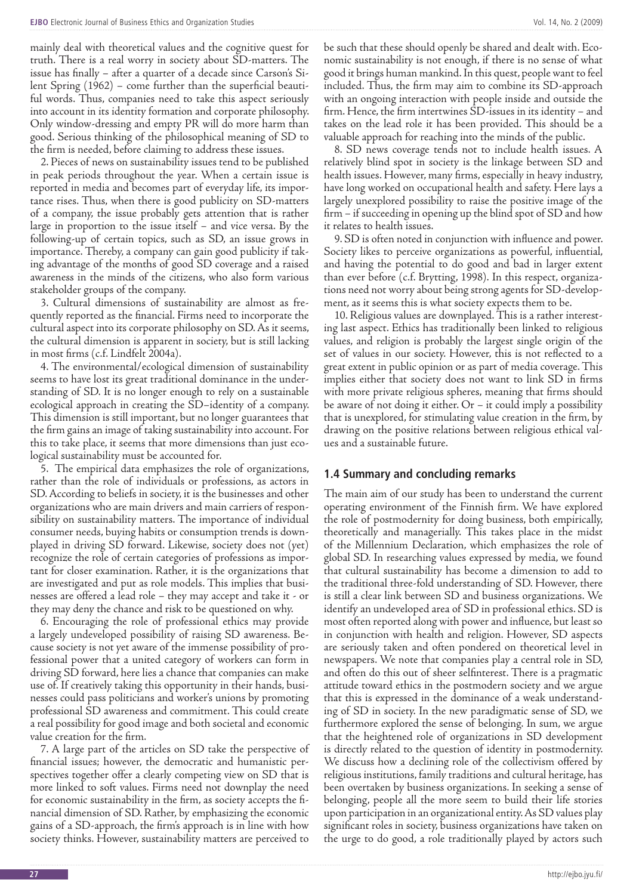mainly deal with theoretical values and the cognitive quest for truth. There is a real worry in society about SD-matters. The issue has finally – after a quarter of a decade since Carson's Silent Spring (1962) – come further than the superficial beautiful words. Thus, companies need to take this aspect seriously into account in its identity formation and corporate philosophy. Only window-dressing and empty PR will do more harm than good. Serious thinking of the philosophical meaning of SD to the firm is needed, before claiming to address these issues.

2. Pieces of news on sustainability issues tend to be published in peak periods throughout the year. When a certain issue is reported in media and becomes part of everyday life, its importance rises. Thus, when there is good publicity on SD-matters of a company, the issue probably gets attention that is rather large in proportion to the issue itself – and vice versa. By the following-up of certain topics, such as SD, an issue grows in importance. Thereby, a company can gain good publicity if taking advantage of the months of good SD coverage and a raised awareness in the minds of the citizens, who also form various stakeholder groups of the company.

3. Cultural dimensions of sustainability are almost as frequently reported as the financial. Firms need to incorporate the cultural aspect into its corporate philosophy on SD. As it seems, the cultural dimension is apparent in society, but is still lacking in most firms (c.f. Lindfelt 2004a).

4. The environmental/ecological dimension of sustainability seems to have lost its great traditional dominance in the understanding of SD. It is no longer enough to rely on a sustainable ecological approach in creating the SD–identity of a company. This dimension is still important, but no longer guarantees that the firm gains an image of taking sustainability into account. For this to take place, it seems that more dimensions than just ecological sustainability must be accounted for.

5. The empirical data emphasizes the role of organizations, rather than the role of individuals or professions, as actors in SD. According to beliefs in society, it is the businesses and other organizations who are main drivers and main carriers of responsibility on sustainability matters. The importance of individual consumer needs, buying habits or consumption trends is downplayed in driving SD forward. Likewise, society does not (yet) recognize the role of certain categories of professions as important for closer examination. Rather, it is the organizations that are investigated and put as role models. This implies that businesses are offered a lead role – they may accept and take it - or they may deny the chance and risk to be questioned on why.

6. Encouraging the role of professional ethics may provide a largely undeveloped possibility of raising SD awareness. Because society is not yet aware of the immense possibility of professional power that a united category of workers can form in driving SD forward, here lies a chance that companies can make use of. If creatively taking this opportunity in their hands, businesses could pass politicians and worker's unions by promoting professional SD awareness and commitment. This could create a real possibility for good image and both societal and economic value creation for the firm.

7. A large part of the articles on SD take the perspective of financial issues; however, the democratic and humanistic perspectives together offer a clearly competing view on SD that is more linked to soft values. Firms need not downplay the need for economic sustainability in the firm, as society accepts the financial dimension of SD. Rather, by emphasizing the economic gains of a SD-approach, the firm's approach is in line with how society thinks. However, sustainability matters are perceived to be such that these should openly be shared and dealt with. Economic sustainability is not enough, if there is no sense of what good it brings human mankind. In this quest, people want to feel included. Thus, the firm may aim to combine its SD-approach with an ongoing interaction with people inside and outside the firm. Hence, the firm intertwines SD-issues in its identity – and takes on the lead role it has been provided. This should be a valuable approach for reaching into the minds of the public.

8. SD news coverage tends not to include health issues. A relatively blind spot in society is the linkage between SD and health issues. However, many firms, especially in heavy industry, have long worked on occupational health and safety. Here lays a largely unexplored possibility to raise the positive image of the firm – if succeeding in opening up the blind spot of SD and how it relates to health issues.

9. SD is often noted in conjunction with influence and power. Society likes to perceive organizations as powerful, influential, and having the potential to do good and bad in larger extent than ever before (c.f. Brytting, 1998). In this respect, organizations need not worry about being strong agents for SD-development, as it seems this is what society expects them to be.

10. Religious values are downplayed. This is a rather interesting last aspect. Ethics has traditionally been linked to religious values, and religion is probably the largest single origin of the set of values in our society. However, this is not reflected to a great extent in public opinion or as part of media coverage. This implies either that society does not want to link SD in firms with more private religious spheres, meaning that firms should be aware of not doing it either. Or – it could imply a possibility that is unexplored, for stimulating value creation in the firm, by drawing on the positive relations between religious ethical values and a sustainable future.

## 1.4 Summary and concluding remarks

The main aim of our study has been to understand the current operating environment of the Finnish firm. We have explored the role of postmodernity for doing business, both empirically, theoretically and managerially. This takes place in the midst of the Millennium Declaration, which emphasizes the role of global SD. In researching values expressed by media, we found that cultural sustainability has become a dimension to add to the traditional three-fold understanding of SD. However, there is still a clear link between SD and business organizations. We identify an undeveloped area of SD in professional ethics. SD is most often reported along with power and influence, but least so in conjunction with health and religion. However, SD aspects are seriously taken and often pondered on theoretical level in newspapers. We note that companies play a central role in SD, and often do this out of sheer selfinterest. There is a pragmatic attitude toward ethics in the postmodern society and we argue that this is expressed in the dominance of a weak understanding of SD in society. In the new paradigmatic sense of SD, we furthermore explored the sense of belonging. In sum, we argue that the heightened role of organizations in SD development is directly related to the question of identity in postmodernity. We discuss how a declining role of the collectivism offered by religious institutions, family traditions and cultural heritage, has been overtaken by business organizations. In seeking a sense of belonging, people all the more seem to build their life stories upon participation in an organizational entity. As SD values play significant roles in society, business organizations have taken on the urge to do good, a role traditionally played by actors such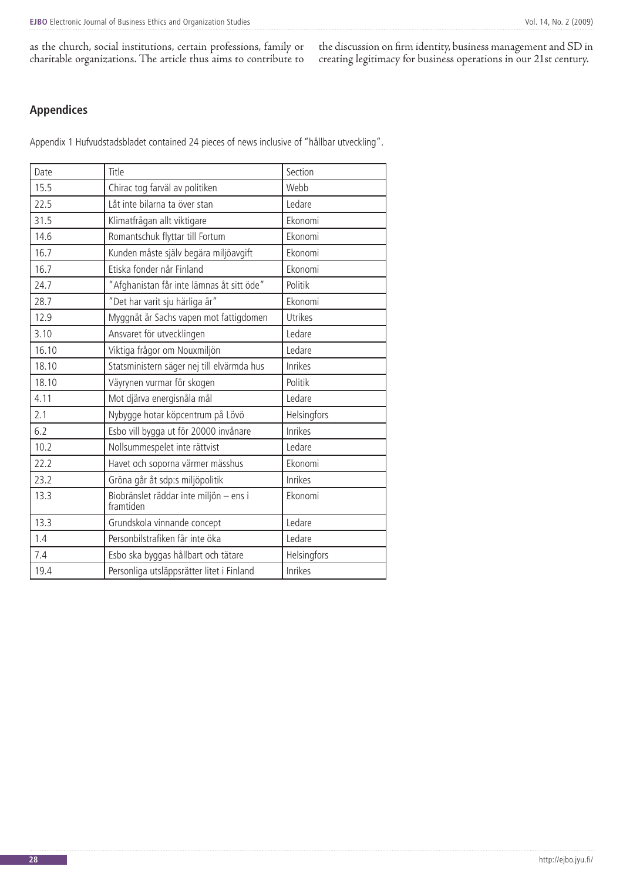as the church, social institutions, certain professions, family or charitable organizations. The article thus aims to contribute to the discussion on firm identity, business management and SD in creating legitimacy for business operations in our 21st century.

## Appendices

Appendix 1 Hufvudstadsbladet contained 24 pieces of news inclusive of "hållbar utveckling".

| Date | Title | Section |
|---|---|---|
| 15.5 | Chirac tog farväl av politiken | Webb |
| 22.5 | Låt inte bilarna ta över stan | Ledare |
| 31.5 | Klimatfrågan allt viktigare | Ekonomi |
| 14.6 | Romantschuk flyttar till Fortum | Ekonomi |
| 16.7 | Kunden måste själv begära miljöavgift | Ekonomi |
| 16.7 | Etiska fonder når Finland | Ekonomi |
| 24.7 | "Afghanistan får inte lämnas åt sitt öde" | Politik |
| 28.7 | "Det har varit sju härliga år" | Ekonomi |
| 12.9 | Myggnät är Sachs vapen mot fattigdomen | Utrikes |
| 3.10 | Ansvaret för utvecklingen | Ledare |
| 16.10 | Viktiga frågor om Nouxmiljön | Ledare |
| 18.10 | Statsministern säger nej till elvärmda hus | Inrikes |
| 18.10 | Väyrynen vurmar för skogen | Politik |
| 4.11 | Mot djärva energisnåla mål | Ledare |
| 2.1 | Nybygge hotar köpcentrum på Lövö | Helsingfors |
| 6.2 | Esbo vill bygga ut för 20000 invånare | Inrikes |
| 10.2 | Nollsummespelet inte rättvist | Ledare |
| 22.2 | Havet och soporna värmer mässhus | Ekonomi |
| 23.2 | Gröna går åt sdp:s miljöpolitik | Inrikes |
| 13.3 | Biobränslet räddar inte miljön – ens i framtiden | Ekonomi |
| 13.3 | Grundskola vinnande concept | Ledare |
| 1.4 | Personbilstrafiken får inte öka | Ledare |
| 7.4 | Esbo ska byggas hållbart och tätare | Helsingfors |
| 19.4 | Personliga utsläppsrätter litet i Finland | Inrikes |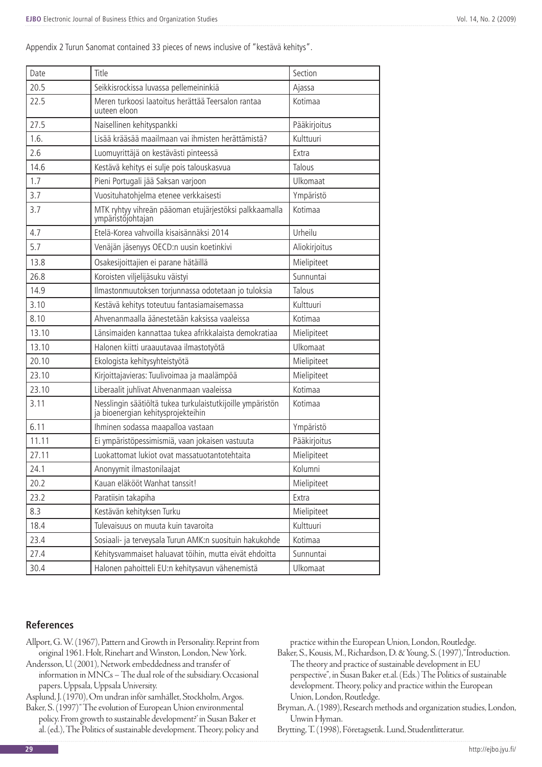Appendix 2 Turun Sanomat contained 33 pieces of news inclusive of "kestävä kehitys".

| Date | Title | Section |
|---|---|---|
| 20.5 | Seikkisrockissa luvassa pellemeininkiä | Ajassa |
| 22.5 | Meren turkoosi laatoitus herättää Teersalon rantaa uuteen eloon | Kotimaa |
| 27.5 | Naisellinen kehityspankki | Pääkirjoitus |
| 1.6. | Lisää krääsää maailmaan vai ihmisten herättämistä? | Kulttuuri |
| 2.6 | Luomuyrittäjä on kestävästi pinteessä | Extra |
| 14.6 | Kestävä kehitys ei sulje pois talouskasvua | Talous |
| 1.7 | Pieni Portugali jää Saksan varjoon | Ulkomaat |
| 3.7 | Vuosituhatohjelma etenee verkkaisesti | Ympäristö |
| 3.7 | MTK ryhtyy vihreän pääoman etujärjestöksi palkkaamalla ympäristöjohtajan | Kotimaa |
| 4.7 | Etelä-Korea vahvoilla kisaisännäksi 2014 | Urheilu |
| 5.7 | Venäjän jäsenyys OECD:n uusin koetinkivi | Aliokirjoitus |
| 13.8 | Osakesijoittajien ei parane hätäillä | Mielipiteet |
| 26.8 | Koroisten viljelijäsuku väistyi | Sunnuntai |
| 14.9 | Ilmastonmuutoksen torjunnassa odotetaan jo tuloksia | Talous |
| 3.10 | Kestävä kehitys toteutuu fantasiamaisemassa | Kulttuuri |
| 8.10 | Ahvenanmaalla äänestetään kaksissa vaaleissa | Kotimaa |
| 13.10 | Länsimaiden kannattaa tukea afrikkalaista demokratiaa | Mielipiteet |
| 13.10 | Halonen kiitti uraauutavaa ilmastotyötä | Ulkomaat |
| 20.10 | Ekologista kehitysyhteistyötä | Mielipiteet |
| 23.10 | Kirjoittajavieras: Tuulivoimaa ja maalämpöä | Mielipiteet |
| 23.10 | Liberaalit juhlivat Ahvenanmaan vaaleissa | Kotimaa |
| 3.11 | Nesslingin säätiöltä tukea turkulaistutkijoille ympäristön ja bioenergian kehitysprojekteihin | Kotimaa |
| 6.11 | Ihminen sodassa maapalloa vastaan | Ympäristö |
| 11.11 | Ei ympäristöpessimismiä, vaan jokaisen vastuuta | Pääkirjoitus |
| 27.11 | Luokattomat lukiot ovat massatuotantotehtaita | Mielipiteet |
| 24.1 | Anonyymit ilmastonilaajat | Kolumni |
| 20.2 | Kauan eläkööt Wanhat tanssit! | Mielipiteet |
| 23.2 | Paratiisin takapiha | Extra |
| 8.3 | Kestävän kehityksen Turku | Mielipiteet |
| 18.4 | Tulevaisuus on muuta kuin tavaroita | Kulttuuri |
| 23.4 | Sosiaali- ja terveysala Turun AMK:n suosituin hakukohde | Kotimaa |
| 27.4 | Kehitysvammaiset haluavat töihin, mutta eivät ehdoitta | Sunnuntai |
| 30.4 | Halonen pahoitteli EU:n kehitysavun vähenemistä | Ulkomaat |

## References

Allport, G. W. (1967), Pattern and Growth in Personality. Reprint from original 1961. Holt, Rinehart and Winston, London, New York.

Andersson, U. (2001), Network embeddedness and transfer of information in MNCs – The dual role of the subsidiary. Occasional papers. Uppsala, Uppsala University.

Asplund, J. (1970), Om undran inför samhället, Stockholm, Argos.

Baker, S. (1997) "The evolution of European Union environmental policy. From growth to sustainable development?' in Susan Baker et al. (ed.), The Politics of sustainable development. Theory, policy and practice within the European Union, London, Routledge.

Baker, S., Kousis, M., Richardson, D. & Young, S. (1997), "Introduction. The theory and practice of sustainable development in EU perspective", in Susan Baker et.al. (Eds.) The Politics of sustainable development. Theory, policy and practice within the European Union, London, Routledge.

Bryman, A. (1989), Research methods and organization studies, London, Unwin Hyman.

Brytting, T. (1998), Företagsetik. Lund, Studentlitteratur.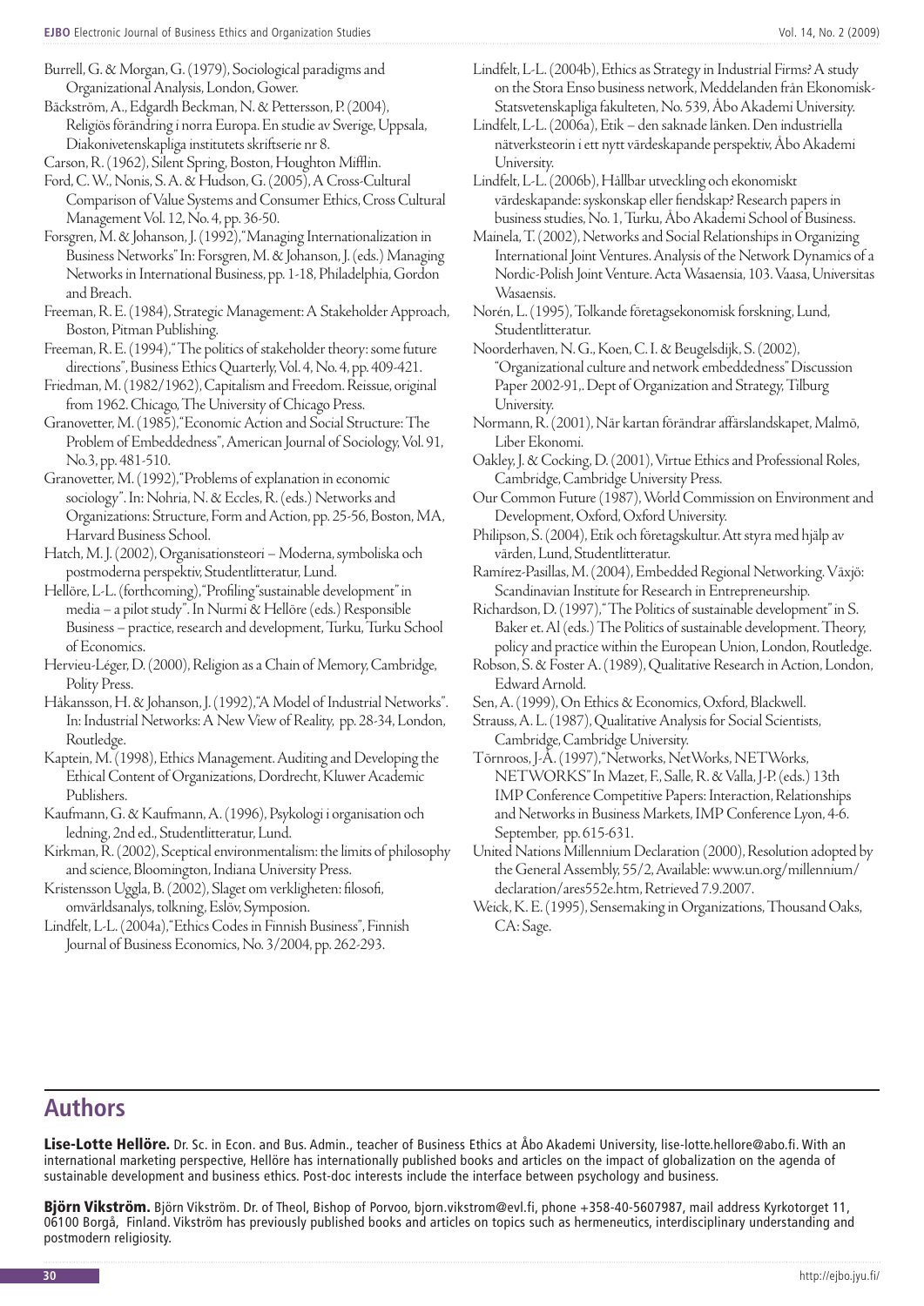Burrell, G. & Morgan, G. (1979), Sociological paradigms and Organizational Analysis, London, Gower.

Bäckström, A., Edgardh Beckman, N. & Pettersson, P. (2004), Religiös förändring i norra Europa. En studie av Sverige, Uppsala, Diakonivetenskapliga institutets skriftserie nr 8.

Carson, R. (1962), Silent Spring, Boston, Houghton Mifflin.

Ford, C. W., Nonis, S. A. & Hudson, G. (2005), A Cross-Cultural Comparison of Value Systems and Consumer Ethics, Cross Cultural Management Vol. 12, No. 4, pp. 36-50.

Forsgren, M. & Johanson, J. (1992), "Managing Internationalization in Business Networks" In: Forsgren, M. & Johanson, J. (eds.) Managing Networks in International Business, pp. 1-18, Philadelphia, Gordon and Breach.

Freeman, R. E. (1984), Strategic Management: A Stakeholder Approach, Boston, Pitman Publishing.

Freeman, R. E. (1994), "The politics of stakeholder theory: some future directions", Business Ethics Quarterly, Vol. 4, No. 4, pp. 409-421.

Friedman, M. (1982/1962), Capitalism and Freedom. Reissue, original from 1962. Chicago, The University of Chicago Press.

Granovetter, M. (1985), "Economic Action and Social Structure: The Problem of Embeddedness", American Journal of Sociology, Vol. 91, No.3, pp. 481-510.

Granovetter, M. (1992), "Problems of explanation in economic sociology". In: Nohria, N. & Eccles, R. (eds.) Networks and Organizations: Structure, Form and Action, pp. 25-56, Boston, MA, Harvard Business School.

Hatch, M. J. (2002), Organisationsteori – Moderna, symboliska och postmoderna perspektiv, Studentlitteratur, Lund.

Hellöre, L-L. (forthcoming), "Profiling "sustainable development" in media – a pilot study". In Nurmi & Hellöre (eds.) Responsible Business – practice, research and development, Turku, Turku School of Economics.

Hervieu-Léger, D. (2000), Religion as a Chain of Memory, Cambridge, Polity Press.

Håkansson, H. & Johanson, J. (1992), "A Model of Industrial Networks". In: Industrial Networks: A New View of Reality, pp. 28-34, London, Routledge.

Kaptein, M. (1998), Ethics Management. Auditing and Developing the Ethical Content of Organizations, Dordrecht, Kluwer Academic Publishers.

Kaufmann, G. & Kaufmann, A. (1996), Psykologi i organisation och ledning, 2nd ed., Studentlitteratur, Lund.

Kirkman, R. (2002), Sceptical environmentalism: the limits of philosophy and science, Bloomington, Indiana University Press.

Kristensson Uggla, B. (2002), Slaget om verkligheten: filosofi, omvärldsanalys, tolkning, Eslöv, Symposion.

Lindfelt, L-L. (2004a), "Ethics Codes in Finnish Business", Finnish Journal of Business Economics, No. 3/2004, pp. 262-293.

Lindfelt, L-L. (2004b), Ethics as Strategy in Industrial Firms? A study on the Stora Enso business network, Meddelanden från Ekonomisk-Statsvetenskapliga fakulteten, No. 539, Åbo Akademi University.

Lindfelt, L-L. (2006a), Etik – den saknade länken. Den industriella nätverksteorin i ett nytt värdeskapande perspektiv, Åbo Akademi University.

Lindfelt, L-L. (2006b), Hållbar utveckling och ekonomiskt värdeskapande: syskonskap eller fiendskap? Research papers in business studies, No. 1, Turku, Åbo Akademi School of Business.

Mainela, T. (2002), Networks and Social Relationships in Organizing International Joint Ventures. Analysis of the Network Dynamics of a Nordic-Polish Joint Venture. Acta Wasaensia, 103. Vaasa, Universitas Wasaensis.

Norén, L. (1995), Tolkande företagsekonomisk forskning, Lund, Studentlitteratur.

Noorderhaven, N. G., Koen, C. I. & Beugelsdijk, S. (2002), "Organizational culture and network embeddedness" Discussion Paper 2002-91,. Dept of Organization and Strategy, Tilburg University.

Normann, R. (2001), När kartan förändrar affärslandskapet, Malmö, Liber Ekonomi.

Oakley, J. & Cocking, D. (2001), Virtue Ethics and Professional Roles, Cambridge, Cambridge University Press.

Our Common Future (1987), World Commission on Environment and Development, Oxford, Oxford University.

Philipson, S. (2004), Etik och företagskultur. Att styra med hjälp av värden, Lund, Studentlitteratur.

Ramírez-Pasillas, M. (2004), Embedded Regional Networking. Växjö: Scandinavian Institute for Research in Entrepreneurship.

Richardson, D. (1997), "The Politics of sustainable development" in S. Baker et. Al (eds.) The Politics of sustainable development. Theory, policy and practice within the European Union, London, Routledge.

Robson, S. & Foster A. (1989), Qualitative Research in Action, London, Edward Arnold.

Sen, A. (1999), On Ethics & Economics, Oxford, Blackwell.

Strauss, A. L. (1987), Qualitative Analysis for Social Scientists, Cambridge, Cambridge University.

Törnroos, J-Å. (1997), "Networks, NetWorks, NETWorks, NETWORKS" In Mazet, F., Salle, R. & Valla, J-P. (eds.) 13th IMP Conference Competitive Papers: Interaction, Relationships and Networks in Business Markets, IMP Conference Lyon, 4-6. September, pp. 615-631.

United Nations Millennium Declaration (2000), Resolution adopted by the General Assembly, 55/2, Available: www.un.org/millennium/declaration/ares552e.htm, Retrieved 7.9.2007.

Weick, K. E. (1995), Sensemaking in Organizations, Thousand Oaks, CA: Sage.

## Authors

**Lise-Lotte Hellöre.** Dr. Sc. in Econ. and Bus. Admin., teacher of Business Ethics at Åbo Akademi University, lise-lotte.hellore@abo.fi. With an international marketing perspective, Hellöre has internationally published books and articles on the impact of globalization on the agenda of sustainable development and business ethics. Post-doc interests include the interface between psychology and business.

**Björn Vikström.** Björn Vikström. Dr. of Theol, Bishop of Porvoo, bjorn.vikstrom@evl.fi, phone +358-40-5607987, mail address Kyrkotorget 11, 06100 Borgå, Finland. Vikström has previously published books and articles on topics such as hermeneutics, interdisciplinary understanding and postmodern religiosity.